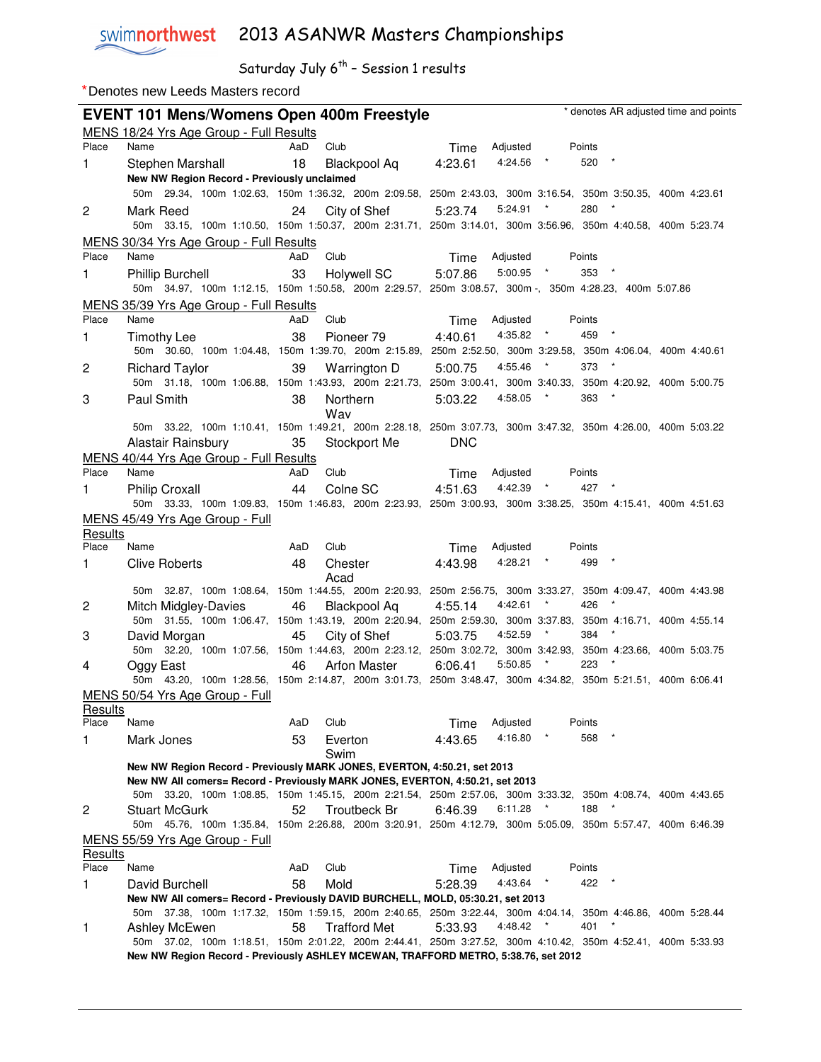swimnorthwest 2013 ASANWR Masters Championships

Saturday July 6th – Session 1 results

*Denotes new Leeds Masters record

## EVENT 101 Mens/Womens Open 400m Freestyle

\* denotes AR adjusted time and points

### MENS 18/24 Yrs Age Group - Full Results

| Place | Name | AaD | Club | Time | Adjusted | Points |
|---|---|---|---|---|---|---|
| 1 | Stephen Marshall | 18 | Blackpool Aq | 4:23.61 | 4:24.56 * | 520 * |

**New NW Region Record - Previously unclaimed**

50m 29.34, 100m 1:02.63, 150m 1:36.32, 200m 2:09.58, 250m 2:43.03, 300m 3:16.54, 350m 3:50.35, 400m 4:23.61

| Place | Name | AaD | Club | Time | Adjusted | Points |
|---|---|---|---|---|---|---|
| 2 | Mark Reed | 24 | City of Shef | 5:23.74 | 5:24.91 * | 280 * |

50m 33.15, 100m 1:10.50, 150m 1:50.37, 200m 2:31.71, 250m 3:14.01, 300m 3:56.96, 350m 4:40.58, 400m 5:23.74

### MENS 30/34 Yrs Age Group - Full Results

| Place | Name | AaD | Club | Time | Adjusted | Points |
|---|---|---|---|---|---|---|
| 1 | Phillip Burchell | 33 | Holywell SC | 5:07.86 | 5:00.95 * | 353 * |

50m 34.97, 100m 1:12.15, 150m 1:50.58, 200m 2:29.57, 250m 3:08.57, 300m -, 350m 4:28.23, 400m 5:07.86

### MENS 35/39 Yrs Age Group - Full Results

| Place | Name | AaD | Club | Time | Adjusted | Points |
|---|---|---|---|---|---|---|
| 1 | Timothy Lee | 38 | Pioneer 79 | 4:40.61 | 4:35.82 * | 459 * |

50m 30.60, 100m 1:04.48, 150m 1:39.70, 200m 2:15.89, 250m 2:52.50, 300m 3:29.58, 350m 4:06.04, 400m 4:40.61

| Place | Name | AaD | Club | Time | Adjusted | Points |
|---|---|---|---|---|---|---|
| 2 | Richard Taylor | 39 | Warrington D | 5:00.75 | 4:55.46 * | 373 * |

50m 31.18, 100m 1:06.88, 150m 1:43.93, 200m 2:21.73, 250m 3:00.41, 300m 3:40.33, 350m 4:20.92, 400m 5:00.75

| Place | Name | AaD | Club | Time | Adjusted | Points |
|---|---|---|---|---|---|---|
| 3 | Paul Smith | 38 | Northern Wav | 5:03.22 | 4:58.05 * | 363 * |

50m 33.22, 100m 1:10.41, 150m 1:49.21, 200m 2:28.18, 250m 3:07.73, 300m 3:47.32, 350m 4:26.00, 400m 5:03.22

| Place | Name | AaD | Club | Time | Adjusted | Points |
|---|---|---|---|---|---|---|
| | Alastair Rainsbury | 35 | Stockport Me | DNC | | |

### MENS 40/44 Yrs Age Group - Full Results

| Place | Name | AaD | Club | Time | Adjusted | Points |
|---|---|---|---|---|---|---|
| 1 | Philip Croxall | 44 | Colne SC | 4:51.63 | 4:42.39 * | 427 * |

50m 33.33, 100m 1:09.83, 150m 1:46.83, 200m 2:23.93, 250m 3:00.93, 300m 3:38.25, 350m 4:15.41, 400m 4:51.63

### MENS 45/49 Yrs Age Group - Full Results

| Place | Name | AaD | Club | Time | Adjusted | Points |
|---|---|---|---|---|---|---|
| 1 | Clive Roberts | 48 | Chester Acad | 4:43.98 | 4:28.21 * | 499 * |

50m 32.87, 100m 1:08.64, 150m 1:44.55, 200m 2:20.93, 250m 2:56.75, 300m 3:33.27, 350m 4:09.47, 400m 4:43.98

| Place | Name | AaD | Club | Time | Adjusted | Points |
|---|---|---|---|---|---|---|
| 2 | Mitch Midgley-Davies | 46 | Blackpool Aq | 4:55.14 | 4:42.61 * | 426 * |

50m 31.55, 100m 1:06.47, 150m 1:43.19, 200m 2:20.94, 250m 2:59.30, 300m 3:37.83, 350m 4:16.71, 400m 4:55.14

| Place | Name | AaD | Club | Time | Adjusted | Points |
|---|---|---|---|---|---|---|
| 3 | David Morgan | 45 | City of Shef | 5:03.75 | 4:52.59 * | 384 * |

50m 32.20, 100m 1:07.56, 150m 1:44.63, 200m 2:23.12, 250m 3:02.72, 300m 3:42.93, 350m 4:23.66, 400m 5:03.75

| Place | Name | AaD | Club | Time | Adjusted | Points |
|---|---|---|---|---|---|---|
| 4 | Oggy East | 46 | Arfon Master | 6:06.41 | 5:50.85 * | 223 * |

50m 43.20, 100m 1:28.56, 150m 2:14.87, 200m 3:01.73, 250m 3:48.47, 300m 4:34.82, 350m 5:21.51, 400m 6:06.41

### MENS 50/54 Yrs Age Group - Full Results

| Place | Name | AaD | Club | Time | Adjusted | Points |
|---|---|---|---|---|---|---|
| 1 | Mark Jones | 53 | Everton Swim | 4:43.65 | 4:16.80 * | 568 * |

**New NW Region Record - Previously MARK JONES, EVERTON, 4:50.21, set 2013**
**New NW All comers= Record - Previously MARK JONES, EVERTON, 4:50.21, set 2013**

50m 33.20, 100m 1:08.85, 150m 1:45.15, 200m 2:21.54, 250m 2:57.06, 300m 3:33.32, 350m 4:08.74, 400m 4:43.65

| Place | Name | AaD | Club | Time | Adjusted | Points |
|---|---|---|---|---|---|---|
| 2 | Stuart McGurk | 52 | Troutbeck Br | 6:46.39 | 6:11.28 * | 188 * |

50m 45.76, 100m 1:35.84, 150m 2:26.88, 200m 3:20.91, 250m 4:12.79, 300m 5:05.09, 350m 5:57.47, 400m 6:46.39

### MENS 55/59 Yrs Age Group - Full Results

| Place | Name | AaD | Club | Time | Adjusted | Points |
|---|---|---|---|---|---|---|
| 1 | David Burchell | 58 | Mold | 5:28.39 | 4:43.64 * | 422 * |

**New NW All comers= Record - Previously DAVID BURCHELL, MOLD, 05:30.21, set 2013**

50m 37.38, 100m 1:17.32, 150m 1:59.15, 200m 2:40.65, 250m 3:22.44, 300m 4:04.14, 350m 4:46.86, 400m 5:28.44

| Place | Name | AaD | Club | Time | Adjusted | Points |
|---|---|---|---|---|---|---|
| 1 | Ashley McEwen | 58 | Trafford Met | 5:33.93 | 4:48.42 * | 401 * |

50m 37.02, 100m 1:18.51, 150m 2:01.22, 200m 2:44.41, 250m 3:27.52, 300m 4:10.42, 350m 4:52.41, 400m 5:33.93

**New NW Region Record - Previously ASHLEY MCEWAN, TRAFFORD METRO, 5:38.76, set 2012**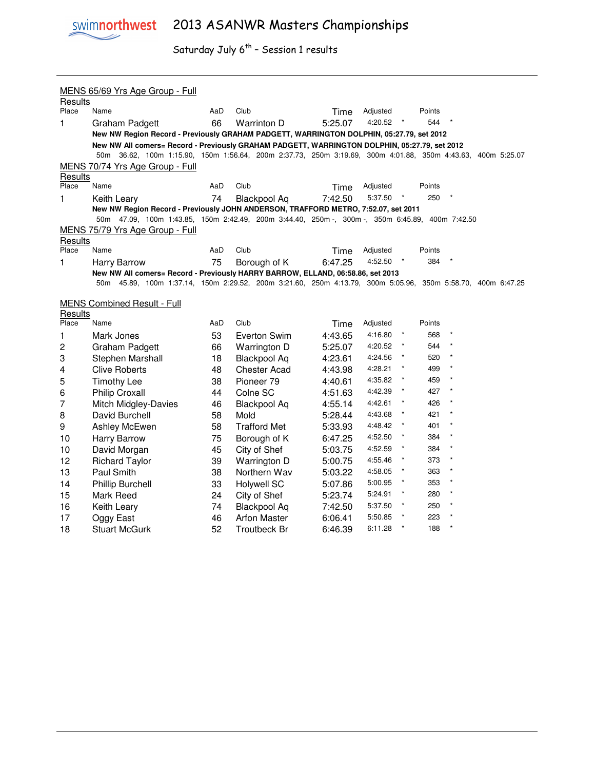# 2013 ASANWR Masters Championships

Saturday July 6th – Session 1 results

## MENS 65/69 Yrs Age Group - Full Results

| Place | Name | AaD | Club | Time | Adjusted | | Points | |
|---|---|---|---|---|---|---|---|---|
| 1 | Graham Padgett | 66 | Warrinton D | 5:25.07 | 4:20.52 | * | 544 | * |

**New NW Region Record - Previously GRAHAM PADGETT, WARRINGTON DOLPHIN, 05:27.79, set 2012**

**New NW All comers= Record - Previously GRAHAM PADGETT, WARRINGTON DOLPHIN, 05:27.79, set 2012**

50m 36.62, 100m 1:15.90, 150m 1:56.64, 200m 2:37.73, 250m 3:19.69, 300m 4:01.88, 350m 4:43.63, 400m 5:25.07

## MENS 70/74 Yrs Age Group - Full Results

| Place | Name | AaD | Club | Time | Adjusted | | Points | |
|---|---|---|---|---|---|---|---|---|
| 1 | Keith Leary | 74 | Blackpool Aq | 7:42.50 | 5:37.50 | * | 250 | * |

**New NW Region Record - Previously JOHN ANDERSON, TRAFFORD METRO, 7:52.07, set 2011**

50m 47.09, 100m 1:43.85, 150m 2:42.49, 200m 3:44.40, 250m -, 300m -, 350m 6:45.89, 400m 7:42.50

## MENS 75/79 Yrs Age Group - Full Results

| Place | Name | AaD | Club | Time | Adjusted | | Points | |
|---|---|---|---|---|---|---|---|---|
| 1 | Harry Barrow | 75 | Borough of K | 6:47.25 | 4:52.50 | * | 384 | * |

**New NW All comers= Record - Previously HARRY BARROW, ELLAND, 06:58.86, set 2013**

50m 45.89, 100m 1:37.14, 150m 2:29.52, 200m 3:21.60, 250m 4:13.79, 300m 5:05.96, 350m 5:58.70, 400m 6:47.25

## MENS Combined Result - Full Results

| Place | Name | AaD | Club | Time | Adjusted | | Points | |
|---|---|---|---|---|---|---|---|---|
| 1 | Mark Jones | 53 | Everton Swim | 4:43.65 | 4:16.80 | * | 568 | * |
| 2 | Graham Padgett | 66 | Warrington D | 5:25.07 | 4:20.52 | * | 544 | * |
| 3 | Stephen Marshall | 18 | Blackpool Aq | 4:23.61 | 4:24.56 | * | 520 | * |
| 4 | Clive Roberts | 48 | Chester Acad | 4:43.98 | 4:28.21 | * | 499 | * |
| 5 | Timothy Lee | 38 | Pioneer 79 | 4:40.61 | 4:35.82 | * | 459 | * |
| 6 | Philip Croxall | 44 | Colne SC | 4:51.63 | 4:42.39 | * | 427 | * |
| 7 | Mitch Midgley-Davies | 46 | Blackpool Aq | 4:55.14 | 4:42.61 | * | 426 | * |
| 8 | David Burchell | 58 | Mold | 5:28.44 | 4:43.68 | * | 421 | * |
| 9 | Ashley McEwen | 58 | Trafford Met | 5:33.93 | 4:48.42 | * | 401 | * |
| 10 | Harry Barrow | 75 | Borough of K | 6:47.25 | 4:52.50 | * | 384 | * |
| 10 | David Morgan | 45 | City of Shef | 5:03.75 | 4:52.59 | * | 384 | * |
| 12 | Richard Taylor | 39 | Warrington D | 5:00.75 | 4:55.46 | * | 373 | * |
| 13 | Paul Smith | 38 | Northern Wav | 5:03.22 | 4:58.05 | * | 363 | * |
| 14 | Phillip Burchell | 33 | Holywell SC | 5:07.86 | 5:00.95 | * | 353 | * |
| 15 | Mark Reed | 24 | City of Shef | 5:23.74 | 5:24.91 | * | 280 | * |
| 16 | Keith Leary | 74 | Blackpool Aq | 7:42.50 | 5:37.50 | * | 250 | * |
| 17 | Oggy East | 46 | Arfon Master | 6:06.41 | 5:50.85 | * | 223 | * |
| 18 | Stuart McGurk | 52 | Troutbeck Br | 6:46.39 | 6:11.28 | * | 188 | * |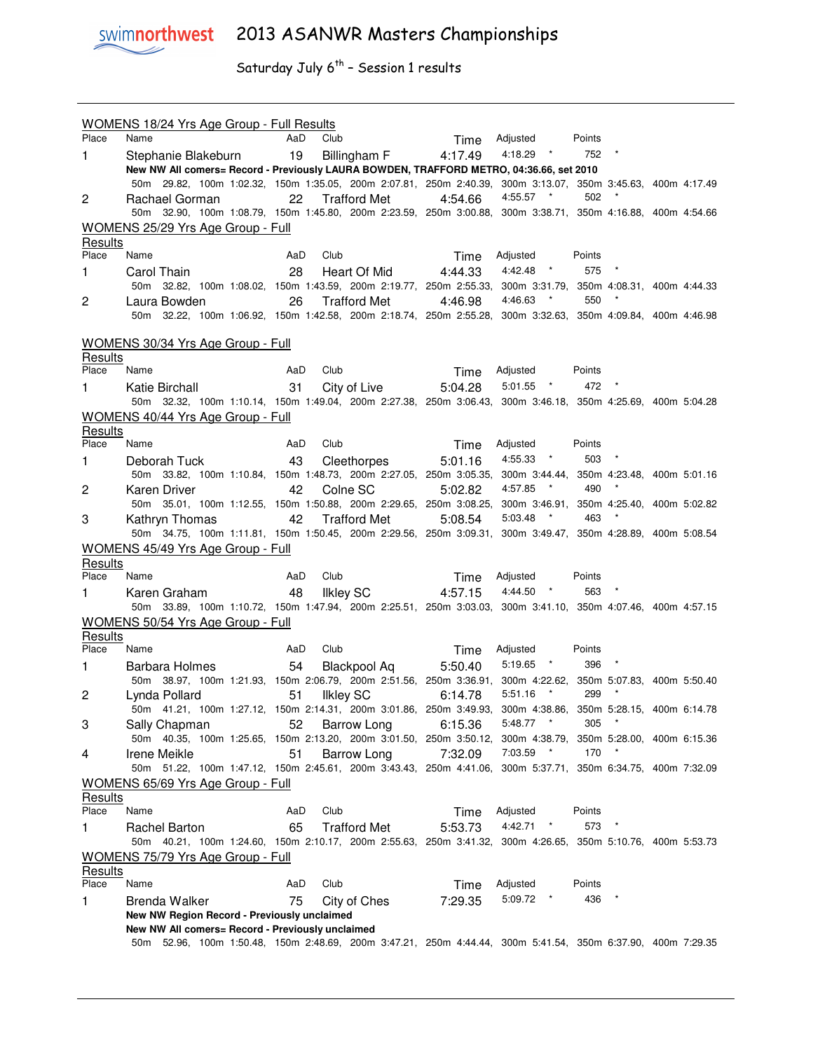# 2013 ASANWR Masters Championships

Saturday July 6th – Session 1 results

## WOMENS 18/24 Yrs Age Group - Full Results

| Place | Name | AaD | Club | Time | Adjusted | | Points | |
|---|---|---|---|---|---|---|---|---|
| 1 | Stephanie Blakeburn | 19 | Billingham F | 4:17.49 | 4:18.29 | * | 752 | * |

**New NW All comers= Record - Previously LAURA BOWDEN, TRAFFORD METRO, 04:36.66, set 2010**

50m 29.82, 100m 1:02.32, 150m 1:35.05, 200m 2:07.81, 250m 2:40.39, 300m 3:13.07, 350m 3:45.63, 400m 4:17.49

| Place | Name | AaD | Club | Time | Adjusted | | Points | |
|---|---|---|---|---|---|---|---|---|
| 2 | Rachael Gorman | 22 | Trafford Met | 4:54.66 | 4:55.57 | * | 502 | * |

50m 32.90, 100m 1:08.79, 150m 1:45.80, 200m 2:23.59, 250m 3:00.88, 300m 3:38.71, 350m 4:16.88, 400m 4:54.66

## WOMENS 25/29 Yrs Age Group - Full Results

| Place | Name | AaD | Club | Time | Adjusted | | Points | |
|---|---|---|---|---|---|---|---|---|
| 1 | Carol Thain | 28 | Heart Of Mid | 4:44.33 | 4:42.48 | * | 575 | * |

50m 32.82, 100m 1:08.02, 150m 1:43.59, 200m 2:19.77, 250m 2:55.33, 300m 3:31.79, 350m 4:08.31, 400m 4:44.33

| Place | Name | AaD | Club | Time | Adjusted | | Points | |
|---|---|---|---|---|---|---|---|---|
| 2 | Laura Bowden | 26 | Trafford Met | 4:46.98 | 4:46.63 | * | 550 | * |

50m 32.22, 100m 1:06.92, 150m 1:42.58, 200m 2:18.74, 250m 2:55.28, 300m 3:32.63, 350m 4:09.84, 400m 4:46.98

## WOMENS 30/34 Yrs Age Group - Full Results

| Place | Name | AaD | Club | Time | Adjusted | | Points | |
|---|---|---|---|---|---|---|---|---|
| 1 | Katie Birchall | 31 | City of Live | 5:04.28 | 5:01.55 | * | 472 | * |

50m 32.32, 100m 1:10.14, 150m 1:49.04, 200m 2:27.38, 250m 3:06.43, 300m 3:46.18, 350m 4:25.69, 400m 5:04.28

## WOMENS 40/44 Yrs Age Group - Full Results

| Place | Name | AaD | Club | Time | Adjusted | | Points | |
|---|---|---|---|---|---|---|---|---|
| 1 | Deborah Tuck | 43 | Cleethorpes | 5:01.16 | 4:55.33 | * | 503 | * |

50m 33.82, 100m 1:10.84, 150m 1:48.73, 200m 2:27.05, 250m 3:05.35, 300m 3:44.44, 350m 4:23.48, 400m 5:01.16

| Place | Name | AaD | Club | Time | Adjusted | | Points | |
|---|---|---|---|---|---|---|---|---|
| 2 | Karen Driver | 42 | Colne SC | 5:02.82 | 4:57.85 | * | 490 | * |

50m 35.01, 100m 1:12.55, 150m 1:50.88, 200m 2:29.65, 250m 3:08.25, 300m 3:46.91, 350m 4:25.40, 400m 5:02.82

| Place | Name | AaD | Club | Time | Adjusted | | Points | |
|---|---|---|---|---|---|---|---|---|
| 3 | Kathryn Thomas | 42 | Trafford Met | 5:08.54 | 5:03.48 | * | 463 | * |

50m 34.75, 100m 1:11.81, 150m 1:50.45, 200m 2:29.56, 250m 3:09.31, 300m 3:49.47, 350m 4:28.89, 400m 5:08.54

## WOMENS 45/49 Yrs Age Group - Full Results

| Place | Name | AaD | Club | Time | Adjusted | | Points | |
|---|---|---|---|---|---|---|---|---|
| 1 | Karen Graham | 48 | Ilkley SC | 4:57.15 | 4:44.50 | * | 563 | * |

50m 33.89, 100m 1:10.72, 150m 1:47.94, 200m 2:25.51, 250m 3:03.03, 300m 3:41.10, 350m 4:07.46, 400m 4:57.15

## WOMENS 50/54 Yrs Age Group - Full Results

| Place | Name | AaD | Club | Time | Adjusted | | Points | |
|---|---|---|---|---|---|---|---|---|
| 1 | Barbara Holmes | 54 | Blackpool Aq | 5:50.40 | 5:19.65 | * | 396 | * |

50m 38.97, 100m 1:21.93, 150m 2:06.79, 200m 2:51.56, 250m 3:36.91, 300m 4:22.62, 350m 5:07.83, 400m 5:50.40

| Place | Name | AaD | Club | Time | Adjusted | | Points | |
|---|---|---|---|---|---|---|---|---|
| 2 | Lynda Pollard | 51 | Ilkley SC | 6:14.78 | 5:51.16 | * | 299 | * |

50m 41.21, 100m 1:27.12, 150m 2:14.31, 200m 3:01.86, 250m 3:49.93, 300m 4:38.86, 350m 5:28.15, 400m 6:14.78

| Place | Name | AaD | Club | Time | Adjusted | | Points | |
|---|---|---|---|---|---|---|---|---|
| 3 | Sally Chapman | 52 | Barrow Long | 6:15.36 | 5:48.77 | * | 305 | * |

50m 40.35, 100m 1:25.65, 150m 2:13.20, 200m 3:01.50, 250m 3:50.12, 300m 4:38.79, 350m 5:28.00, 400m 6:15.36

| Place | Name | AaD | Club | Time | Adjusted | | Points | |
|---|---|---|---|---|---|---|---|---|
| 4 | Irene Meikle | 51 | Barrow Long | 7:32.09 | 7:03.59 | * | 170 | * |

50m 51.22, 100m 1:47.12, 150m 2:45.61, 200m 3:43.43, 250m 4:41.06, 300m 5:37.71, 350m 6:34.75, 400m 7:32.09

## WOMENS 65/69 Yrs Age Group - Full Results

| Place | Name | AaD | Club | Time | Adjusted | | Points | |
|---|---|---|---|---|---|---|---|---|
| 1 | Rachel Barton | 65 | Trafford Met | 5:53.73 | 4:42.71 | * | 573 | * |

50m 40.21, 100m 1:24.60, 150m 2:10.17, 200m 2:55.63, 250m 3:41.32, 300m 4:26.65, 350m 5:10.76, 400m 5:53.73

## WOMENS 75/79 Yrs Age Group - Full Results

| Place | Name | AaD | Club | Time | Adjusted | | Points | |
|---|---|---|---|---|---|---|---|---|
| 1 | Brenda Walker | 75 | City of Ches | 7:29.35 | 5:09.72 | * | 436 | * |

**New NW Region Record - Previously unclaimed**

**New NW All comers= Record - Previously unclaimed**

50m 52.96, 100m 1:50.48, 150m 2:48.69, 200m 3:47.21, 250m 4:44.44, 300m 5:41.54, 350m 6:37.90, 400m 7:29.35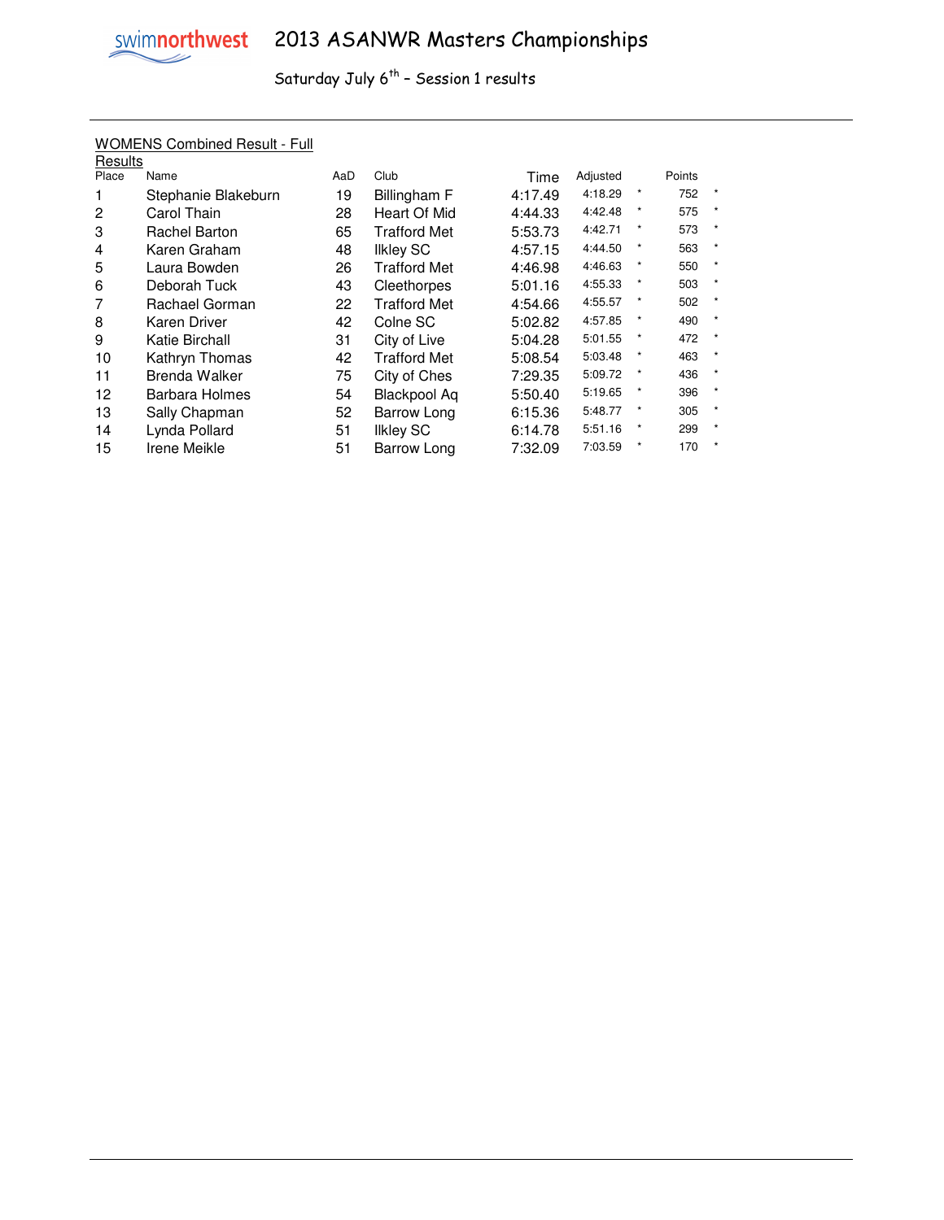# 2013 ASANWR Masters Championships

Saturday July 6th – Session 1 results

WOMENS Combined Result - Full Results

| Place | Name | AaD | Club | Time | Adjusted | | Points | |
|---|---|---|---|---|---|---|---|---|
| 1 | Stephanie Blakeburn | 19 | Billingham F | 4:17.49 | 4:18.29 | * | 752 | * |
| 2 | Carol Thain | 28 | Heart Of Mid | 4:44.33 | 4:42.48 | * | 575 | * |
| 3 | Rachel Barton | 65 | Trafford Met | 5:53.73 | 4:42.71 | * | 573 | * |
| 4 | Karen Graham | 48 | Ilkley SC | 4:57.15 | 4:44.50 | * | 563 | * |
| 5 | Laura Bowden | 26 | Trafford Met | 4:46.98 | 4:46.63 | * | 550 | * |
| 6 | Deborah Tuck | 43 | Cleethorpes | 5:01.16 | 4:55.33 | * | 503 | * |
| 7 | Rachael Gorman | 22 | Trafford Met | 4:54.66 | 4:55.57 | * | 502 | * |
| 8 | Karen Driver | 42 | Colne SC | 5:02.82 | 4:57.85 | * | 490 | * |
| 9 | Katie Birchall | 31 | City of Live | 5:04.28 | 5:01.55 | * | 472 | * |
| 10 | Kathryn Thomas | 42 | Trafford Met | 5:08.54 | 5:03.48 | * | 463 | * |
| 11 | Brenda Walker | 75 | City of Ches | 7:29.35 | 5:09.72 | * | 436 | * |
| 12 | Barbara Holmes | 54 | Blackpool Aq | 5:50.40 | 5:19.65 | * | 396 | * |
| 13 | Sally Chapman | 52 | Barrow Long | 6:15.36 | 5:48.77 | * | 305 | * |
| 14 | Lynda Pollard | 51 | Ilkley SC | 6:14.78 | 5:51.16 | * | 299 | * |
| 15 | Irene Meikle | 51 | Barrow Long | 7:32.09 | 7:03.59 | * | 170 | * |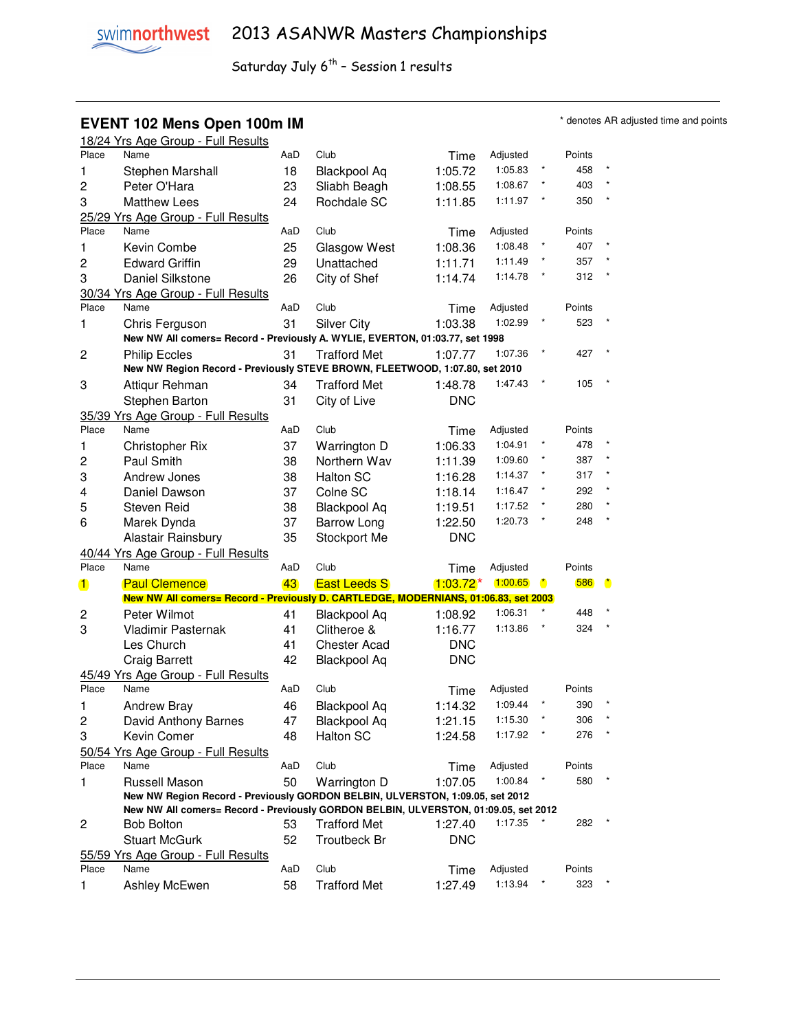# 2013 ASANWR Masters Championships

Saturday July 6th – Session 1 results

## EVENT 102 Mens Open 100m IM

\* denotes AR adjusted time and points

### 18/24 Yrs Age Group - Full Results

| Place | Name | AaD | Club | Time | Adjusted | | Points | |
|---|---|---|---|---|---|---|---|---|
| 1 | Stephen Marshall | 18 | Blackpool Aq | 1:05.72 | 1:05.83 | * | 458 | * |
| 2 | Peter O'Hara | 23 | Sliabh Beagh | 1:08.55 | 1:08.67 | * | 403 | * |
| 3 | Matthew Lees | 24 | Rochdale SC | 1:11.85 | 1:11.97 | * | 350 | * |

### 25/29 Yrs Age Group - Full Results

| Place | Name | AaD | Club | Time | Adjusted | | Points | |
|---|---|---|---|---|---|---|---|---|
| 1 | Kevin Combe | 25 | Glasgow West | 1:08.36 | 1:08.48 | * | 407 | * |
| 2 | Edward Griffin | 29 | Unattached | 1:11.71 | 1:11.49 | * | 357 | * |
| 3 | Daniel Silkstone | 26 | City of Shef | 1:14.74 | 1:14.78 | * | 312 | * |

### 30/34 Yrs Age Group - Full Results

| Place | Name | AaD | Club | Time | Adjusted | | Points | |
|---|---|---|---|---|---|---|---|---|
| 1 | Chris Ferguson | 31 | Silver City | 1:03.38 | 1:02.99 | * | 523 | * |
| | **New NW All comers= Record - Previously A. WYLIE, EVERTON, 01:03.77, set 1998** | | | | | | | |
| 2 | Philip Eccles | 31 | Trafford Met | 1:07.77 | 1:07.36 | * | 427 | * |
| | **New NW Region Record - Previously STEVE BROWN, FLEETWOOD, 1:07.80, set 2010** | | | | | | | |
| 3 | Attiqur Rehman | 34 | Trafford Met | 1:48.78 | 1:47.43 | * | 105 | * |
| | Stephen Barton | 31 | City of Live | DNC | | | | |

### 35/39 Yrs Age Group - Full Results

| Place | Name | AaD | Club | Time | Adjusted | | Points | |
|---|---|---|---|---|---|---|---|---|
| 1 | Christopher Rix | 37 | Warrington D | 1:06.33 | 1:04.91 | * | 478 | * |
| 2 | Paul Smith | 38 | Northern Wav | 1:11.39 | 1:09.60 | * | 387 | * |
| 3 | Andrew Jones | 38 | Halton SC | 1:16.28 | 1:14.37 | * | 317 | * |
| 4 | Daniel Dawson | 37 | Colne SC | 1:18.14 | 1:16.47 | * | 292 | * |
| 5 | Steven Reid | 38 | Blackpool Aq | 1:19.51 | 1:17.52 | * | 280 | * |
| 6 | Marek Dynda | 37 | Barrow Long | 1:22.50 | 1:20.73 | * | 248 | * |
| | Alastair Rainsbury | 35 | Stockport Me | DNC | | | | |

### 40/44 Yrs Age Group - Full Results

| Place | Name | AaD | Club | Time | Adjusted | | Points | |
|---|---|---|---|---|---|---|---|---|
| 1 | Paul Clemence | 43 | East Leeds S | 1:03.72* | 1:00.65 | * | 586 | * |
| | **New NW All comers= Record - Previously D. CARTLEDGE, MODERNIANS, 01:06.83, set 2003** | | | | | | | |
| 2 | Peter Wilmot | 41 | Blackpool Aq | 1:08.92 | 1:06.31 | * | 448 | * |
| 3 | Vladimir Pasternak | 41 | Clitheroe & | 1:16.77 | 1:13.86 | * | 324 | * |
| | Les Church | 41 | Chester Acad | DNC | | | | |
| | Craig Barrett | 42 | Blackpool Aq | DNC | | | | |

### 45/49 Yrs Age Group - Full Results

| Place | Name | AaD | Club | Time | Adjusted | | Points | |
|---|---|---|---|---|---|---|---|---|
| 1 | Andrew Bray | 46 | Blackpool Aq | 1:14.32 | 1:09.44 | * | 390 | * |
| 2 | David Anthony Barnes | 47 | Blackpool Aq | 1:21.15 | 1:15.30 | * | 306 | * |
| 3 | Kevin Comer | 48 | Halton SC | 1:24.58 | 1:17.92 | * | 276 | * |

### 50/54 Yrs Age Group - Full Results

| Place | Name | AaD | Club | Time | Adjusted | | Points | |
|---|---|---|---|---|---|---|---|---|
| 1 | Russell Mason | 50 | Warrington D | 1:07.05 | 1:00.84 | * | 580 | * |
| | **New NW Region Record - Previously GORDON BELBIN, ULVERSTON, 1:09.05, set 2012** | | | | | | | |
| | **New NW All comers= Record - Previously GORDON BELBIN, ULVERSTON, 01:09.05, set 2012** | | | | | | | |
| 2 | Bob Bolton | 53 | Trafford Met | 1:27.40 | 1:17.35 | * | 282 | * |
| | Stuart McGurk | 52 | Troutbeck Br | DNC | | | | |

### 55/59 Yrs Age Group - Full Results

| Place | Name | AaD | Club | Time | Adjusted | | Points | |
|---|---|---|---|---|---|---|---|---|
| 1 | Ashley McEwen | 58 | Trafford Met | 1:27.49 | 1:13.94 | * | 323 | * |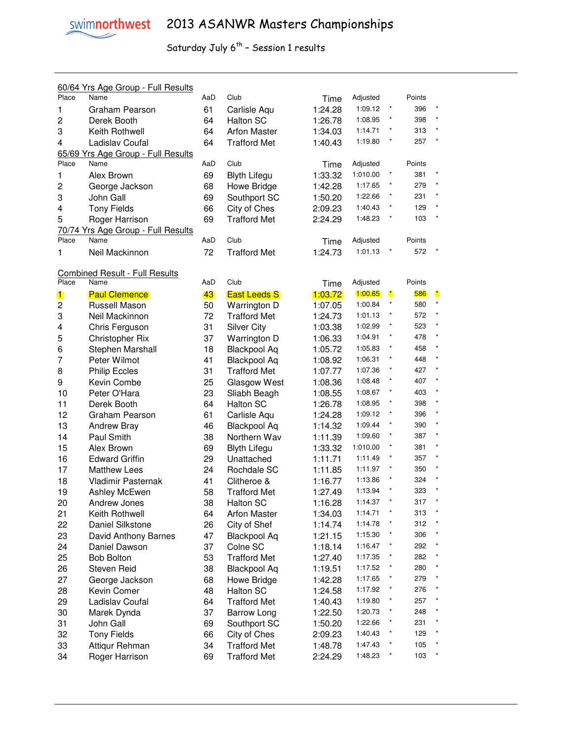# 2013 ASANWR Masters Championships

Saturday July 6th – Session 1 results

60/64 Yrs Age Group - Full Results

| Place | Name | AaD | Club | Time | Adjusted | | Points | |
|---|---|---|---|---|---|---|---|---|
| 1 | Graham Pearson | 61 | Carlisle Aqu | 1:24.28 | 1:09.12 | * | 396 | * |
| 2 | Derek Booth | 64 | Halton SC | 1:26.78 | 1:08.95 | * | 398 | * |
| 3 | Keith Rothwell | 64 | Arfon Master | 1:34.03 | 1:14.71 | * | 313 | * |
| 4 | Ladislav Coufal | 64 | Trafford Met | 1:40.43 | 1:19.80 | * | 257 | * |

65/69 Yrs Age Group - Full Results

| Place | Name | AaD | Club | Time | Adjusted | | Points | |
|---|---|---|---|---|---|---|---|---|
| 1 | Alex Brown | 69 | Blyth Lifegu | 1:33.32 | 1:010.00 | * | 381 | * |
| 2 | George Jackson | 68 | Howe Bridge | 1:42.28 | 1:17.65 | * | 279 | * |
| 3 | John Gall | 69 | Southport SC | 1:50.20 | 1:22.66 | * | 231 | * |
| 4 | Tony Fields | 66 | City of Ches | 2:09.23 | 1:40.43 | * | 129 | * |
| 5 | Roger Harrison | 69 | Trafford Met | 2:24.29 | 1:48.23 | * | 103 | * |

70/74 Yrs Age Group - Full Results

| Place | Name | AaD | Club | Time | Adjusted | | Points | |
|---|---|---|---|---|---|---|---|---|
| 1 | Neil Mackinnon | 72 | Trafford Met | 1:24.73 | 1:01.13 | * | 572 | * |

Combined Result - Full Results

| Place | Name | AaD | Club | Time | Adjusted | | Points | |
|---|---|---|---|---|---|---|---|---|
| 1 | Paul Clemence | 43 | East Leeds S | 1:03.72 | 1:00.65 | * | 586 | * |
| 2 | Russell Mason | 50 | Warrington D | 1:07.05 | 1:00.84 | * | 580 | * |
| 3 | Neil Mackinnon | 72 | Trafford Met | 1:24.73 | 1:01.13 | * | 572 | * |
| 4 | Chris Ferguson | 31 | Silver City | 1:03.38 | 1:02.99 | * | 523 | * |
| 5 | Christopher Rix | 37 | Warrington D | 1:06.33 | 1:04.91 | * | 478 | * |
| 6 | Stephen Marshall | 18 | Blackpool Aq | 1:05.72 | 1:05.83 | * | 458 | * |
| 7 | Peter Wilmot | 41 | Blackpool Aq | 1:08.92 | 1:06.31 | * | 448 | * |
| 8 | Philip Eccles | 31 | Trafford Met | 1:07.77 | 1:07.36 | * | 427 | * |
| 9 | Kevin Combe | 25 | Glasgow West | 1:08.36 | 1:08.48 | * | 407 | * |
| 10 | Peter O'Hara | 23 | Sliabh Beagh | 1:08.55 | 1:08.67 | * | 403 | * |
| 11 | Derek Booth | 64 | Halton SC | 1:26.78 | 1:08.95 | * | 398 | * |
| 12 | Graham Pearson | 61 | Carlisle Aqu | 1:24.28 | 1:09.12 | * | 396 | * |
| 13 | Andrew Bray | 46 | Blackpool Aq | 1:14.32 | 1:09.44 | * | 390 | * |
| 14 | Paul Smith | 38 | Northern Wav | 1:11.39 | 1:09.60 | * | 387 | * |
| 15 | Alex Brown | 69 | Blyth Lifegu | 1:33.32 | 1:010.00 | * | 381 | * |
| 16 | Edward Griffin | 29 | Unattached | 1:11.71 | 1:11.49 | * | 357 | * |
| 17 | Matthew Lees | 24 | Rochdale SC | 1:11.85 | 1:11.97 | * | 350 | * |
| 18 | Vladimir Pasternak | 41 | Clitheroe & | 1:16.77 | 1:13.86 | * | 324 | * |
| 19 | Ashley McEwen | 58 | Trafford Met | 1:27.49 | 1:13.94 | * | 323 | * |
| 20 | Andrew Jones | 38 | Halton SC | 1:16.28 | 1:14.37 | * | 317 | * |
| 21 | Keith Rothwell | 64 | Arfon Master | 1:34.03 | 1:14.71 | * | 313 | * |
| 22 | Daniel Silkstone | 26 | City of Shef | 1:14.74 | 1:14.78 | * | 312 | * |
| 23 | David Anthony Barnes | 47 | Blackpool Aq | 1:21.15 | 1:15.30 | * | 306 | * |
| 24 | Daniel Dawson | 37 | Colne SC | 1:18.14 | 1:16.47 | * | 292 | * |
| 25 | Bob Bolton | 53 | Trafford Met | 1:27.40 | 1:17.35 | * | 282 | * |
| 26 | Steven Reid | 38 | Blackpool Aq | 1:19.51 | 1:17.52 | * | 280 | * |
| 27 | George Jackson | 68 | Howe Bridge | 1:42.28 | 1:17.65 | * | 279 | * |
| 28 | Kevin Comer | 48 | Halton SC | 1:24.58 | 1:17.92 | * | 276 | * |
| 29 | Ladislav Coufal | 64 | Trafford Met | 1:40.43 | 1:19.80 | * | 257 | * |
| 30 | Marek Dynda | 37 | Barrow Long | 1:22.50 | 1:20.73 | * | 248 | * |
| 31 | John Gall | 69 | Southport SC | 1:50.20 | 1:22.66 | * | 231 | * |
| 32 | Tony Fields | 66 | City of Ches | 2:09.23 | 1:40.43 | * | 129 | * |
| 33 | Attiqur Rehman | 34 | Trafford Met | 1:48.78 | 1:47.43 | * | 105 | * |
| 34 | Roger Harrison | 69 | Trafford Met | 2:24.29 | 1:48.23 | * | 103 | * |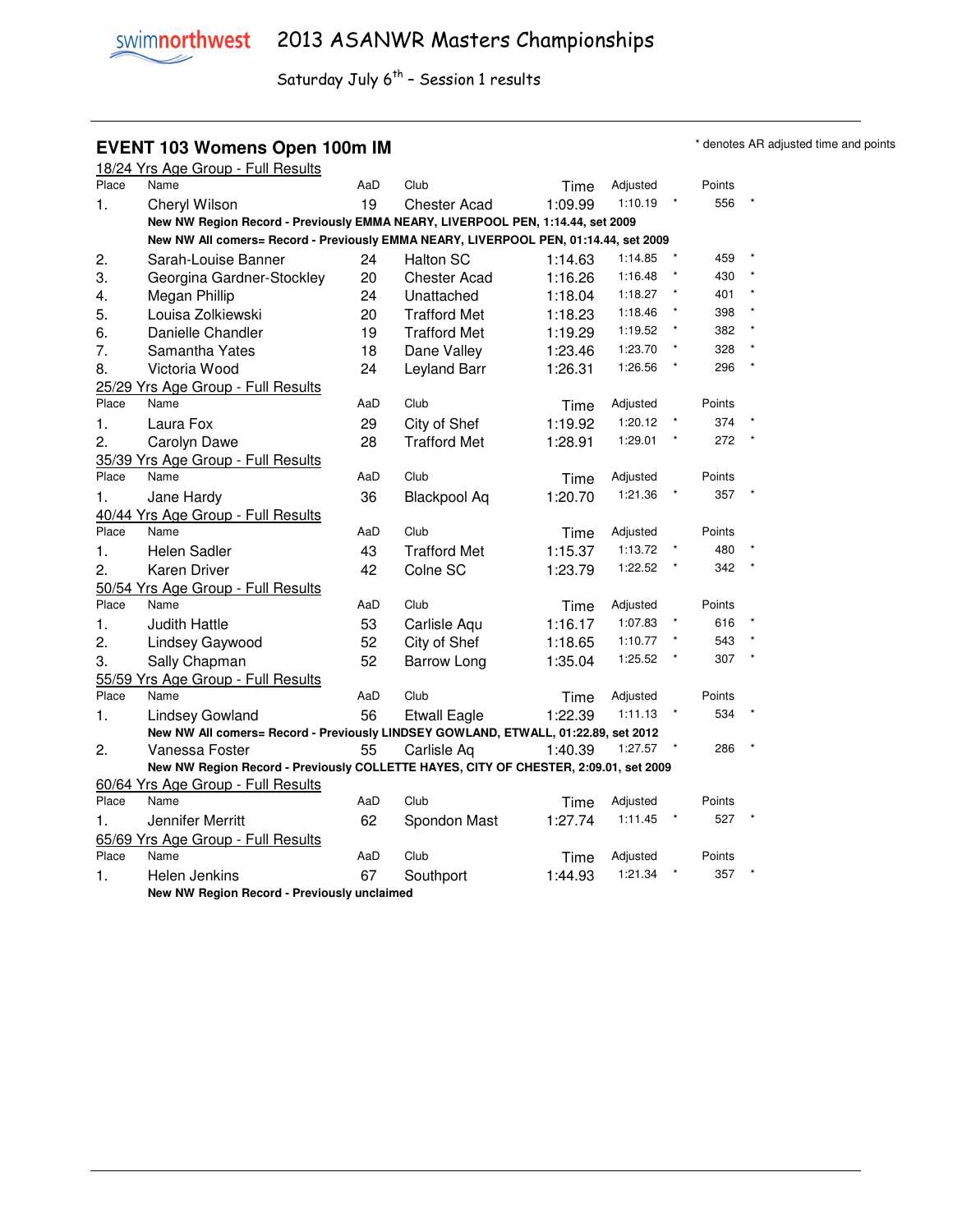# 2013 ASANWR Masters Championships

Saturday July 6th – Session 1 results

## EVENT 103 Womens Open 100m IM

\* denotes AR adjusted time and points

**18/24 Yrs Age Group - Full Results**

| Place | Name | AaD | Club | Time | Adjusted | | Points | |
|---|---|---|---|---|---|---|---|---|
| 1. | Cheryl Wilson | 19 | Chester Acad | 1:09.99 | 1:10.19 | * | 556 | * |

**New NW Region Record - Previously EMMA NEARY, LIVERPOOL PEN, 1:14.44, set 2009**

**New NW All comers= Record - Previously EMMA NEARY, LIVERPOOL PEN, 01:14.44, set 2009**

| Place | Name | AaD | Club | Time | Adjusted | | Points | |
|---|---|---|---|---|---|---|---|---|
| 2. | Sarah-Louise Banner | 24 | Halton SC | 1:14.63 | 1:14.85 | * | 459 | * |
| 3. | Georgina Gardner-Stockley | 20 | Chester Acad | 1:16.26 | 1:16.48 | * | 430 | * |
| 4. | Megan Phillip | 24 | Unattached | 1:18.04 | 1:18.27 | * | 401 | * |
| 5. | Louisa Zolkiewski | 20 | Trafford Met | 1:18.23 | 1:18.46 | * | 398 | * |
| 6. | Danielle Chandler | 19 | Trafford Met | 1:19.29 | 1:19.52 | * | 382 | * |
| 7. | Samantha Yates | 18 | Dane Valley | 1:23.46 | 1:23.70 | * | 328 | * |
| 8. | Victoria Wood | 24 | Leyland Barr | 1:26.31 | 1:26.56 | * | 296 | * |

**25/29 Yrs Age Group - Full Results**

| Place | Name | AaD | Club | Time | Adjusted | | Points | |
|---|---|---|---|---|---|---|---|---|
| 1. | Laura Fox | 29 | City of Shef | 1:19.92 | 1:20.12 | * | 374 | * |
| 2. | Carolyn Dawe | 28 | Trafford Met | 1:28.91 | 1:29.01 | * | 272 | * |

**35/39 Yrs Age Group - Full Results**

| Place | Name | AaD | Club | Time | Adjusted | | Points | |
|---|---|---|---|---|---|---|---|---|
| 1. | Jane Hardy | 36 | Blackpool Aq | 1:20.70 | 1:21.36 | * | 357 | * |

**40/44 Yrs Age Group - Full Results**

| Place | Name | AaD | Club | Time | Adjusted | | Points | |
|---|---|---|---|---|---|---|---|---|
| 1. | Helen Sadler | 43 | Trafford Met | 1:15.37 | 1:13.72 | * | 480 | * |
| 2. | Karen Driver | 42 | Colne SC | 1:23.79 | 1:22.52 | * | 342 | * |

**50/54 Yrs Age Group - Full Results**

| Place | Name | AaD | Club | Time | Adjusted | | Points | |
|---|---|---|---|---|---|---|---|---|
| 1. | Judith Hattle | 53 | Carlisle Aqu | 1:16.17 | 1:07.83 | * | 616 | * |
| 2. | Lindsey Gaywood | 52 | City of Shef | 1:18.65 | 1:10.77 | * | 543 | * |
| 3. | Sally Chapman | 52 | Barrow Long | 1:35.04 | 1:25.52 | * | 307 | * |

**55/59 Yrs Age Group - Full Results**

| Place | Name | AaD | Club | Time | Adjusted | | Points | |
|---|---|---|---|---|---|---|---|---|
| 1. | Lindsey Gowland | 56 | Etwall Eagle | 1:22.39 | 1:11.13 | * | 534 | * |

**New NW All comers= Record - Previously LINDSEY GOWLAND, ETWALL, 01:22.89, set 2012**

| Place | Name | AaD | Club | Time | Adjusted | | Points | |
|---|---|---|---|---|---|---|---|---|
| 2. | Vanessa Foster | 55 | Carlisle Aq | 1:40.39 | 1:27.57 | * | 286 | * |

**New NW Region Record - Previously COLLETTE HAYES, CITY OF CHESTER, 2:09.01, set 2009**

**60/64 Yrs Age Group - Full Results**

| Place | Name | AaD | Club | Time | Adjusted | | Points | |
|---|---|---|---|---|---|---|---|---|
| 1. | Jennifer Merritt | 62 | Spondon Mast | 1:27.74 | 1:11.45 | * | 527 | * |

**65/69 Yrs Age Group - Full Results**

| Place | Name | AaD | Club | Time | Adjusted | | Points | |
|---|---|---|---|---|---|---|---|---|
| 1. | Helen Jenkins | 67 | Southport | 1:44.93 | 1:21.34 | * | 357 | * |

**New NW Region Record - Previously unclaimed**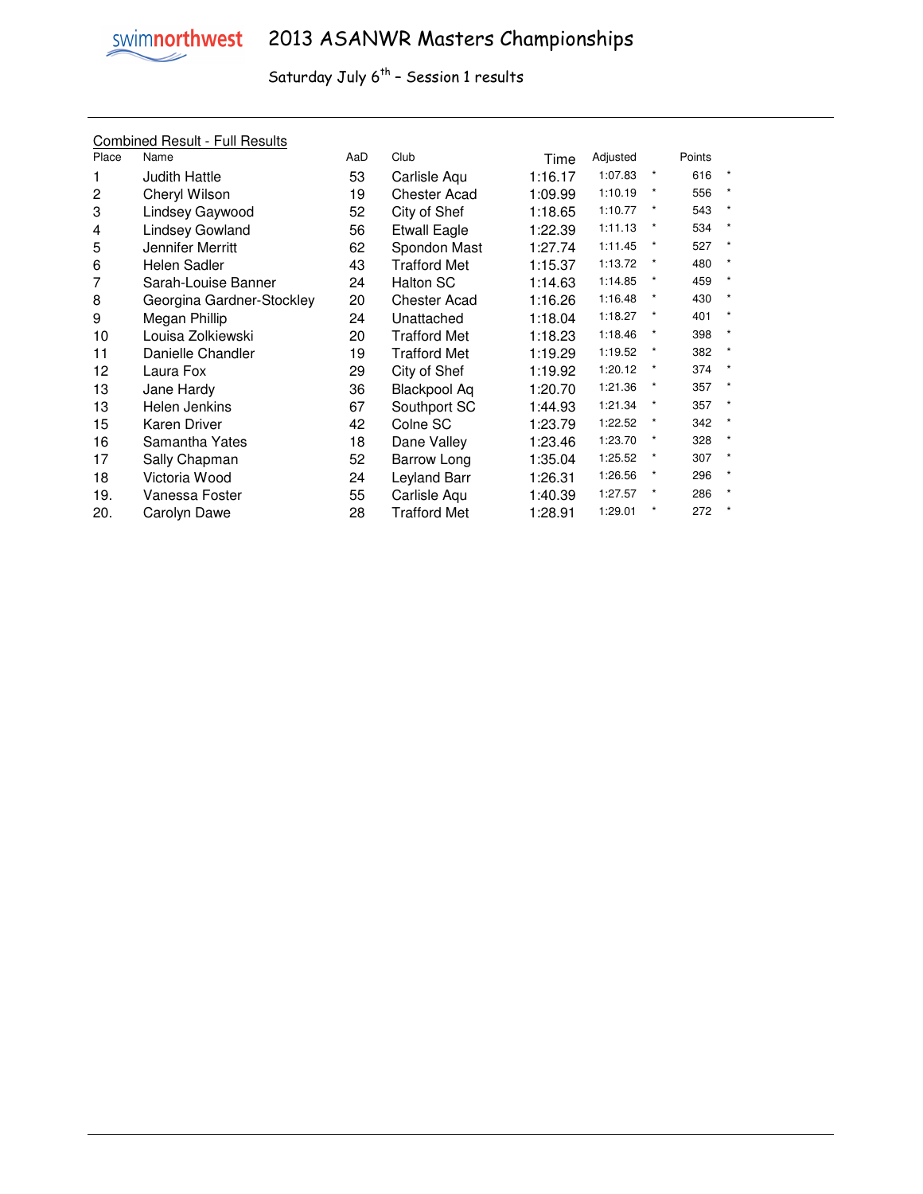swimnorthwest

# 2013 ASANWR Masters Championships

Saturday July 6th – Session 1 results

Combined Result - Full Results

| Place | Name | AaD | Club | Time | Adjusted | | Points | |
|---|---|---|---|---|---|---|---|---|
| 1 | Judith Hattle | 53 | Carlisle Aqu | 1:16.17 | 1:07.83 | * | 616 | * |
| 2 | Cheryl Wilson | 19 | Chester Acad | 1:09.99 | 1:10.19 | * | 556 | * |
| 3 | Lindsey Gaywood | 52 | City of Shef | 1:18.65 | 1:10.77 | * | 543 | * |
| 4 | Lindsey Gowland | 56 | Etwall Eagle | 1:22.39 | 1:11.13 | * | 534 | * |
| 5 | Jennifer Merritt | 62 | Spondon Mast | 1:27.74 | 1:11.45 | * | 527 | * |
| 6 | Helen Sadler | 43 | Trafford Met | 1:15.37 | 1:13.72 | * | 480 | * |
| 7 | Sarah-Louise Banner | 24 | Halton SC | 1:14.63 | 1:14.85 | * | 459 | * |
| 8 | Georgina Gardner-Stockley | 20 | Chester Acad | 1:16.26 | 1:16.48 | * | 430 | * |
| 9 | Megan Phillip | 24 | Unattached | 1:18.04 | 1:18.27 | * | 401 | * |
| 10 | Louisa Zolkiewski | 20 | Trafford Met | 1:18.23 | 1:18.46 | * | 398 | * |
| 11 | Danielle Chandler | 19 | Trafford Met | 1:19.29 | 1:19.52 | * | 382 | * |
| 12 | Laura Fox | 29 | City of Shef | 1:19.92 | 1:20.12 | * | 374 | * |
| 13 | Jane Hardy | 36 | Blackpool Aq | 1:20.70 | 1:21.36 | * | 357 | * |
| 13 | Helen Jenkins | 67 | Southport SC | 1:44.93 | 1:21.34 | * | 357 | * |
| 15 | Karen Driver | 42 | Colne SC | 1:23.79 | 1:22.52 | * | 342 | * |
| 16 | Samantha Yates | 18 | Dane Valley | 1:23.46 | 1:23.70 | * | 328 | * |
| 17 | Sally Chapman | 52 | Barrow Long | 1:35.04 | 1:25.52 | * | 307 | * |
| 18 | Victoria Wood | 24 | Leyland Barr | 1:26.31 | 1:26.56 | * | 296 | * |
| 19. | Vanessa Foster | 55 | Carlisle Aqu | 1:40.39 | 1:27.57 | * | 286 | * |
| 20. | Carolyn Dawe | 28 | Trafford Met | 1:28.91 | 1:29.01 | * | 272 | * |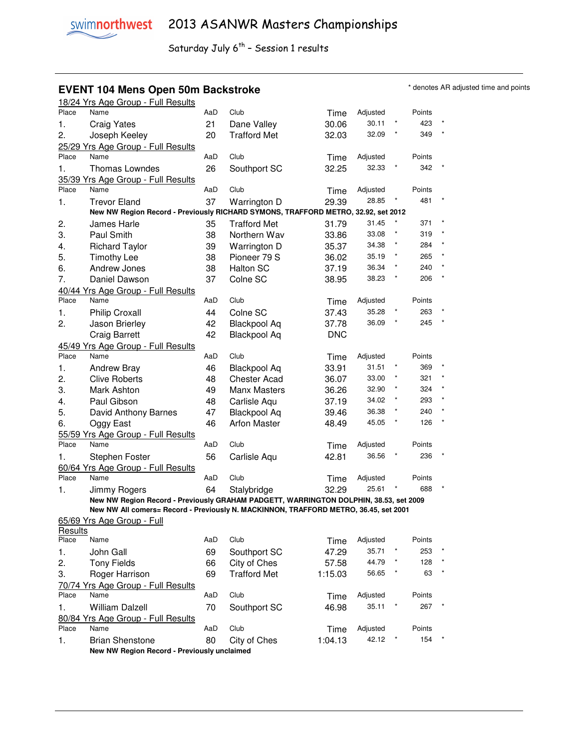# 2013 ASANWR Masters Championships

Saturday July 6th – Session 1 results

## EVENT 104 Mens Open 50m Backstroke

\* denotes AR adjusted time and points

### 18/24 Yrs Age Group - Full Results

| Place | Name | AaD | Club | Time | Adjusted | | Points | |
|---|---|---|---|---|---|---|---|---|
| 1. | Craig Yates | 21 | Dane Valley | 30.06 | 30.11 | * | 423 | * |
| 2. | Joseph Keeley | 20 | Trafford Met | 32.03 | 32.09 | * | 349 | * |

### 25/29 Yrs Age Group - Full Results

| Place | Name | AaD | Club | Time | Adjusted | | Points | |
|---|---|---|---|---|---|---|---|---|
| 1. | Thomas Lowndes | 26 | Southport SC | 32.25 | 32.33 | * | 342 | * |

### 35/39 Yrs Age Group - Full Results

| Place | Name | AaD | Club | Time | Adjusted | | Points | |
|---|---|---|---|---|---|---|---|---|
| 1. | Trevor Eland | 37 | Warrington D | 29.39 | 28.85 | * | 481 | * |

**New NW Region Record - Previously RICHARD SYMONS, TRAFFORD METRO, 32.92, set 2012**

| Place | Name | AaD | Club | Time | Adjusted | | Points | |
|---|---|---|---|---|---|---|---|---|
| 2. | James Harle | 35 | Trafford Met | 31.79 | 31.45 | * | 371 | * |
| 3. | Paul Smith | 38 | Northern Wav | 33.86 | 33.08 | * | 319 | * |
| 4. | Richard Taylor | 39 | Warrington D | 35.37 | 34.38 | * | 284 | * |
| 5. | Timothy Lee | 38 | Pioneer 79 S | 36.02 | 35.19 | * | 265 | * |
| 6. | Andrew Jones | 38 | Halton SC | 37.19 | 36.34 | * | 240 | * |
| 7. | Daniel Dawson | 37 | Colne SC | 38.95 | 38.23 | * | 206 | * |

### 40/44 Yrs Age Group - Full Results

| Place | Name | AaD | Club | Time | Adjusted | | Points | |
|---|---|---|---|---|---|---|---|---|
| 1. | Philip Croxall | 44 | Colne SC | 37.43 | 35.28 | * | 263 | * |
| 2. | Jason Brierley | 42 | Blackpool Aq | 37.78 | 36.09 | * | 245 | * |
| | Craig Barrett | 42 | Blackpool Aq | DNC | | | | |

### 45/49 Yrs Age Group - Full Results

| Place | Name | AaD | Club | Time | Adjusted | | Points | |
|---|---|---|---|---|---|---|---|---|
| 1. | Andrew Bray | 46 | Blackpool Aq | 33.91 | 31.51 | * | 369 | * |
| 2. | Clive Roberts | 48 | Chester Acad | 36.07 | 33.00 | * | 321 | * |
| 3. | Mark Ashton | 49 | Manx Masters | 36.26 | 32.90 | * | 324 | * |
| 4. | Paul Gibson | 48 | Carlisle Aqu | 37.19 | 34.02 | * | 293 | * |
| 5. | David Anthony Barnes | 47 | Blackpool Aq | 39.46 | 36.38 | * | 240 | * |
| 6. | Oggy East | 46 | Arfon Master | 48.49 | 45.05 | * | 126 | * |

### 55/59 Yrs Age Group - Full Results

| Place | Name | AaD | Club | Time | Adjusted | | Points | |
|---|---|---|---|---|---|---|---|---|
| 1. | Stephen Foster | 56 | Carlisle Aqu | 42.81 | 36.56 | * | 236 | * |

### 60/64 Yrs Age Group - Full Results

| Place | Name | AaD | Club | Time | Adjusted | | Points | |
|---|---|---|---|---|---|---|---|---|
| 1. | Jimmy Rogers | 64 | Stalybridge | 32.29 | 25.61 | * | 688 | * |

**New NW Region Record - Previously GRAHAM PADGETT, WARRINGTON DOLPHIN, 38.53, set 2009**
**New NW All comers= Record - Previously N. MACKINNON, TRAFFORD METRO, 36.45, set 2001**

### 65/69 Yrs Age Group - Full Results

| Place | Name | AaD | Club | Time | Adjusted | | Points | |
|---|---|---|---|---|---|---|---|---|
| 1. | John Gall | 69 | Southport SC | 47.29 | 35.71 | * | 253 | * |
| 2. | Tony Fields | 66 | City of Ches | 57.58 | 44.79 | * | 128 | * |
| 3. | Roger Harrison | 69 | Trafford Met | 1:15.03 | 56.65 | * | 63 | * |

### 70/74 Yrs Age Group - Full Results

| Place | Name | AaD | Club | Time | Adjusted | | Points | |
|---|---|---|---|---|---|---|---|---|
| 1. | William Dalzell | 70 | Southport SC | 46.98 | 35.11 | * | 267 | * |

### 80/84 Yrs Age Group - Full Results

| Place | Name | AaD | Club | Time | Adjusted | | Points | |
|---|---|---|---|---|---|---|---|---|
| 1. | Brian Shenstone | 80 | City of Ches | 1:04.13 | 42.12 | * | 154 | * |

**New NW Region Record - Previously unclaimed**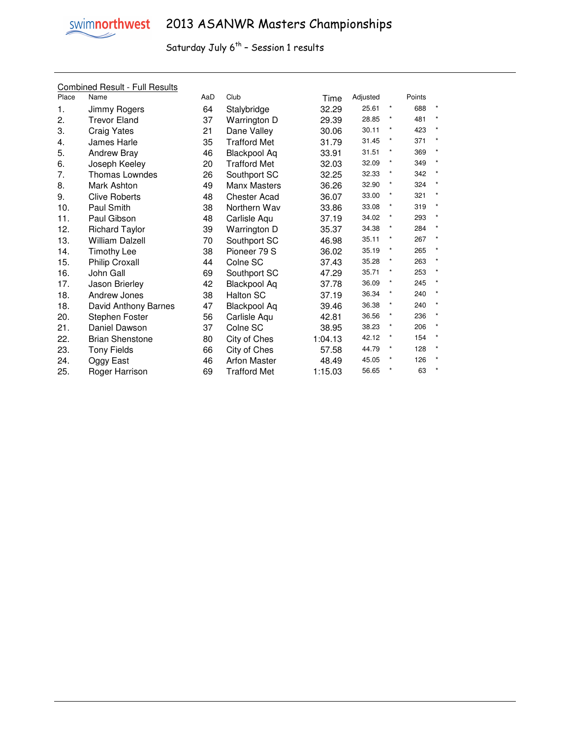# 2013 ASANWR Masters Championships

Saturday July 6th – Session 1 results

Combined Result - Full Results

| Place | Name | AaD | Club | Time | Adjusted | | Points | |
|---|---|---|---|---|---|---|---|---|
| 1. | Jimmy Rogers | 64 | Stalybridge | 32.29 | 25.61 | * | 688 | * |
| 2. | Trevor Eland | 37 | Warrington D | 29.39 | 28.85 | * | 481 | * |
| 3. | Craig Yates | 21 | Dane Valley | 30.06 | 30.11 | * | 423 | * |
| 4. | James Harle | 35 | Trafford Met | 31.79 | 31.45 | * | 371 | * |
| 5. | Andrew Bray | 46 | Blackpool Aq | 33.91 | 31.51 | * | 369 | * |
| 6. | Joseph Keeley | 20 | Trafford Met | 32.03 | 32.09 | * | 349 | * |
| 7. | Thomas Lowndes | 26 | Southport SC | 32.25 | 32.33 | * | 342 | * |
| 8. | Mark Ashton | 49 | Manx Masters | 36.26 | 32.90 | * | 324 | * |
| 9. | Clive Roberts | 48 | Chester Acad | 36.07 | 33.00 | * | 321 | * |
| 10. | Paul Smith | 38 | Northern Wav | 33.86 | 33.08 | * | 319 | * |
| 11. | Paul Gibson | 48 | Carlisle Aqu | 37.19 | 34.02 | * | 293 | * |
| 12. | Richard Taylor | 39 | Warrington D | 35.37 | 34.38 | * | 284 | * |
| 13. | William Dalzell | 70 | Southport SC | 46.98 | 35.11 | * | 267 | * |
| 14. | Timothy Lee | 38 | Pioneer 79 S | 36.02 | 35.19 | * | 265 | * |
| 15. | Philip Croxall | 44 | Colne SC | 37.43 | 35.28 | * | 263 | * |
| 16. | John Gall | 69 | Southport SC | 47.29 | 35.71 | * | 253 | * |
| 17. | Jason Brierley | 42 | Blackpool Aq | 37.78 | 36.09 | * | 245 | * |
| 18. | Andrew Jones | 38 | Halton SC | 37.19 | 36.34 | * | 240 | * |
| 18. | David Anthony Barnes | 47 | Blackpool Aq | 39.46 | 36.38 | * | 240 | * |
| 20. | Stephen Foster | 56 | Carlisle Aqu | 42.81 | 36.56 | * | 236 | * |
| 21. | Daniel Dawson | 37 | Colne SC | 38.95 | 38.23 | * | 206 | * |
| 22. | Brian Shenstone | 80 | City of Ches | 1:04.13 | 42.12 | * | 154 | * |
| 23. | Tony Fields | 66 | City of Ches | 57.58 | 44.79 | * | 128 | * |
| 24. | Oggy East | 46 | Arfon Master | 48.49 | 45.05 | * | 126 | * |
| 25. | Roger Harrison | 69 | Trafford Met | 1:15.03 | 56.65 | * | 63 | * |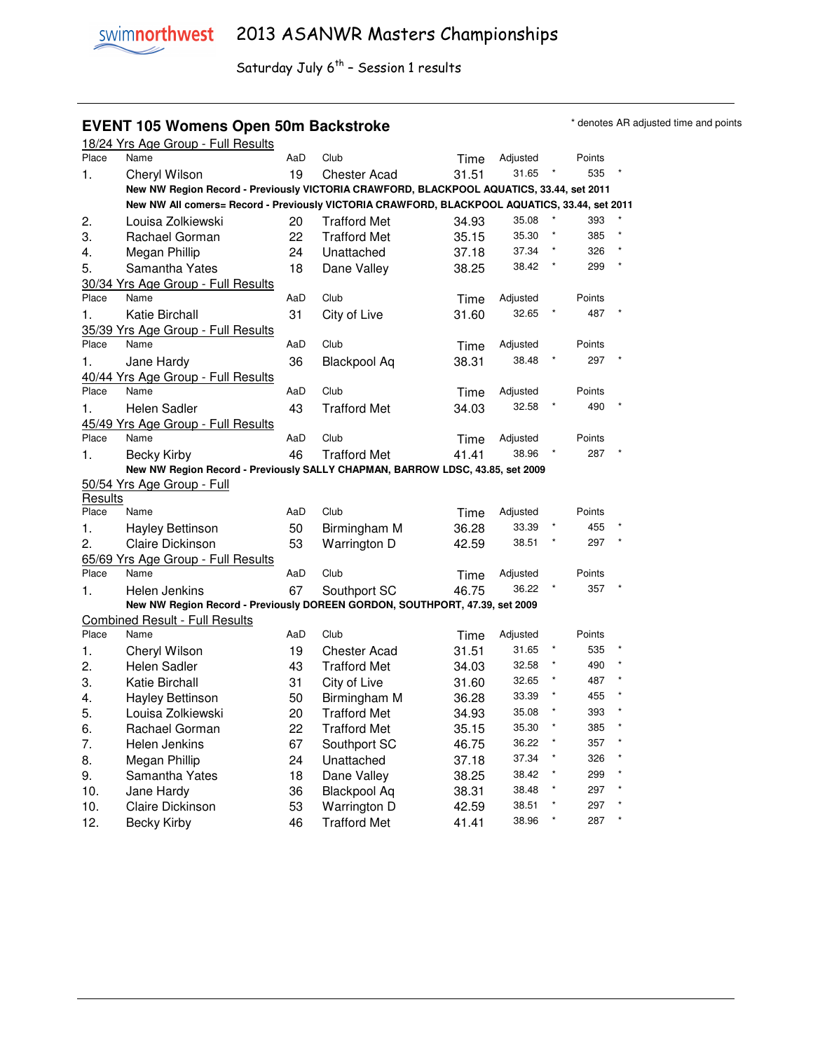# 2013 ASANWR Masters Championships

Saturday July 6th – Session 1 results

## EVENT 105 Womens Open 50m Backstroke

\* denotes AR adjusted time and points

### 18/24 Yrs Age Group - Full Results

| Place | Name | AaD | Club | Time | Adjusted | | Points | |
|---|---|---|---|---|---|---|---|---|
| 1. | Cheryl Wilson | 19 | Chester Acad | 31.51 | 31.65 | * | 535 | * |

**New NW Region Record - Previously VICTORIA CRAWFORD, BLACKPOOL AQUATICS, 33.44, set 2011**

**New NW All comers= Record - Previously VICTORIA CRAWFORD, BLACKPOOL AQUATICS, 33.44, set 2011**

| Place | Name | AaD | Club | Time | Adjusted | | Points | |
|---|---|---|---|---|---|---|---|---|
| 2. | Louisa Zolkiewski | 20 | Trafford Met | 34.93 | 35.08 | * | 393 | * |
| 3. | Rachael Gorman | 22 | Trafford Met | 35.15 | 35.30 | * | 385 | * |
| 4. | Megan Phillip | 24 | Unattached | 37.18 | 37.34 | * | 326 | * |
| 5. | Samantha Yates | 18 | Dane Valley | 38.25 | 38.42 | * | 299 | * |

### 30/34 Yrs Age Group - Full Results

| Place | Name | AaD | Club | Time | Adjusted | | Points | |
|---|---|---|---|---|---|---|---|---|
| 1. | Katie Birchall | 31 | City of Live | 31.60 | 32.65 | * | 487 | * |

### 35/39 Yrs Age Group - Full Results

| Place | Name | AaD | Club | Time | Adjusted | | Points | |
|---|---|---|---|---|---|---|---|---|
| 1. | Jane Hardy | 36 | Blackpool Aq | 38.31 | 38.48 | * | 297 | * |

### 40/44 Yrs Age Group - Full Results

| Place | Name | AaD | Club | Time | Adjusted | | Points | |
|---|---|---|---|---|---|---|---|---|
| 1. | Helen Sadler | 43 | Trafford Met | 34.03 | 32.58 | * | 490 | * |

### 45/49 Yrs Age Group - Full Results

| Place | Name | AaD | Club | Time | Adjusted | | Points | |
|---|---|---|---|---|---|---|---|---|
| 1. | Becky Kirby | 46 | Trafford Met | 41.41 | 38.96 | * | 287 | * |

**New NW Region Record - Previously SALLY CHAPMAN, BARROW LDSC, 43.85, set 2009**

### 50/54 Yrs Age Group - Full Results

| Place | Name | AaD | Club | Time | Adjusted | | Points | |
|---|---|---|---|---|---|---|---|---|
| 1. | Hayley Bettinson | 50 | Birmingham M | 36.28 | 33.39 | * | 455 | * |
| 2. | Claire Dickinson | 53 | Warrington D | 42.59 | 38.51 | * | 297 | * |

### 65/69 Yrs Age Group - Full Results

| Place | Name | AaD | Club | Time | Adjusted | | Points | |
|---|---|---|---|---|---|---|---|---|
| 1. | Helen Jenkins | 67 | Southport SC | 46.75 | 36.22 | * | 357 | * |

**New NW Region Record - Previously DOREEN GORDON, SOUTHPORT, 47.39, set 2009**

### Combined Result - Full Results

| Place | Name | AaD | Club | Time | Adjusted | | Points | |
|---|---|---|---|---|---|---|---|---|
| 1. | Cheryl Wilson | 19 | Chester Acad | 31.51 | 31.65 | * | 535 | * |
| 2. | Helen Sadler | 43 | Trafford Met | 34.03 | 32.58 | * | 490 | * |
| 3. | Katie Birchall | 31 | City of Live | 31.60 | 32.65 | * | 487 | * |
| 4. | Hayley Bettinson | 50 | Birmingham M | 36.28 | 33.39 | * | 455 | * |
| 5. | Louisa Zolkiewski | 20 | Trafford Met | 34.93 | 35.08 | * | 393 | * |
| 6. | Rachael Gorman | 22 | Trafford Met | 35.15 | 35.30 | * | 385 | * |
| 7. | Helen Jenkins | 67 | Southport SC | 46.75 | 36.22 | * | 357 | * |
| 8. | Megan Phillip | 24 | Unattached | 37.18 | 37.34 | * | 326 | * |
| 9. | Samantha Yates | 18 | Dane Valley | 38.25 | 38.42 | * | 299 | * |
| 10. | Jane Hardy | 36 | Blackpool Aq | 38.31 | 38.48 | * | 297 | * |
| 10. | Claire Dickinson | 53 | Warrington D | 42.59 | 38.51 | * | 297 | * |
| 12. | Becky Kirby | 46 | Trafford Met | 41.41 | 38.96 | * | 287 | * |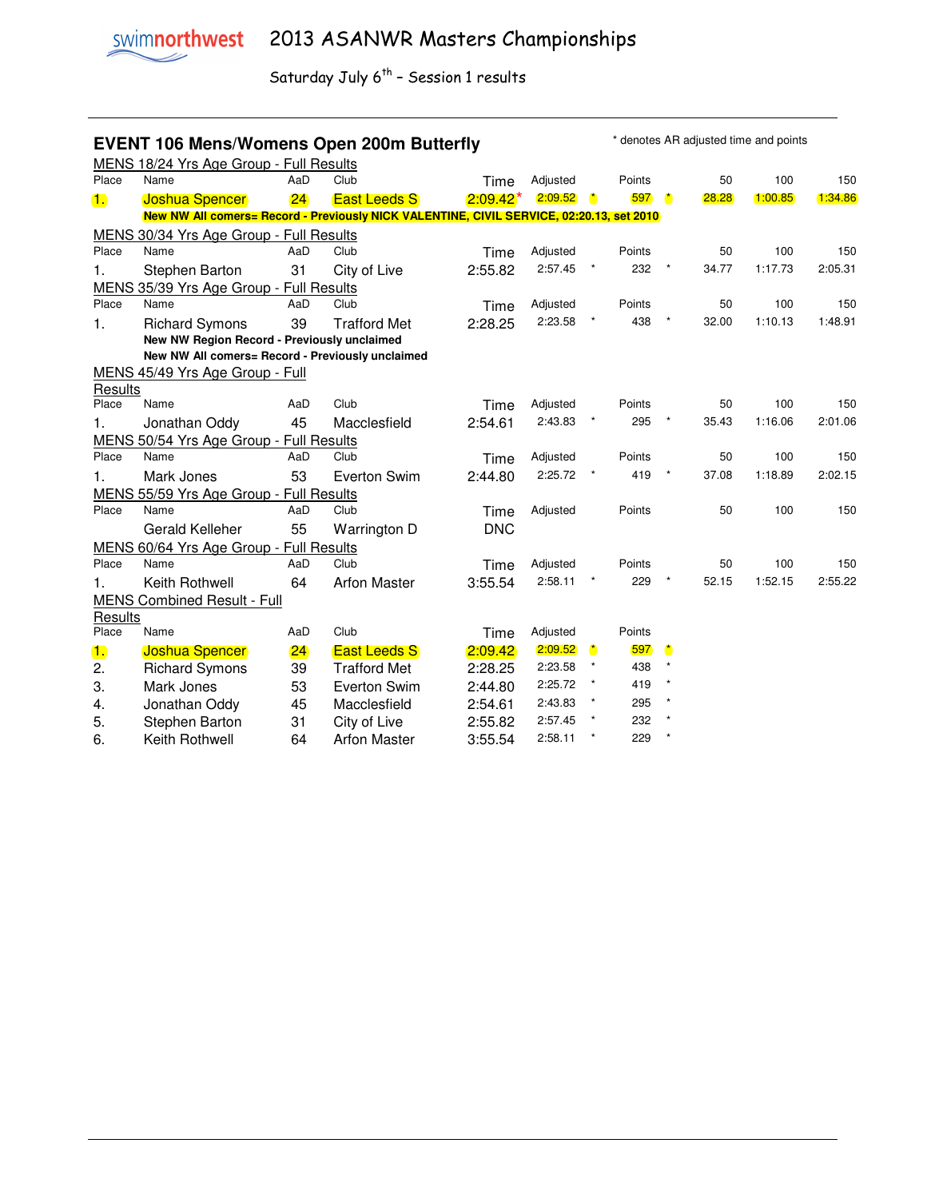# 2013 ASANWR Masters Championships

Saturday July 6th – Session 1 results

## EVENT 106 Mens/Womens Open 200m Butterfly

\* denotes AR adjusted time and points

### MENS 18/24 Yrs Age Group - Full Results

| Place | Name | AaD | Club | Time | Adjusted | | Points | | 50 | 100 | 150 |
|---|---|---|---|---|---|---|---|---|---|---|---|
| 1. | Joshua Spencer | 24 | East Leeds S | 2:09.42* | 2:09.52 | * | 597 | * | 28.28 | 1:00.85 | 1:34.86 |

**New NW All comers= Record - Previously NICK VALENTINE, CIVIL SERVICE, 02:20.13, set 2010**

### MENS 30/34 Yrs Age Group - Full Results

| Place | Name | AaD | Club | Time | Adjusted | | Points | | 50 | 100 | 150 |
|---|---|---|---|---|---|---|---|---|---|---|---|
| 1. | Stephen Barton | 31 | City of Live | 2:55.82 | 2:57.45 | * | 232 | * | 34.77 | 1:17.73 | 2:05.31 |

### MENS 35/39 Yrs Age Group - Full Results

| Place | Name | AaD | Club | Time | Adjusted | | Points | | 50 | 100 | 150 |
|---|---|---|---|---|---|---|---|---|---|---|---|
| 1. | Richard Symons | 39 | Trafford Met | 2:28.25 | 2:23.58 | * | 438 | * | 32.00 | 1:10.13 | 1:48.91 |

**New NW Region Record - Previously unclaimed**

**New NW All comers= Record - Previously unclaimed**

### MENS 45/49 Yrs Age Group - Full Results

| Place | Name | AaD | Club | Time | Adjusted | | Points | | 50 | 100 | 150 |
|---|---|---|---|---|---|---|---|---|---|---|---|
| 1. | Jonathan Oddy | 45 | Macclesfield | 2:54.61 | 2:43.83 | * | 295 | * | 35.43 | 1:16.06 | 2:01.06 |

### MENS 50/54 Yrs Age Group - Full Results

| Place | Name | AaD | Club | Time | Adjusted | | Points | | 50 | 100 | 150 |
|---|---|---|---|---|---|---|---|---|---|---|---|
| 1. | Mark Jones | 53 | Everton Swim | 2:44.80 | 2:25.72 | * | 419 | * | 37.08 | 1:18.89 | 2:02.15 |

### MENS 55/59 Yrs Age Group - Full Results

| Place | Name | AaD | Club | Time | Adjusted | Points | 50 | 100 | 150 |
|---|---|---|---|---|---|---|---|---|---|
| | Gerald Kelleher | 55 | Warrington D | DNC | | | | | |

### MENS 60/64 Yrs Age Group - Full Results

| Place | Name | AaD | Club | Time | Adjusted | | Points | | 50 | 100 | 150 |
|---|---|---|---|---|---|---|---|---|---|---|---|
| 1. | Keith Rothwell | 64 | Arfon Master | 3:55.54 | 2:58.11 | * | 229 | * | 52.15 | 1:52.15 | 2:55.22 |

### MENS Combined Result - Full Results

| Place | Name | AaD | Club | Time | Adjusted | | Points | |
|---|---|---|---|---|---|---|---|---|
| 1. | Joshua Spencer | 24 | East Leeds S | 2:09.42 | 2:09.52 | * | 597 | * |
| 2. | Richard Symons | 39 | Trafford Met | 2:28.25 | 2:23.58 | * | 438 | * |
| 3. | Mark Jones | 53 | Everton Swim | 2:44.80 | 2:25.72 | * | 419 | * |
| 4. | Jonathan Oddy | 45 | Macclesfield | 2:54.61 | 2:43.83 | * | 295 | * |
| 5. | Stephen Barton | 31 | City of Live | 2:55.82 | 2:57.45 | * | 232 | * |
| 6. | Keith Rothwell | 64 | Arfon Master | 3:55.54 | 2:58.11 | * | 229 | * |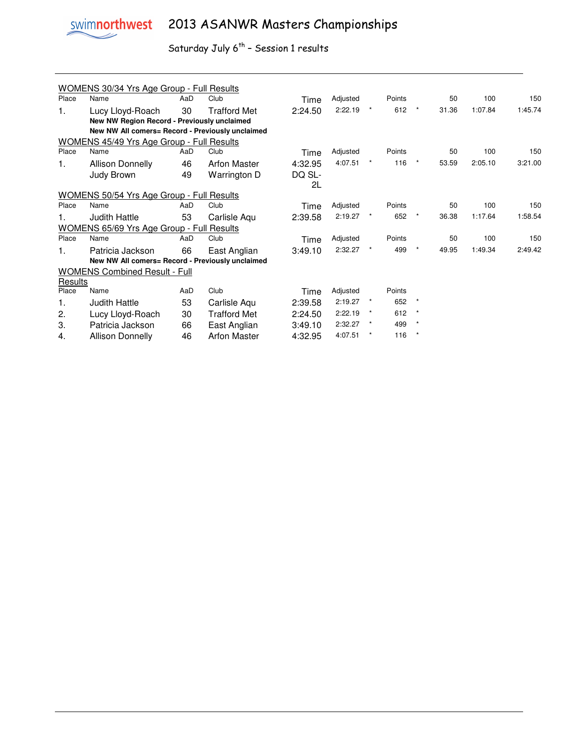# 2013 ASANWR Masters Championships

## Saturday July 6th – Session 1 results

### WOMENS 30/34 Yrs Age Group - Full Results

| Place | Name | AaD | Club | Time | Adjusted | | Points | | 50 | 100 | 150 |
|---|---|---|---|---|---|---|---|---|---|---|---|
| 1. | Lucy Lloyd-Roach | 30 | Trafford Met | 2:24.50 | 2:22.19 | * | 612 | * | 31.36 | 1:07.84 | 1:45.74 |

**New NW Region Record - Previously unclaimed**
**New NW All comers= Record - Previously unclaimed**

### WOMENS 45/49 Yrs Age Group - Full Results

| Place | Name | AaD | Club | Time | Adjusted | | Points | | 50 | 100 | 150 |
|---|---|---|---|---|---|---|---|---|---|---|---|
| 1. | Allison Donnelly | 46 | Arfon Master | 4:32.95 | 4:07.51 | * | 116 | * | 53.59 | 2:05.10 | 3:21.00 |
| | Judy Brown | 49 | Warrington D | DQ SL-2L | | | | | | | |

### WOMENS 50/54 Yrs Age Group - Full Results

| Place | Name | AaD | Club | Time | Adjusted | | Points | | 50 | 100 | 150 |
|---|---|---|---|---|---|---|---|---|---|---|---|
| 1. | Judith Hattle | 53 | Carlisle Aqu | 2:39.58 | 2:19.27 | * | 652 | * | 36.38 | 1:17.64 | 1:58.54 |

### WOMENS 65/69 Yrs Age Group - Full Results

| Place | Name | AaD | Club | Time | Adjusted | | Points | | 50 | 100 | 150 |
|---|---|---|---|---|---|---|---|---|---|---|---|
| 1. | Patricia Jackson | 66 | East Anglian | 3:49.10 | 2:32.27 | * | 499 | * | 49.95 | 1:49.34 | 2:49.42 |

**New NW All comers= Record - Previously unclaimed**

### WOMENS Combined Result - Full Results

| Place | Name | AaD | Club | Time | Adjusted | | Points | |
|---|---|---|---|---|---|---|---|---|
| 1. | Judith Hattle | 53 | Carlisle Aqu | 2:39.58 | 2:19.27 | * | 652 | * |
| 2. | Lucy Lloyd-Roach | 30 | Trafford Met | 2:24.50 | 2:22.19 | * | 612 | * |
| 3. | Patricia Jackson | 66 | East Anglian | 3:49.10 | 2:32.27 | * | 499 | * |
| 4. | Allison Donnelly | 46 | Arfon Master | 4:32.95 | 4:07.51 | * | 116 | * |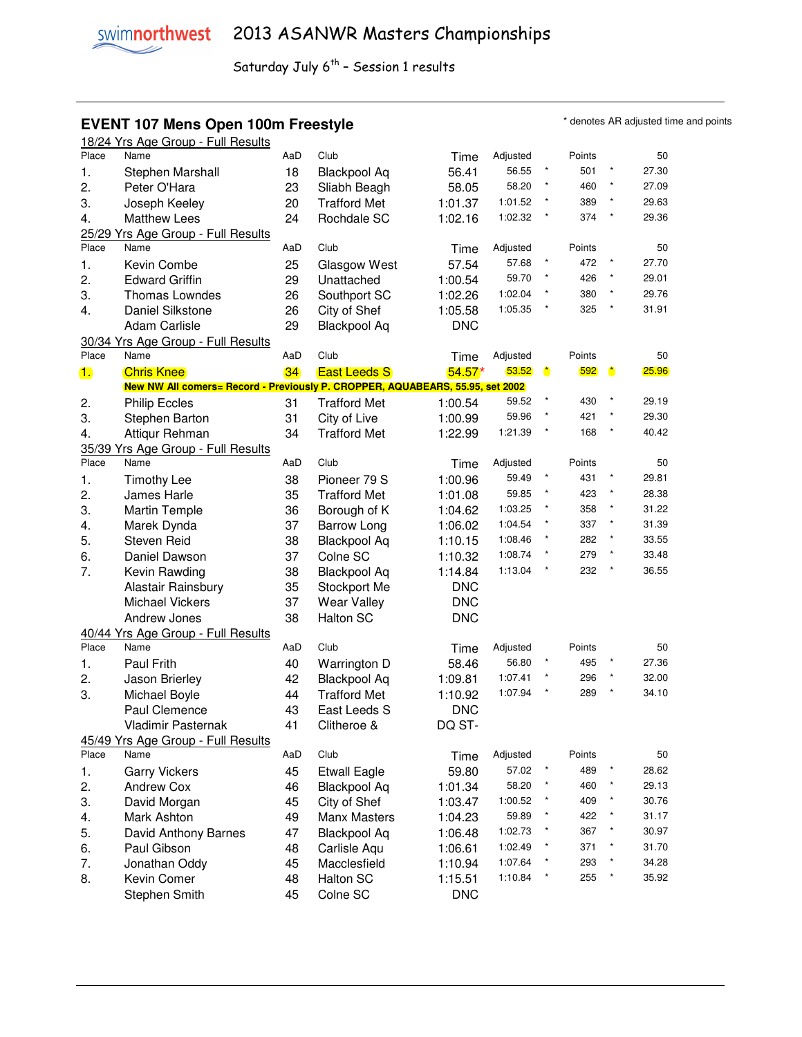# 2013 ASANWR Masters Championships

Saturday July 6th – Session 1 results

## EVENT 107 Mens Open 100m Freestyle

* denotes AR adjusted time and points

### 18/24 Yrs Age Group - Full Results

| Place | Name | AaD | Club | Time | Adjusted | | Points | | 50 |
|---|---|---|---|---|---|---|---|---|---|
| 1. | Stephen Marshall | 18 | Blackpool Aq | 56.41 | 56.55 | * | 501 | * | 27.30 |
| 2. | Peter O'Hara | 23 | Sliabh Beagh | 58.05 | 58.20 | * | 460 | * | 27.09 |
| 3. | Joseph Keeley | 20 | Trafford Met | 1:01.37 | 1:01.52 | * | 389 | * | 29.63 |
| 4. | Matthew Lees | 24 | Rochdale SC | 1:02.16 | 1:02.32 | * | 374 | * | 29.36 |

### 25/29 Yrs Age Group - Full Results

| Place | Name | AaD | Club | Time | Adjusted | | Points | | 50 |
|---|---|---|---|---|---|---|---|---|---|
| 1. | Kevin Combe | 25 | Glasgow West | 57.54 | 57.68 | * | 472 | * | 27.70 |
| 2. | Edward Griffin | 29 | Unattached | 1:00.54 | 59.70 | * | 426 | * | 29.01 |
| 3. | Thomas Lowndes | 26 | Southport SC | 1:02.26 | 1:02.04 | * | 380 | * | 29.76 |
| 4. | Daniel Silkstone | 26 | City of Shef | 1:05.58 | 1:05.35 | * | 325 | * | 31.91 |
| | Adam Carlisle | 29 | Blackpool Aq | DNC | | | | | |

### 30/34 Yrs Age Group - Full Results

| Place | Name | AaD | Club | Time | Adjusted | | Points | | 50 |
|---|---|---|---|---|---|---|---|---|---|
| 1. | Chris Knee | 34 | East Leeds S | 54.57* | 53.52 | * | 592 | * | 25.96 |
| | **New NW All comers= Record - Previously P. CROPPER, AQUABEARS, 55.95, set 2002** | | | | | | | | |
| 2. | Philip Eccles | 31 | Trafford Met | 1:00.54 | 59.52 | * | 430 | * | 29.19 |
| 3. | Stephen Barton | 31 | City of Live | 1:00.99 | 59.96 | * | 421 | * | 29.30 |
| 4. | Attiqur Rehman | 34 | Trafford Met | 1:22.99 | 1:21.39 | * | 168 | * | 40.42 |

### 35/39 Yrs Age Group - Full Results

| Place | Name | AaD | Club | Time | Adjusted | | Points | | 50 |
|---|---|---|---|---|---|---|---|---|---|
| 1. | Timothy Lee | 38 | Pioneer 79 S | 1:00.96 | 59.49 | * | 431 | * | 29.81 |
| 2. | James Harle | 35 | Trafford Met | 1:01.08 | 59.85 | * | 423 | * | 28.38 |
| 3. | Martin Temple | 36 | Borough of K | 1:04.62 | 1:03.25 | * | 358 | * | 31.22 |
| 4. | Marek Dynda | 37 | Barrow Long | 1:06.02 | 1:04.54 | * | 337 | * | 31.39 |
| 5. | Steven Reid | 38 | Blackpool Aq | 1:10.15 | 1:08.46 | * | 282 | * | 33.55 |
| 6. | Daniel Dawson | 37 | Colne SC | 1:10.32 | 1:08.74 | * | 279 | * | 33.48 |
| 7. | Kevin Rawding | 38 | Blackpool Aq | 1:14.84 | 1:13.04 | * | 232 | * | 36.55 |
| | Alastair Rainsbury | 35 | Stockport Me | DNC | | | | | |
| | Michael Vickers | 37 | Wear Valley | DNC | | | | | |
| | Andrew Jones | 38 | Halton SC | DNC | | | | | |

### 40/44 Yrs Age Group - Full Results

| Place | Name | AaD | Club | Time | Adjusted | | Points | | 50 |
|---|---|---|---|---|---|---|---|---|---|
| 1. | Paul Frith | 40 | Warrington D | 58.46 | 56.80 | * | 495 | * | 27.36 |
| 2. | Jason Brierley | 42 | Blackpool Aq | 1:09.81 | 1:07.41 | * | 296 | * | 32.00 |
| 3. | Michael Boyle | 44 | Trafford Met | 1:10.92 | 1:07.94 | * | 289 | * | 34.10 |
| | Paul Clemence | 43 | East Leeds S | DNC | | | | | |
| | Vladimir Pasternak | 41 | Clitheroe & | DQ ST- | | | | | |

### 45/49 Yrs Age Group - Full Results

| Place | Name | AaD | Club | Time | Adjusted | | Points | | 50 |
|---|---|---|---|---|---|---|---|---|---|
| 1. | Garry Vickers | 45 | Etwall Eagle | 59.80 | 57.02 | * | 489 | * | 28.62 |
| 2. | Andrew Cox | 46 | Blackpool Aq | 1:01.34 | 58.20 | * | 460 | * | 29.13 |
| 3. | David Morgan | 45 | City of Shef | 1:03.47 | 1:00.52 | * | 409 | * | 30.76 |
| 4. | Mark Ashton | 49 | Manx Masters | 1:04.23 | 59.89 | * | 422 | * | 31.17 |
| 5. | David Anthony Barnes | 47 | Blackpool Aq | 1:06.48 | 1:02.73 | * | 367 | * | 30.97 |
| 6. | Paul Gibson | 48 | Carlisle Aqu | 1:06.61 | 1:02.49 | * | 371 | * | 31.70 |
| 7. | Jonathan Oddy | 45 | Macclesfield | 1:10.94 | 1:07.64 | * | 293 | * | 34.28 |
| 8. | Kevin Comer | 48 | Halton SC | 1:15.51 | 1:10.84 | * | 255 | * | 35.92 |
| | Stephen Smith | 45 | Colne SC | DNC | | | | | |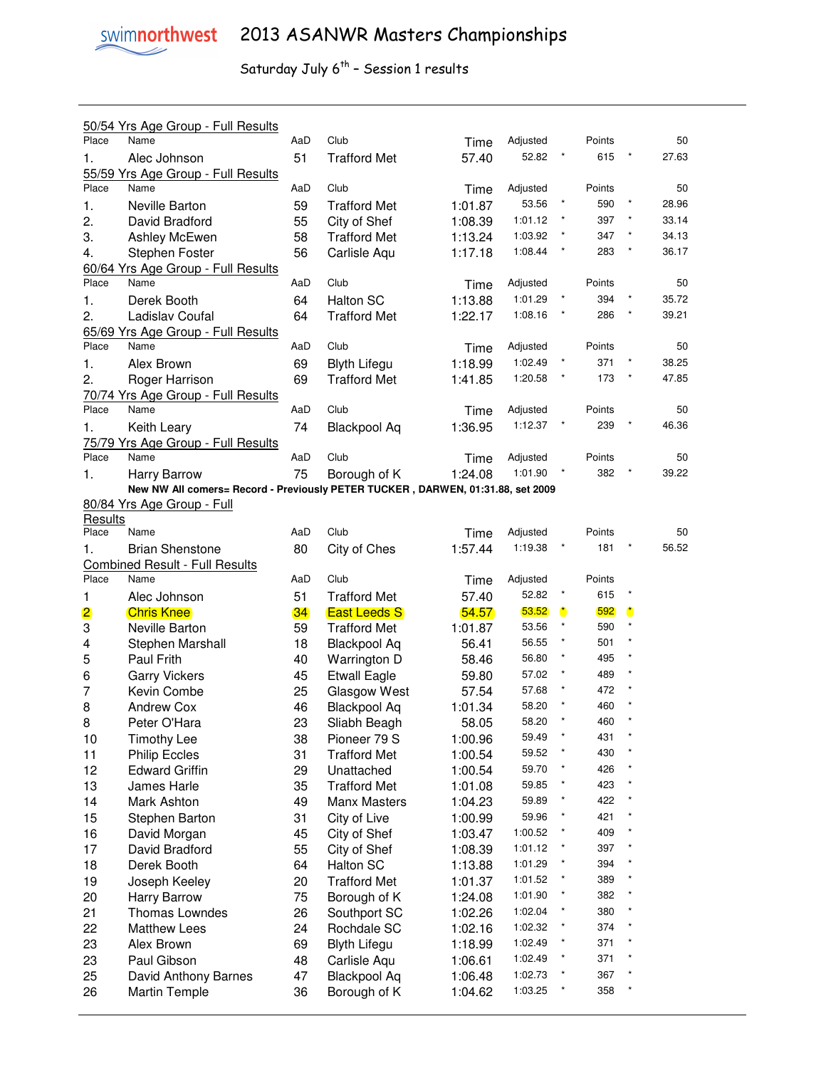# 2013 ASANWR Masters Championships

Saturday July 6th – Session 1 results

50/54 Yrs Age Group - Full Results

| Place | Name | AaD | Club | Time | Adjusted | | Points | | 50 |
|---|---|---|---|---|---|---|---|---|---|
| 1. | Alec Johnson | 51 | Trafford Met | 57.40 | 52.82 | * | 615 | * | 27.63 |

55/59 Yrs Age Group - Full Results

| Place | Name | AaD | Club | Time | Adjusted | | Points | | 50 |
|---|---|---|---|---|---|---|---|---|---|
| 1. | Neville Barton | 59 | Trafford Met | 1:01.87 | 53.56 | * | 590 | * | 28.96 |
| 2. | David Bradford | 55 | City of Shef | 1:08.39 | 1:01.12 | * | 397 | * | 33.14 |
| 3. | Ashley McEwen | 58 | Trafford Met | 1:13.24 | 1:03.92 | * | 347 | * | 34.13 |
| 4. | Stephen Foster | 56 | Carlisle Aqu | 1:17.18 | 1:08.44 | * | 283 | * | 36.17 |

60/64 Yrs Age Group - Full Results

| Place | Name | AaD | Club | Time | Adjusted | | Points | | 50 |
|---|---|---|---|---|---|---|---|---|---|
| 1. | Derek Booth | 64 | Halton SC | 1:13.88 | 1:01.29 | * | 394 | * | 35.72 |
| 2. | Ladislav Coufal | 64 | Trafford Met | 1:22.17 | 1:08.16 | * | 286 | * | 39.21 |

65/69 Yrs Age Group - Full Results

| Place | Name | AaD | Club | Time | Adjusted | | Points | | 50 |
|---|---|---|---|---|---|---|---|---|---|
| 1. | Alex Brown | 69 | Blyth Lifegu | 1:18.99 | 1:02.49 | * | 371 | * | 38.25 |
| 2. | Roger Harrison | 69 | Trafford Met | 1:41.85 | 1:20.58 | * | 173 | * | 47.85 |

70/74 Yrs Age Group - Full Results

| Place | Name | AaD | Club | Time | Adjusted | | Points | | 50 |
|---|---|---|---|---|---|---|---|---|---|
| 1. | Keith Leary | 74 | Blackpool Aq | 1:36.95 | 1:12.37 | * | 239 | * | 46.36 |

75/79 Yrs Age Group - Full Results

| Place | Name | AaD | Club | Time | Adjusted | | Points | | 50 |
|---|---|---|---|---|---|---|---|---|---|
| 1. | Harry Barrow | 75 | Borough of K | 1:24.08 | 1:01.90 | * | 382 | * | 39.22 |

**New NW All comers= Record - Previously PETER TUCKER , DARWEN, 01:31.88, set 2009**

80/84 Yrs Age Group - Full Results

| Place | Name | AaD | Club | Time | Adjusted | | Points | | 50 |
|---|---|---|---|---|---|---|---|---|---|
| 1. | Brian Shenstone | 80 | City of Ches | 1:57.44 | 1:19.38 | * | 181 | * | 56.52 |

Combined Result - Full Results

| Place | Name | AaD | Club | Time | Adjusted | | Points | |
|---|---|---|---|---|---|---|---|---|
| 1 | Alec Johnson | 51 | Trafford Met | 57.40 | 52.82 | * | 615 | * |
| 2 | Chris Knee | 34 | East Leeds S | 54.57 | 53.52 | * | 592 | * |
| 3 | Neville Barton | 59 | Trafford Met | 1:01.87 | 53.56 | * | 590 | * |
| 4 | Stephen Marshall | 18 | Blackpool Aq | 56.41 | 56.55 | * | 501 | * |
| 5 | Paul Frith | 40 | Warrington D | 58.46 | 56.80 | * | 495 | * |
| 6 | Garry Vickers | 45 | Etwall Eagle | 59.80 | 57.02 | * | 489 | * |
| 7 | Kevin Combe | 25 | Glasgow West | 57.54 | 57.68 | * | 472 | * |
| 8 | Andrew Cox | 46 | Blackpool Aq | 1:01.34 | 58.20 | * | 460 | * |
| 8 | Peter O'Hara | 23 | Sliabh Beagh | 58.05 | 58.20 | * | 460 | * |
| 10 | Timothy Lee | 38 | Pioneer 79 S | 1:00.96 | 59.49 | * | 431 | * |
| 11 | Philip Eccles | 31 | Trafford Met | 1:00.54 | 59.52 | * | 430 | * |
| 12 | Edward Griffin | 29 | Unattached | 1:00.54 | 59.70 | * | 426 | * |
| 13 | James Harle | 35 | Trafford Met | 1:01.08 | 59.85 | * | 423 | * |
| 14 | Mark Ashton | 49 | Manx Masters | 1:04.23 | 59.89 | * | 422 | * |
| 15 | Stephen Barton | 31 | City of Live | 1:00.99 | 59.96 | * | 421 | * |
| 16 | David Morgan | 45 | City of Shef | 1:03.47 | 1:00.52 | * | 409 | * |
| 17 | David Bradford | 55 | City of Shef | 1:08.39 | 1:01.12 | * | 397 | * |
| 18 | Derek Booth | 64 | Halton SC | 1:13.88 | 1:01.29 | * | 394 | * |
| 19 | Joseph Keeley | 20 | Trafford Met | 1:01.37 | 1:01.52 | * | 389 | * |
| 20 | Harry Barrow | 75 | Borough of K | 1:24.08 | 1:01.90 | * | 382 | * |
| 21 | Thomas Lowndes | 26 | Southport SC | 1:02.26 | 1:02.04 | * | 380 | * |
| 22 | Matthew Lees | 24 | Rochdale SC | 1:02.16 | 1:02.32 | * | 374 | * |
| 23 | Alex Brown | 69 | Blyth Lifegu | 1:18.99 | 1:02.49 | * | 371 | * |
| 23 | Paul Gibson | 48 | Carlisle Aqu | 1:06.61 | 1:02.49 | * | 371 | * |
| 25 | David Anthony Barnes | 47 | Blackpool Aq | 1:06.48 | 1:02.73 | * | 367 | * |
| 26 | Martin Temple | 36 | Borough of K | 1:04.62 | 1:03.25 | * | 358 | * |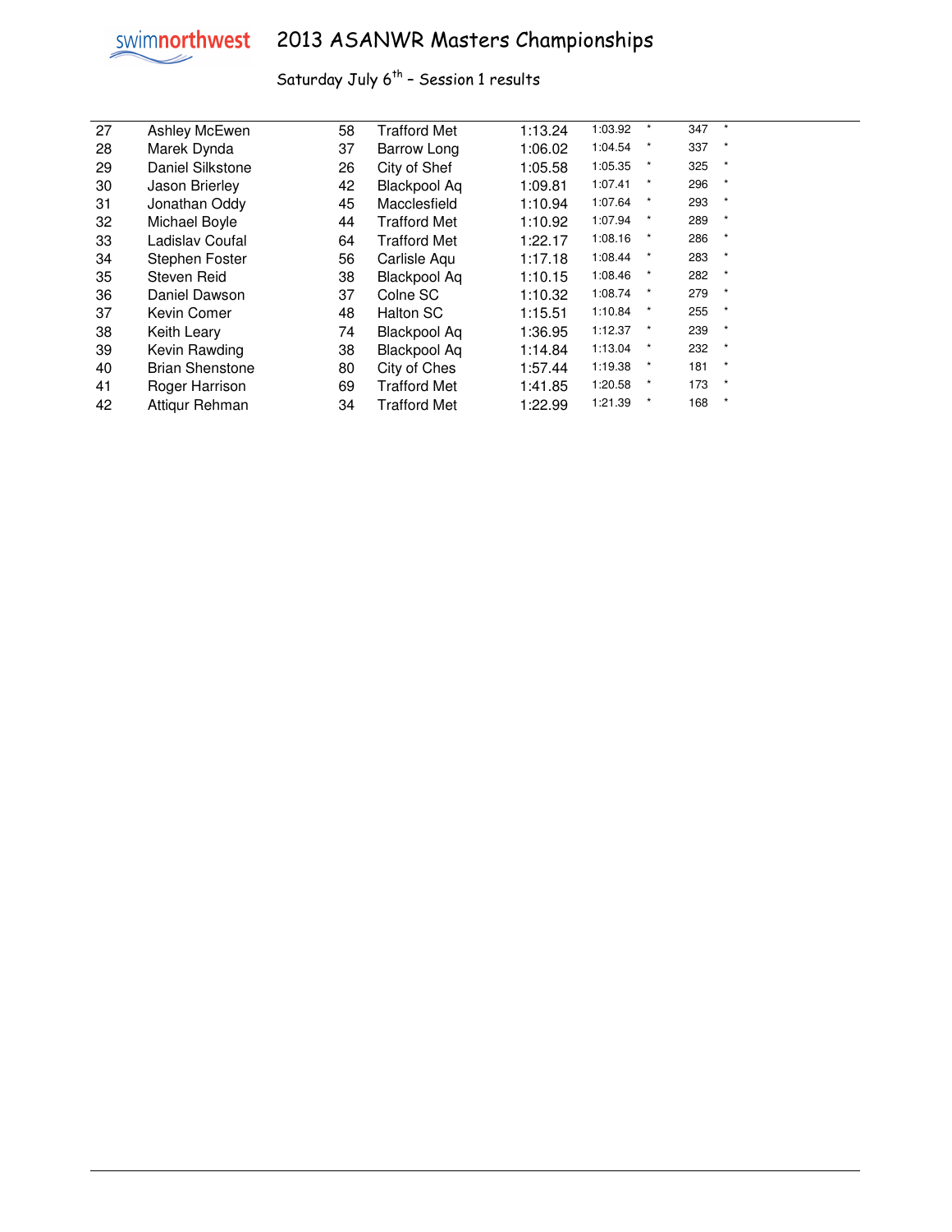# 2013 ASANWR Masters Championships

Saturday July 6th – Session 1 results

| | | | | | | | | |
|---|---|---|---|---|---|---|---|---|
| 27 | Ashley McEwen | 58 | Trafford Met | 1:13.24 | 1:03.92 | * | 347 | * |
| 28 | Marek Dynda | 37 | Barrow Long | 1:06.02 | 1:04.54 | * | 337 | * |
| 29 | Daniel Silkstone | 26 | City of Shef | 1:05.58 | 1:05.35 | * | 325 | * |
| 30 | Jason Brierley | 42 | Blackpool Aq | 1:09.81 | 1:07.41 | * | 296 | * |
| 31 | Jonathan Oddy | 45 | Macclesfield | 1:10.94 | 1:07.64 | * | 293 | * |
| 32 | Michael Boyle | 44 | Trafford Met | 1:10.92 | 1:07.94 | * | 289 | * |
| 33 | Ladislav Coufal | 64 | Trafford Met | 1:22.17 | 1:08.16 | * | 286 | * |
| 34 | Stephen Foster | 56 | Carlisle Aqu | 1:17.18 | 1:08.44 | * | 283 | * |
| 35 | Steven Reid | 38 | Blackpool Aq | 1:10.15 | 1:08.46 | * | 282 | * |
| 36 | Daniel Dawson | 37 | Colne SC | 1:10.32 | 1:08.74 | * | 279 | * |
| 37 | Kevin Comer | 48 | Halton SC | 1:15.51 | 1:10.84 | * | 255 | * |
| 38 | Keith Leary | 74 | Blackpool Aq | 1:36.95 | 1:12.37 | * | 239 | * |
| 39 | Kevin Rawding | 38 | Blackpool Aq | 1:14.84 | 1:13.04 | * | 232 | * |
| 40 | Brian Shenstone | 80 | City of Ches | 1:57.44 | 1:19.38 | * | 181 | * |
| 41 | Roger Harrison | 69 | Trafford Met | 1:41.85 | 1:20.58 | * | 173 | * |
| 42 | Attiqur Rehman | 34 | Trafford Met | 1:22.99 | 1:21.39 | * | 168 | * |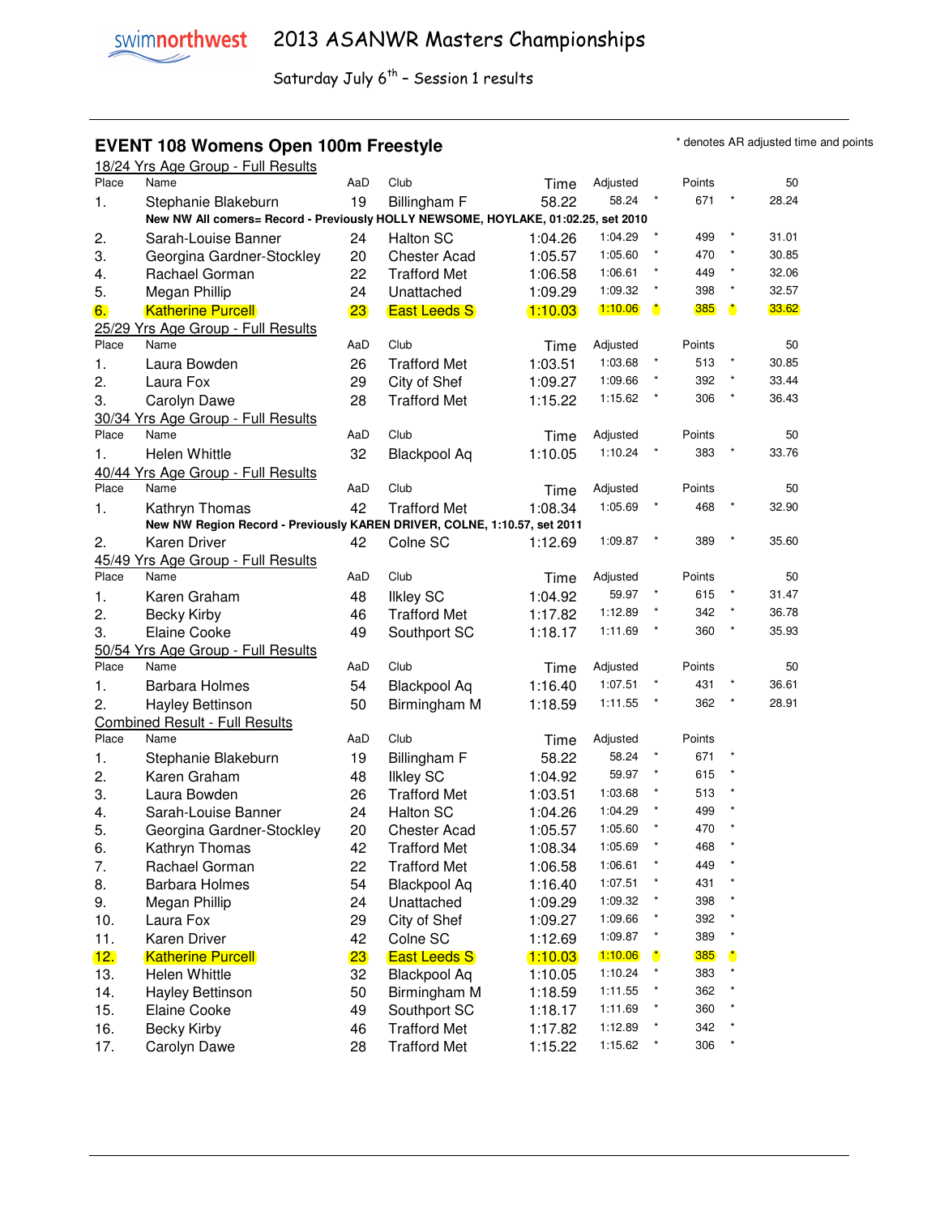# 2013 ASANWR Masters Championships

Saturday July 6th – Session 1 results

## EVENT 108 Womens Open 100m Freestyle

\* denotes AR adjusted time and points

18/24 Yrs Age Group - Full Results

| Place | Name | AaD | Club | Time | Adjusted | | Points | | 50 |
|---|---|---|---|---|---|---|---|---|---|
| 1. | Stephanie Blakeburn | 19 | Billingham F | 58.22 | 58.24 | * | 671 | * | 28.24 |
| | **New NW All comers= Record - Previously HOLLY NEWSOME, HOYLAKE, 01:02.25, set 2010** | | | | | | | | |
| 2. | Sarah-Louise Banner | 24 | Halton SC | 1:04.26 | 1:04.29 | * | 499 | * | 31.01 |
| 3. | Georgina Gardner-Stockley | 20 | Chester Acad | 1:05.57 | 1:05.60 | * | 470 | * | 30.85 |
| 4. | Rachael Gorman | 22 | Trafford Met | 1:06.58 | 1:06.61 | * | 449 | * | 32.06 |
| 5. | Megan Phillip | 24 | Unattached | 1:09.29 | 1:09.32 | * | 398 | * | 32.57 |
| 6. | Katherine Purcell | 23 | East Leeds S | 1:10.03 | 1:10.06 | * | 385 | * | 33.62 |

25/29 Yrs Age Group - Full Results

| Place | Name | AaD | Club | Time | Adjusted | | Points | | 50 |
|---|---|---|---|---|---|---|---|---|---|
| 1. | Laura Bowden | 26 | Trafford Met | 1:03.51 | 1:03.68 | * | 513 | * | 30.85 |
| 2. | Laura Fox | 29 | City of Shef | 1:09.27 | 1:09.66 | * | 392 | * | 33.44 |
| 3. | Carolyn Dawe | 28 | Trafford Met | 1:15.22 | 1:15.62 | * | 306 | * | 36.43 |

30/34 Yrs Age Group - Full Results

| Place | Name | AaD | Club | Time | Adjusted | | Points | | 50 |
|---|---|---|---|---|---|---|---|---|---|
| 1. | Helen Whittle | 32 | Blackpool Aq | 1:10.05 | 1:10.24 | * | 383 | * | 33.76 |

40/44 Yrs Age Group - Full Results

| Place | Name | AaD | Club | Time | Adjusted | | Points | | 50 |
|---|---|---|---|---|---|---|---|---|---|
| 1. | Kathryn Thomas | 42 | Trafford Met | 1:08.34 | 1:05.69 | * | 468 | * | 32.90 |
| | **New NW Region Record - Previously KAREN DRIVER, COLNE, 1:10.57, set 2011** | | | | | | | | |
| 2. | Karen Driver | 42 | Colne SC | 1:12.69 | 1:09.87 | * | 389 | * | 35.60 |

45/49 Yrs Age Group - Full Results

| Place | Name | AaD | Club | Time | Adjusted | | Points | | 50 |
|---|---|---|---|---|---|---|---|---|---|
| 1. | Karen Graham | 48 | Ilkley SC | 1:04.92 | 59.97 | * | 615 | * | 31.47 |
| 2. | Becky Kirby | 46 | Trafford Met | 1:17.82 | 1:12.89 | * | 342 | * | 36.78 |
| 3. | Elaine Cooke | 49 | Southport SC | 1:18.17 | 1:11.69 | * | 360 | * | 35.93 |

50/54 Yrs Age Group - Full Results

| Place | Name | AaD | Club | Time | Adjusted | | Points | | 50 |
|---|---|---|---|---|---|---|---|---|---|
| 1. | Barbara Holmes | 54 | Blackpool Aq | 1:16.40 | 1:07.51 | * | 431 | * | 36.61 |
| 2. | Hayley Bettinson | 50 | Birmingham M | 1:18.59 | 1:11.55 | * | 362 | * | 28.91 |

Combined Result - Full Results

| Place | Name | AaD | Club | Time | Adjusted | | Points | |
|---|---|---|---|---|---|---|---|---|
| 1. | Stephanie Blakeburn | 19 | Billingham F | 58.22 | 58.24 | * | 671 | * |
| 2. | Karen Graham | 48 | Ilkley SC | 1:04.92 | 59.97 | * | 615 | * |
| 3. | Laura Bowden | 26 | Trafford Met | 1:03.51 | 1:03.68 | * | 513 | * |
| 4. | Sarah-Louise Banner | 24 | Halton SC | 1:04.26 | 1:04.29 | * | 499 | * |
| 5. | Georgina Gardner-Stockley | 20 | Chester Acad | 1:05.57 | 1:05.60 | * | 470 | * |
| 6. | Kathryn Thomas | 42 | Trafford Met | 1:08.34 | 1:05.69 | * | 468 | * |
| 7. | Rachael Gorman | 22 | Trafford Met | 1:06.58 | 1:06.61 | * | 449 | * |
| 8. | Barbara Holmes | 54 | Blackpool Aq | 1:16.40 | 1:07.51 | * | 431 | * |
| 9. | Megan Phillip | 24 | Unattached | 1:09.29 | 1:09.32 | * | 398 | * |
| 10. | Laura Fox | 29 | City of Shef | 1:09.27 | 1:09.66 | * | 392 | * |
| 11. | Karen Driver | 42 | Colne SC | 1:12.69 | 1:09.87 | * | 389 | * |
| 12. | Katherine Purcell | 23 | East Leeds S | 1:10.03 | 1:10.06 | * | 385 | * |
| 13. | Helen Whittle | 32 | Blackpool Aq | 1:10.05 | 1:10.24 | * | 383 | * |
| 14. | Hayley Bettinson | 50 | Birmingham M | 1:18.59 | 1:11.55 | * | 362 | * |
| 15. | Elaine Cooke | 49 | Southport SC | 1:18.17 | 1:11.69 | * | 360 | * |
| 16. | Becky Kirby | 46 | Trafford Met | 1:17.82 | 1:12.89 | * | 342 | * |
| 17. | Carolyn Dawe | 28 | Trafford Met | 1:15.22 | 1:15.62 | * | 306 | * |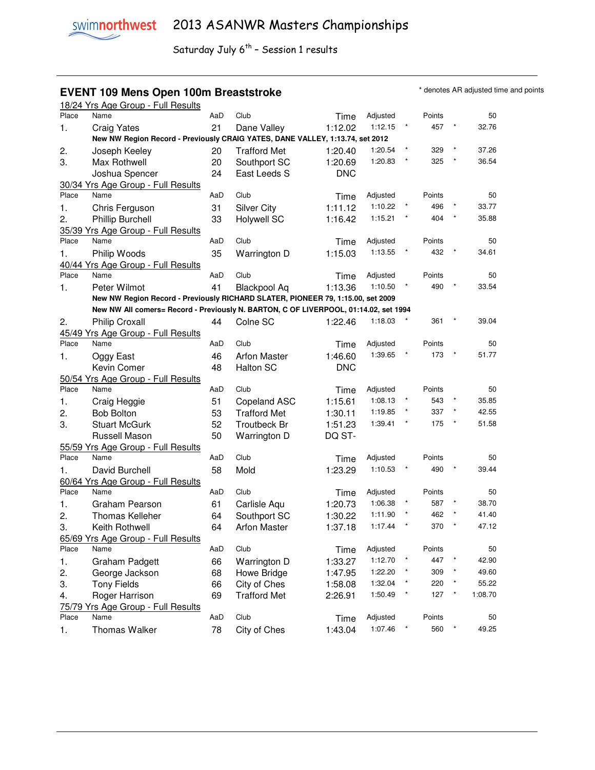# 2013 ASANWR Masters Championships

Saturday July 6th – Session 1 results

## EVENT 109 Mens Open 100m Breaststroke

\* denotes AR adjusted time and points

**18/24 Yrs Age Group - Full Results**

| Place | Name | AaD | Club | Time | Adjusted | | Points | | 50 |
|---|---|---|---|---|---|---|---|---|---|
| 1. | Craig Yates | 21 | Dane Valley | 1:12.02 | 1:12.15 | * | 457 | * | 32.76 |
| | **New NW Region Record - Previously CRAIG YATES, DANE VALLEY, 1:13.74, set 2012** | | | | | | | | |
| 2. | Joseph Keeley | 20 | Trafford Met | 1:20.40 | 1:20.54 | * | 329 | * | 37.26 |
| 3. | Max Rothwell | 20 | Southport SC | 1:20.69 | 1:20.83 | * | 325 | * | 36.54 |
| | Joshua Spencer | 24 | East Leeds S | DNC | | | | | |

**30/34 Yrs Age Group - Full Results**

| Place | Name | AaD | Club | Time | Adjusted | | Points | | 50 |
|---|---|---|---|---|---|---|---|---|---|
| 1. | Chris Ferguson | 31 | Silver City | 1:11.12 | 1:10.22 | * | 496 | * | 33.77 |
| 2. | Phillip Burchell | 33 | Holywell SC | 1:16.42 | 1:15.21 | * | 404 | * | 35.88 |

**35/39 Yrs Age Group - Full Results**

| Place | Name | AaD | Club | Time | Adjusted | | Points | | 50 |
|---|---|---|---|---|---|---|---|---|---|
| 1. | Philip Woods | 35 | Warrington D | 1:15.03 | 1:13.55 | * | 432 | * | 34.61 |

**40/44 Yrs Age Group - Full Results**

| Place | Name | AaD | Club | Time | Adjusted | | Points | | 50 |
|---|---|---|---|---|---|---|---|---|---|
| 1. | Peter Wilmot | 41 | Blackpool Aq | 1:13.36 | 1:10.50 | * | 490 | * | 33.54 |
| | **New NW Region Record - Previously RICHARD SLATER, PIONEER 79, 1:15.00, set 2009** | | | | | | | | |
| | **New NW All comers= Record - Previously N. BARTON, C OF LIVERPOOL, 01:14.02, set 1994** | | | | | | | | |
| 2. | Philip Croxall | 44 | Colne SC | 1:22.46 | 1:18.03 | * | 361 | * | 39.04 |

**45/49 Yrs Age Group - Full Results**

| Place | Name | AaD | Club | Time | Adjusted | | Points | | 50 |
|---|---|---|---|---|---|---|---|---|---|
| 1. | Oggy East | 46 | Arfon Master | 1:46.60 | 1:39.65 | * | 173 | * | 51.77 |
| | Kevin Comer | 48 | Halton SC | DNC | | | | | |

**50/54 Yrs Age Group - Full Results**

| Place | Name | AaD | Club | Time | Adjusted | | Points | | 50 |
|---|---|---|---|---|---|---|---|---|---|
| 1. | Craig Heggie | 51 | Copeland ASC | 1:15.61 | 1:08.13 | * | 543 | * | 35.85 |
| 2. | Bob Bolton | 53 | Trafford Met | 1:30.11 | 1:19.85 | * | 337 | * | 42.55 |
| 3. | Stuart McGurk | 52 | Troutbeck Br | 1:51.23 | 1:39.41 | * | 175 | * | 51.58 |
| | Russell Mason | 50 | Warrington D | DQ ST- | | | | | |

**55/59 Yrs Age Group - Full Results**

| Place | Name | AaD | Club | Time | Adjusted | | Points | | 50 |
|---|---|---|---|---|---|---|---|---|---|
| 1. | David Burchell | 58 | Mold | 1:23.29 | 1:10.53 | * | 490 | * | 39.44 |

**60/64 Yrs Age Group - Full Results**

| Place | Name | AaD | Club | Time | Adjusted | | Points | | 50 |
|---|---|---|---|---|---|---|---|---|---|
| 1. | Graham Pearson | 61 | Carlisle Aqu | 1:20.73 | 1:06.38 | * | 587 | * | 38.70 |
| 2. | Thomas Kelleher | 64 | Southport SC | 1:30.22 | 1:11.90 | * | 462 | * | 41.40 |
| 3. | Keith Rothwell | 64 | Arfon Master | 1:37.18 | 1:17.44 | * | 370 | * | 47.12 |

**65/69 Yrs Age Group - Full Results**

| Place | Name | AaD | Club | Time | Adjusted | | Points | | 50 |
|---|---|---|---|---|---|---|---|---|---|
| 1. | Graham Padgett | 66 | Warrington D | 1:33.27 | 1:12.70 | * | 447 | * | 42.90 |
| 2. | George Jackson | 68 | Howe Bridge | 1:47.95 | 1:22.20 | * | 309 | * | 49.60 |
| 3. | Tony Fields | 66 | City of Ches | 1:58.08 | 1:32.04 | * | 220 | * | 55.22 |
| 4. | Roger Harrison | 69 | Trafford Met | 2:26.91 | 1:50.49 | * | 127 | * | 1:08.70 |

**75/79 Yrs Age Group - Full Results**

| Place | Name | AaD | Club | Time | Adjusted | | Points | | 50 |
|---|---|---|---|---|---|---|---|---|---|
| 1. | Thomas Walker | 78 | City of Ches | 1:43.04 | 1:07.46 | * | 560 | * | 49.25 |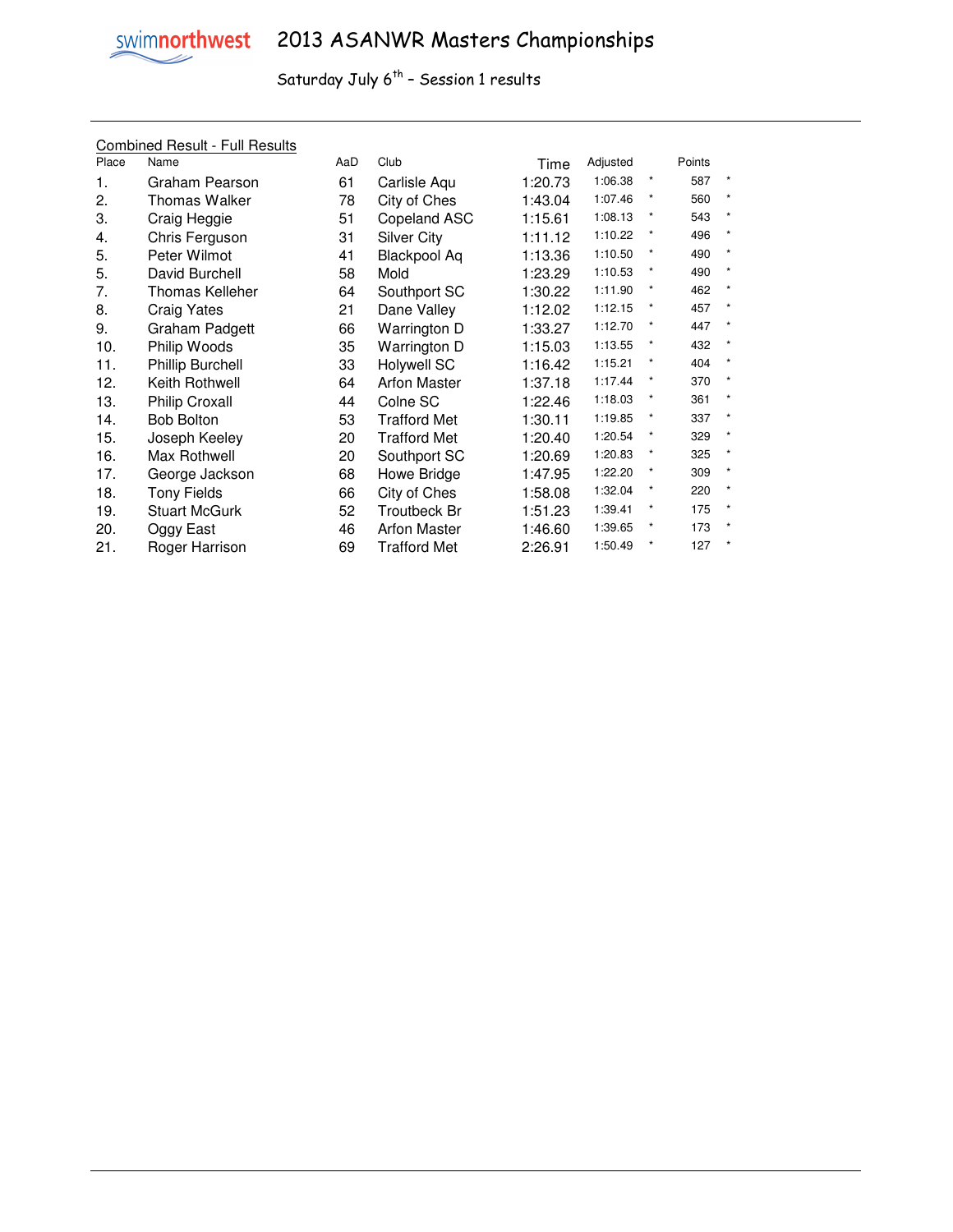swimnorthwest

# 2013 ASANWR Masters Championships

Saturday July 6th – Session 1 results

Combined Result - Full Results

| Place | Name | AaD | Club | Time | Adjusted | | Points | |
|---|---|---|---|---|---|---|---|---|
| 1. | Graham Pearson | 61 | Carlisle Aqu | 1:20.73 | 1:06.38 | * | 587 | * |
| 2. | Thomas Walker | 78 | City of Ches | 1:43.04 | 1:07.46 | * | 560 | * |
| 3. | Craig Heggie | 51 | Copeland ASC | 1:15.61 | 1:08.13 | * | 543 | * |
| 4. | Chris Ferguson | 31 | Silver City | 1:11.12 | 1:10.22 | * | 496 | * |
| 5. | Peter Wilmot | 41 | Blackpool Aq | 1:13.36 | 1:10.50 | * | 490 | * |
| 5. | David Burchell | 58 | Mold | 1:23.29 | 1:10.53 | * | 490 | * |
| 7. | Thomas Kelleher | 64 | Southport SC | 1:30.22 | 1:11.90 | * | 462 | * |
| 8. | Craig Yates | 21 | Dane Valley | 1:12.02 | 1:12.15 | * | 457 | * |
| 9. | Graham Padgett | 66 | Warrington D | 1:33.27 | 1:12.70 | * | 447 | * |
| 10. | Philip Woods | 35 | Warrington D | 1:15.03 | 1:13.55 | * | 432 | * |
| 11. | Phillip Burchell | 33 | Holywell SC | 1:16.42 | 1:15.21 | * | 404 | * |
| 12. | Keith Rothwell | 64 | Arfon Master | 1:37.18 | 1:17.44 | * | 370 | * |
| 13. | Philip Croxall | 44 | Colne SC | 1:22.46 | 1:18.03 | * | 361 | * |
| 14. | Bob Bolton | 53 | Trafford Met | 1:30.11 | 1:19.85 | * | 337 | * |
| 15. | Joseph Keeley | 20 | Trafford Met | 1:20.40 | 1:20.54 | * | 329 | * |
| 16. | Max Rothwell | 20 | Southport SC | 1:20.69 | 1:20.83 | * | 325 | * |
| 17. | George Jackson | 68 | Howe Bridge | 1:47.95 | 1:22.20 | * | 309 | * |
| 18. | Tony Fields | 66 | City of Ches | 1:58.08 | 1:32.04 | * | 220 | * |
| 19. | Stuart McGurk | 52 | Troutbeck Br | 1:51.23 | 1:39.41 | * | 175 | * |
| 20. | Oggy East | 46 | Arfon Master | 1:46.60 | 1:39.65 | * | 173 | * |
| 21. | Roger Harrison | 69 | Trafford Met | 2:26.91 | 1:50.49 | * | 127 | * |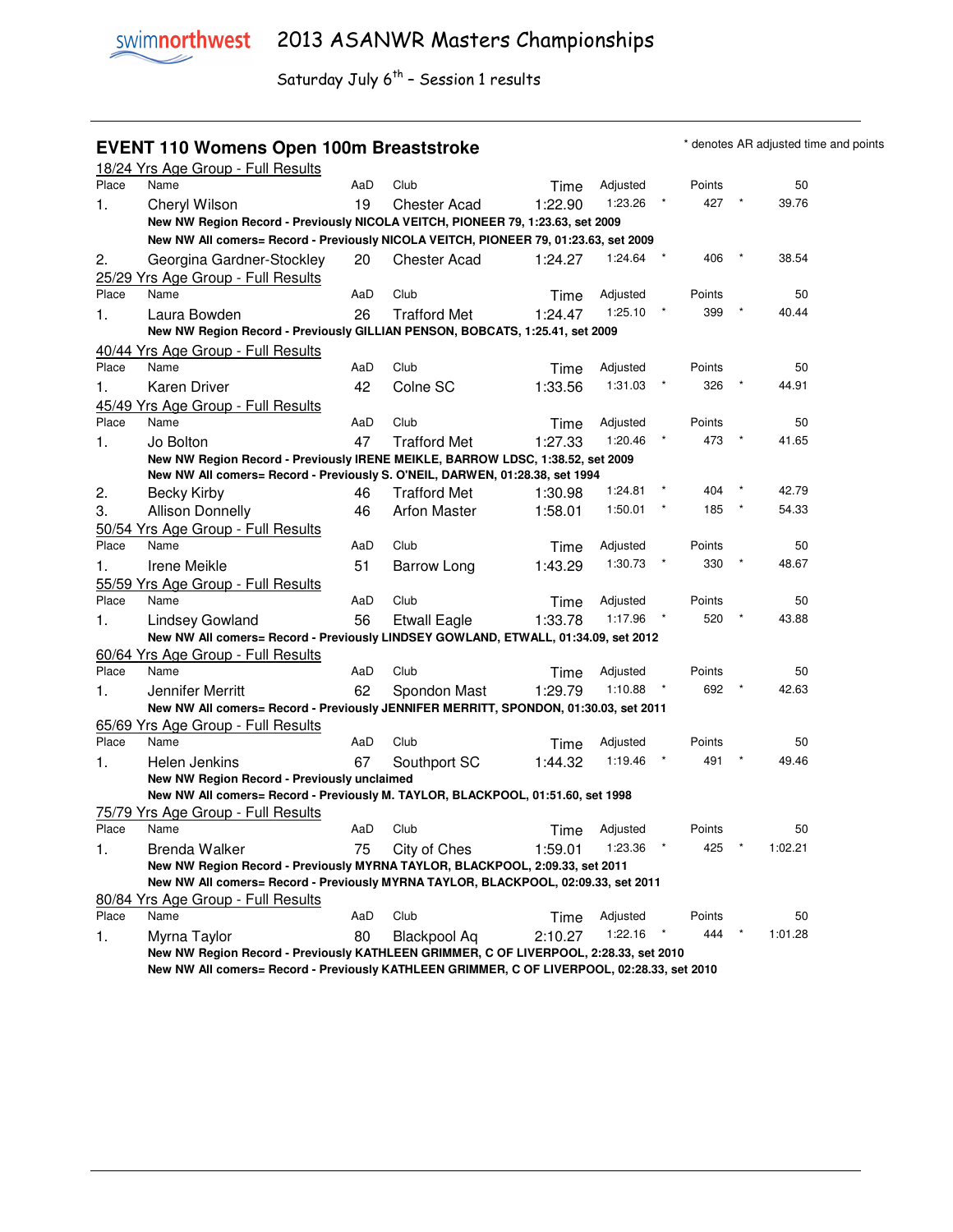# 2013 ASANWR Masters Championships

Saturday July 6th – Session 1 results

## EVENT 110 Womens Open 100m Breaststroke

\* denotes AR adjusted time and points

### 18/24 Yrs Age Group - Full Results

| Place | Name | AaD | Club | Time | Adjusted | | Points | | 50 |
|---|---|---|---|---|---|---|---|---|---|
| 1. | Cheryl Wilson | 19 | Chester Acad | 1:22.90 | 1:23.26 | * | 427 | * | 39.76 |

**New NW Region Record - Previously NICOLA VEITCH, PIONEER 79, 1:23.63, set 2009**

**New NW All comers= Record - Previously NICOLA VEITCH, PIONEER 79, 01:23.63, set 2009**

| Place | Name | AaD | Club | Time | Adjusted | | Points | | 50 |
|---|---|---|---|---|---|---|---|---|---|
| 2. | Georgina Gardner-Stockley | 20 | Chester Acad | 1:24.27 | 1:24.64 | * | 406 | * | 38.54 |

### 25/29 Yrs Age Group - Full Results

| Place | Name | AaD | Club | Time | Adjusted | | Points | | 50 |
|---|---|---|---|---|---|---|---|---|---|
| 1. | Laura Bowden | 26 | Trafford Met | 1:24.47 | 1:25.10 | * | 399 | * | 40.44 |

**New NW Region Record - Previously GILLIAN PENSON, BOBCATS, 1:25.41, set 2009**

### 40/44 Yrs Age Group - Full Results

| Place | Name | AaD | Club | Time | Adjusted | | Points | | 50 |
|---|---|---|---|---|---|---|---|---|---|
| 1. | Karen Driver | 42 | Colne SC | 1:33.56 | 1:31.03 | * | 326 | * | 44.91 |

### 45/49 Yrs Age Group - Full Results

| Place | Name | AaD | Club | Time | Adjusted | | Points | | 50 |
|---|---|---|---|---|---|---|---|---|---|
| 1. | Jo Bolton | 47 | Trafford Met | 1:27.33 | 1:20.46 | * | 473 | * | 41.65 |

**New NW Region Record - Previously IRENE MEIKLE, BARROW LDSC, 1:38.52, set 2009**

**New NW All comers= Record - Previously S. O'NEIL, DARWEN, 01:28.38, set 1994**

| Place | Name | AaD | Club | Time | Adjusted | | Points | | 50 |
|---|---|---|---|---|---|---|---|---|---|
| 2. | Becky Kirby | 46 | Trafford Met | 1:30.98 | 1:24.81 | * | 404 | * | 42.79 |
| 3. | Allison Donnelly | 46 | Arfon Master | 1:58.01 | 1:50.01 | * | 185 | * | 54.33 |

### 50/54 Yrs Age Group - Full Results

| Place | Name | AaD | Club | Time | Adjusted | | Points | | 50 |
|---|---|---|---|---|---|---|---|---|---|
| 1. | Irene Meikle | 51 | Barrow Long | 1:43.29 | 1:30.73 | * | 330 | * | 48.67 |

### 55/59 Yrs Age Group - Full Results

| Place | Name | AaD | Club | Time | Adjusted | | Points | | 50 |
|---|---|---|---|---|---|---|---|---|---|
| 1. | Lindsey Gowland | 56 | Etwall Eagle | 1:33.78 | 1:17.96 | * | 520 | * | 43.88 |

**New NW All comers= Record - Previously LINDSEY GOWLAND, ETWALL, 01:34.09, set 2012**

### 60/64 Yrs Age Group - Full Results

| Place | Name | AaD | Club | Time | Adjusted | | Points | | 50 |
|---|---|---|---|---|---|---|---|---|---|
| 1. | Jennifer Merritt | 62 | Spondon Mast | 1:29.79 | 1:10.88 | * | 692 | * | 42.63 |

**New NW All comers= Record - Previously JENNIFER MERRITT, SPONDON, 01:30.03, set 2011**

### 65/69 Yrs Age Group - Full Results

| Place | Name | AaD | Club | Time | Adjusted | | Points | | 50 |
|---|---|---|---|---|---|---|---|---|---|
| 1. | Helen Jenkins | 67 | Southport SC | 1:44.32 | 1:19.46 | * | 491 | * | 49.46 |

**New NW Region Record - Previously unclaimed**

**New NW All comers= Record - Previously M. TAYLOR, BLACKPOOL, 01:51.60, set 1998**

### 75/79 Yrs Age Group - Full Results

| Place | Name | AaD | Club | Time | Adjusted | | Points | | 50 |
|---|---|---|---|---|---|---|---|---|---|
| 1. | Brenda Walker | 75 | City of Ches | 1:59.01 | 1:23.36 | * | 425 | * | 1:02.21 |

**New NW Region Record - Previously MYRNA TAYLOR, BLACKPOOL, 2:09.33, set 2011**

**New NW All comers= Record - Previously MYRNA TAYLOR, BLACKPOOL, 02:09.33, set 2011**

### 80/84 Yrs Age Group - Full Results

| Place | Name | AaD | Club | Time | Adjusted | | Points | | 50 |
|---|---|---|---|---|---|---|---|---|---|
| 1. | Myrna Taylor | 80 | Blackpool Aq | 2:10.27 | 1:22.16 | * | 444 | * | 1:01.28 |

**New NW Region Record - Previously KATHLEEN GRIMMER, C OF LIVERPOOL, 2:28.33, set 2010**

**New NW All comers= Record - Previously KATHLEEN GRIMMER, C OF LIVERPOOL, 02:28.33, set 2010**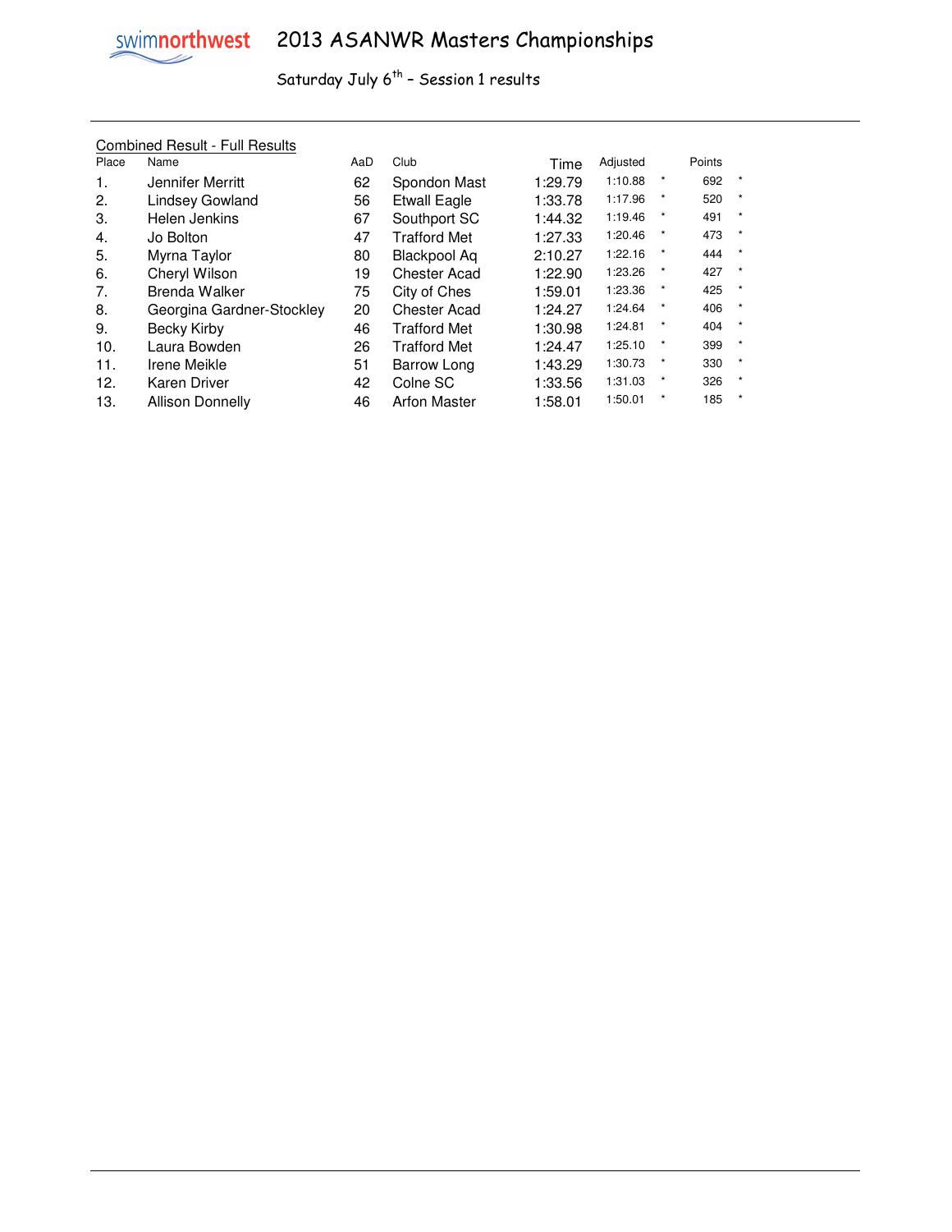# 2013 ASANWR Masters Championships

Saturday July 6th – Session 1 results

Combined Result - Full Results

| Place | Name | AaD | Club | Time | Adjusted | | Points | |
|---|---|---|---|---|---|---|---|---|
| 1. | Jennifer Merritt | 62 | Spondon Mast | 1:29.79 | 1:10.88 | * | 692 | * |
| 2. | Lindsey Gowland | 56 | Etwall Eagle | 1:33.78 | 1:17.96 | * | 520 | * |
| 3. | Helen Jenkins | 67 | Southport SC | 1:44.32 | 1:19.46 | * | 491 | * |
| 4. | Jo Bolton | 47 | Trafford Met | 1:27.33 | 1:20.46 | * | 473 | * |
| 5. | Myrna Taylor | 80 | Blackpool Aq | 2:10.27 | 1:22.16 | * | 444 | * |
| 6. | Cheryl Wilson | 19 | Chester Acad | 1:22.90 | 1:23.26 | * | 427 | * |
| 7. | Brenda Walker | 75 | City of Ches | 1:59.01 | 1:23.36 | * | 425 | * |
| 8. | Georgina Gardner-Stockley | 20 | Chester Acad | 1:24.27 | 1:24.64 | * | 406 | * |
| 9. | Becky Kirby | 46 | Trafford Met | 1:30.98 | 1:24.81 | * | 404 | * |
| 10. | Laura Bowden | 26 | Trafford Met | 1:24.47 | 1:25.10 | * | 399 | * |
| 11. | Irene Meikle | 51 | Barrow Long | 1:43.29 | 1:30.73 | * | 330 | * |
| 12. | Karen Driver | 42 | Colne SC | 1:33.56 | 1:31.03 | * | 326 | * |
| 13. | Allison Donnelly | 46 | Arfon Master | 1:58.01 | 1:50.01 | * | 185 | * |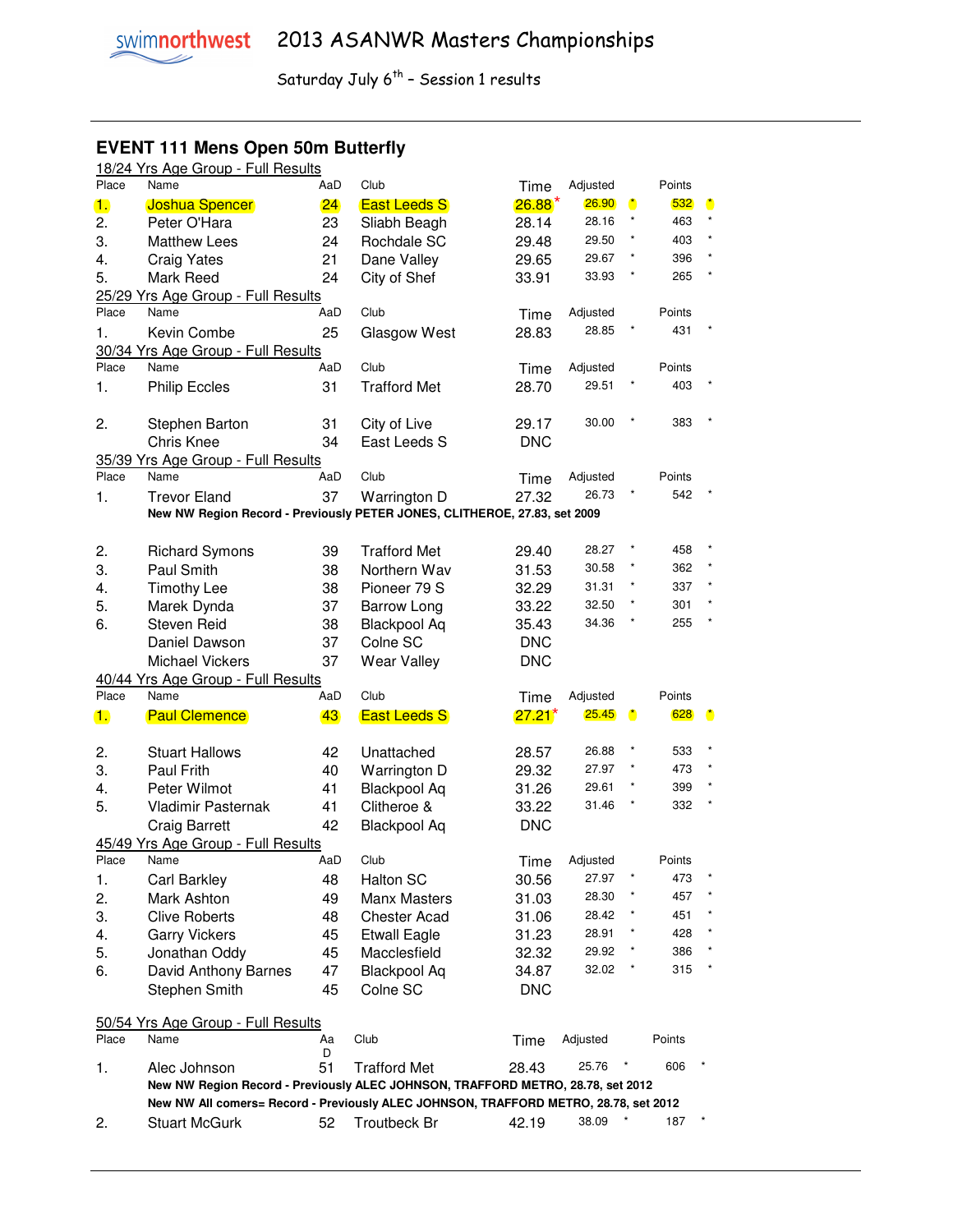# 2013 ASANWR Masters Championships

Saturday July 6th – Session 1 results

## EVENT 111 Mens Open 50m Butterfly

18/24 Yrs Age Group - Full Results

| Place | Name | AaD | Club | Time | Adjusted | | Points | |
|---|---|---|---|---|---|---|---|---|
| 1. | Joshua Spencer | 24 | East Leeds S | 26.88* | 26.90 | * | 532 | * |
| 2. | Peter O'Hara | 23 | Sliabh Beagh | 28.14 | 28.16 | * | 463 | * |
| 3. | Matthew Lees | 24 | Rochdale SC | 29.48 | 29.50 | * | 403 | * |
| 4. | Craig Yates | 21 | Dane Valley | 29.65 | 29.67 | * | 396 | * |
| 5. | Mark Reed | 24 | City of Shef | 33.91 | 33.93 | * | 265 | * |

25/29 Yrs Age Group - Full Results

| Place | Name | AaD | Club | Time | Adjusted | | Points | |
|---|---|---|---|---|---|---|---|---|
| 1. | Kevin Combe | 25 | Glasgow West | 28.83 | 28.85 | * | 431 | * |

30/34 Yrs Age Group - Full Results

| Place | Name | AaD | Club | Time | Adjusted | | Points | |
|---|---|---|---|---|---|---|---|---|
| 1. | Philip Eccles | 31 | Trafford Met | 28.70 | 29.51 | * | 403 | * |
| 2. | Stephen Barton | 31 | City of Live | 29.17 | 30.00 | * | 383 | * |
| | Chris Knee | 34 | East Leeds S | DNC | | | | |

35/39 Yrs Age Group - Full Results

| Place | Name | AaD | Club | Time | Adjusted | | Points | |
|---|---|---|---|---|---|---|---|---|
| 1. | Trevor Eland | 37 | Warrington D | 27.32 | 26.73 | * | 542 | * |
| | **New NW Region Record - Previously PETER JONES, CLITHEROE, 27.83, set 2009** | | | | | | | |
| 2. | Richard Symons | 39 | Trafford Met | 29.40 | 28.27 | * | 458 | * |
| 3. | Paul Smith | 38 | Northern Wav | 31.53 | 30.58 | * | 362 | * |
| 4. | Timothy Lee | 38 | Pioneer 79 S | 32.29 | 31.31 | * | 337 | * |
| 5. | Marek Dynda | 37 | Barrow Long | 33.22 | 32.50 | * | 301 | * |
| 6. | Steven Reid | 38 | Blackpool Aq | 35.43 | 34.36 | * | 255 | * |
| | Daniel Dawson | 37 | Colne SC | DNC | | | | |
| | Michael Vickers | 37 | Wear Valley | DNC | | | | |

40/44 Yrs Age Group - Full Results

| Place | Name | AaD | Club | Time | Adjusted | | Points | |
|---|---|---|---|---|---|---|---|---|
| 1. | Paul Clemence | 43 | East Leeds S | 27.21* | 25.45 | * | 628 | * |
| 2. | Stuart Hallows | 42 | Unattached | 28.57 | 26.88 | * | 533 | * |
| 3. | Paul Frith | 40 | Warrington D | 29.32 | 27.97 | * | 473 | * |
| 4. | Peter Wilmot | 41 | Blackpool Aq | 31.26 | 29.61 | * | 399 | * |
| 5. | Vladimir Pasternak | 41 | Clitheroe & | 33.22 | 31.46 | * | 332 | * |
| | Craig Barrett | 42 | Blackpool Aq | DNC | | | | |

45/49 Yrs Age Group - Full Results

| Place | Name | AaD | Club | Time | Adjusted | | Points | |
|---|---|---|---|---|---|---|---|---|
| 1. | Carl Barkley | 48 | Halton SC | 30.56 | 27.97 | * | 473 | * |
| 2. | Mark Ashton | 49 | Manx Masters | 31.03 | 28.30 | * | 457 | * |
| 3. | Clive Roberts | 48 | Chester Acad | 31.06 | 28.42 | * | 451 | * |
| 4. | Garry Vickers | 45 | Etwall Eagle | 31.23 | 28.91 | * | 428 | * |
| 5. | Jonathan Oddy | 45 | Macclesfield | 32.32 | 29.92 | * | 386 | * |
| 6. | David Anthony Barnes | 47 | Blackpool Aq | 34.87 | 32.02 | * | 315 | * |
| | Stephen Smith | 45 | Colne SC | DNC | | | | |

50/54 Yrs Age Group - Full Results

| Place | Name | AaD | Club | Time | Adjusted | | Points | |
|---|---|---|---|---|---|---|---|---|
| 1. | Alec Johnson | 51 | Trafford Met | 28.43 | 25.76 | * | 606 | * |
| | **New NW Region Record - Previously ALEC JOHNSON, TRAFFORD METRO, 28.78, set 2012** | | | | | | | |
| | **New NW All comers= Record - Previously ALEC JOHNSON, TRAFFORD METRO, 28.78, set 2012** | | | | | | | |
| 2. | Stuart McGurk | 52 | Troutbeck Br | 42.19 | 38.09 | * | 187 | * |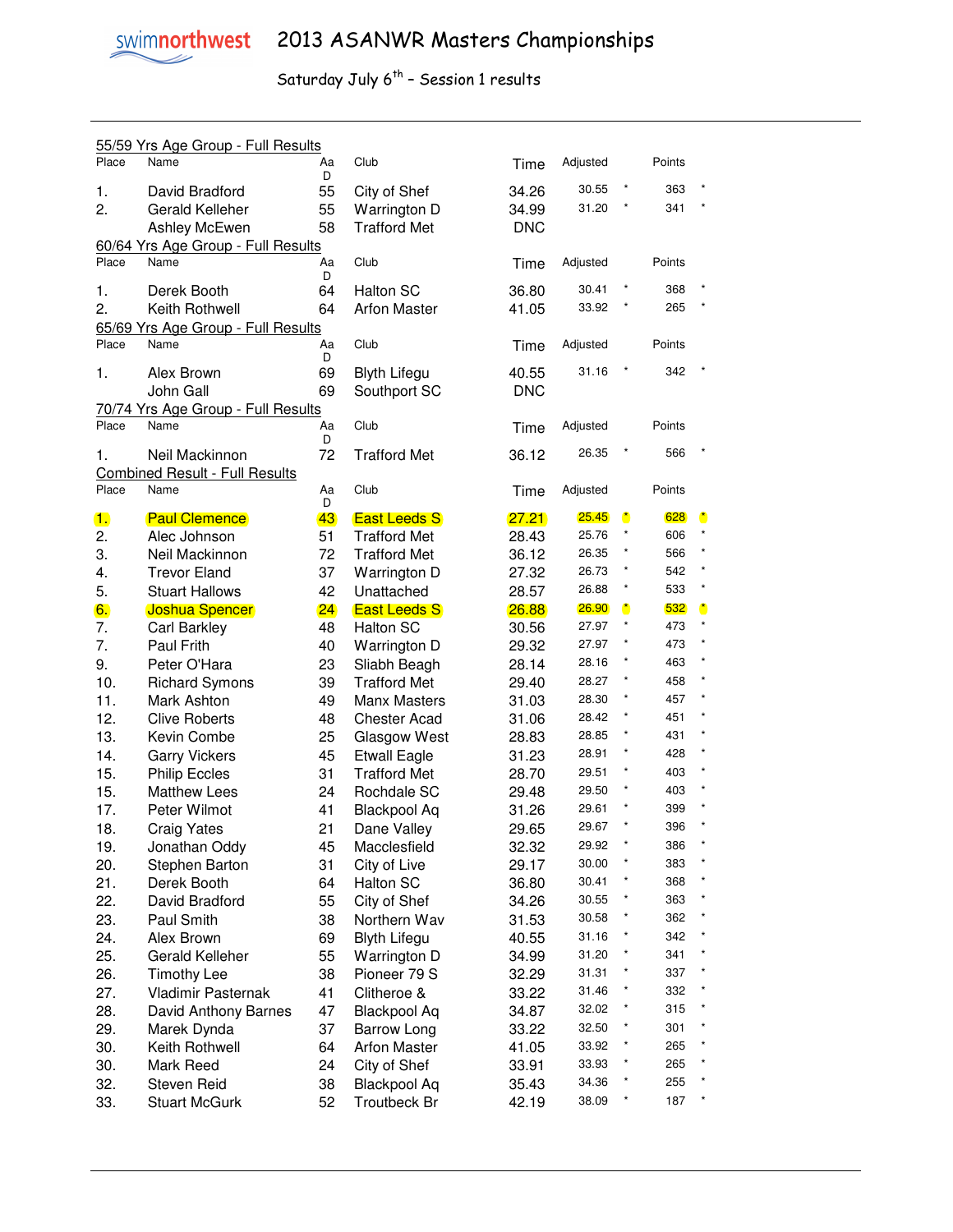# 2013 ASANWR Masters Championships

Saturday July 6th – Session 1 results

55/59 Yrs Age Group - Full Results

| Place | Name | AaD | Club | Time | Adjusted | | Points | |
|---|---|---|---|---|---|---|---|---|
| 1. | David Bradford | 55 | City of Shef | 34.26 | 30.55 | * | 363 | * |
| 2. | Gerald Kelleher | 55 | Warrington D | 34.99 | 31.20 | * | 341 | * |
| | Ashley McEwen | 58 | Trafford Met | DNC | | | | |

60/64 Yrs Age Group - Full Results

| Place | Name | AaD | Club | Time | Adjusted | | Points | |
|---|---|---|---|---|---|---|---|---|
| 1. | Derek Booth | 64 | Halton SC | 36.80 | 30.41 | * | 368 | * |
| 2. | Keith Rothwell | 64 | Arfon Master | 41.05 | 33.92 | * | 265 | * |

65/69 Yrs Age Group - Full Results

| Place | Name | AaD | Club | Time | Adjusted | | Points | |
|---|---|---|---|---|---|---|---|---|
| 1. | Alex Brown | 69 | Blyth Lifegu | 40.55 | 31.16 | * | 342 | * |
| | John Gall | 69 | Southport SC | DNC | | | | |

70/74 Yrs Age Group - Full Results

| Place | Name | AaD | Club | Time | Adjusted | | Points | |
|---|---|---|---|---|---|---|---|---|
| 1. | Neil Mackinnon | 72 | Trafford Met | 36.12 | 26.35 | * | 566 | * |

Combined Result - Full Results

| Place | Name | AaD | Club | Time | Adjusted | | Points | |
|---|---|---|---|---|---|---|---|---|
| 1. | Paul Clemence | 43 | East Leeds S | 27.21 | 25.45 | * | 628 | * |
| 2. | Alec Johnson | 51 | Trafford Met | 28.43 | 25.76 | * | 606 | * |
| 3. | Neil Mackinnon | 72 | Trafford Met | 36.12 | 26.35 | * | 566 | * |
| 4. | Trevor Eland | 37 | Warrington D | 27.32 | 26.73 | * | 542 | * |
| 5. | Stuart Hallows | 42 | Unattached | 28.57 | 26.88 | * | 533 | * |
| 6. | Joshua Spencer | 24 | East Leeds S | 26.88 | 26.90 | * | 532 | * |
| 7. | Carl Barkley | 48 | Halton SC | 30.56 | 27.97 | * | 473 | * |
| 7. | Paul Frith | 40 | Warrington D | 29.32 | 27.97 | * | 473 | * |
| 9. | Peter O'Hara | 23 | Sliabh Beagh | 28.14 | 28.16 | * | 463 | * |
| 10. | Richard Symons | 39 | Trafford Met | 29.40 | 28.27 | * | 458 | * |
| 11. | Mark Ashton | 49 | Manx Masters | 31.03 | 28.30 | * | 457 | * |
| 12. | Clive Roberts | 48 | Chester Acad | 31.06 | 28.42 | * | 451 | * |
| 13. | Kevin Combe | 25 | Glasgow West | 28.83 | 28.85 | * | 431 | * |
| 14. | Garry Vickers | 45 | Etwall Eagle | 31.23 | 28.91 | * | 428 | * |
| 15. | Philip Eccles | 31 | Trafford Met | 28.70 | 29.51 | * | 403 | * |
| 15. | Matthew Lees | 24 | Rochdale SC | 29.48 | 29.50 | * | 403 | * |
| 17. | Peter Wilmot | 41 | Blackpool Aq | 31.26 | 29.61 | * | 399 | * |
| 18. | Craig Yates | 21 | Dane Valley | 29.65 | 29.67 | * | 396 | * |
| 19. | Jonathan Oddy | 45 | Macclesfield | 32.32 | 29.92 | * | 386 | * |
| 20. | Stephen Barton | 31 | City of Live | 29.17 | 30.00 | * | 383 | * |
| 21. | Derek Booth | 64 | Halton SC | 36.80 | 30.41 | * | 368 | * |
| 22. | David Bradford | 55 | City of Shef | 34.26 | 30.55 | * | 363 | * |
| 23. | Paul Smith | 38 | Northern Wav | 31.53 | 30.58 | * | 362 | * |
| 24. | Alex Brown | 69 | Blyth Lifegu | 40.55 | 31.16 | * | 342 | * |
| 25. | Gerald Kelleher | 55 | Warrington D | 34.99 | 31.20 | * | 341 | * |
| 26. | Timothy Lee | 38 | Pioneer 79 S | 32.29 | 31.31 | * | 337 | * |
| 27. | Vladimir Pasternak | 41 | Clitheroe & | 33.22 | 31.46 | * | 332 | * |
| 28. | David Anthony Barnes | 47 | Blackpool Aq | 34.87 | 32.02 | * | 315 | * |
| 29. | Marek Dynda | 37 | Barrow Long | 33.22 | 32.50 | * | 301 | * |
| 30. | Keith Rothwell | 64 | Arfon Master | 41.05 | 33.92 | * | 265 | * |
| 30. | Mark Reed | 24 | City of Shef | 33.91 | 33.93 | * | 265 | * |
| 32. | Steven Reid | 38 | Blackpool Aq | 35.43 | 34.36 | * | 255 | * |
| 33. | Stuart McGurk | 52 | Troutbeck Br | 42.19 | 38.09 | * | 187 | * |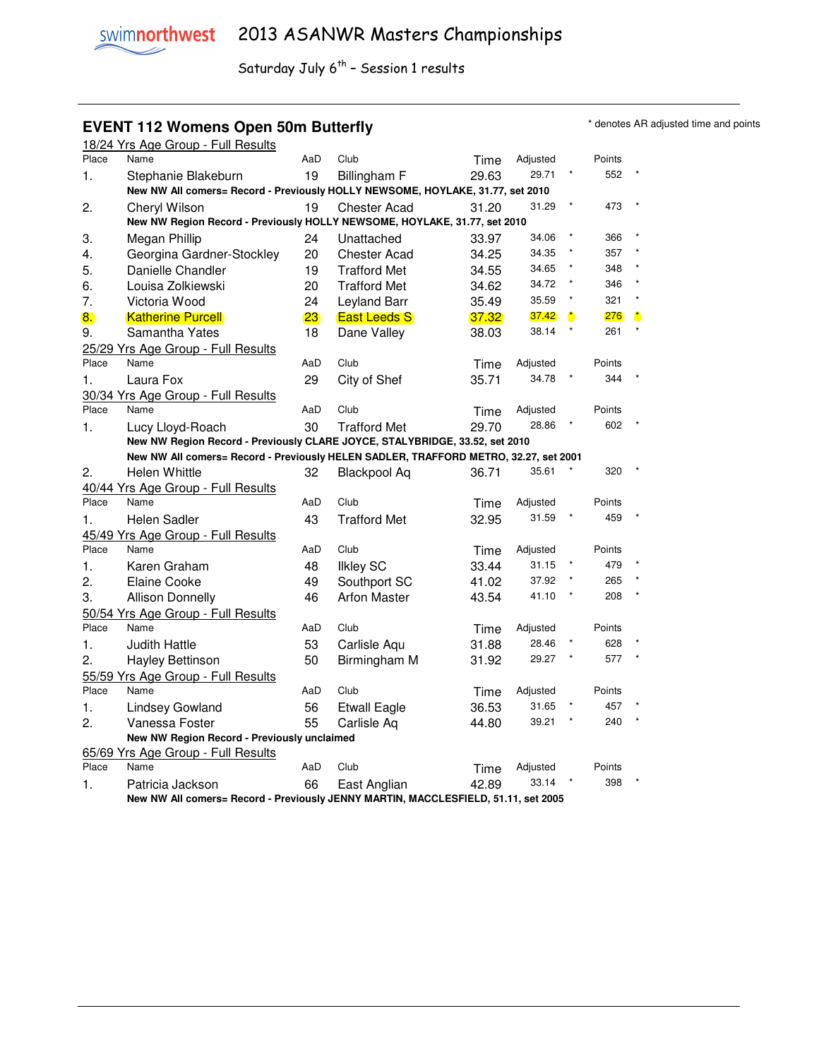# 2013 ASANWR Masters Championships

Saturday July 6th – Session 1 results

## EVENT 112 Womens Open 50m Butterfly

\* denotes AR adjusted time and points

### 18/24 Yrs Age Group - Full Results

| Place | Name | AaD | Club | Time | Adjusted | | Points | |
|---|---|---|---|---|---|---|---|---|
| 1. | Stephanie Blakeburn | 19 | Billingham F | 29.63 | 29.71 | * | 552 | * |
| | **New NW All comers= Record - Previously HOLLY NEWSOME, HOYLAKE, 31.77, set 2010** | | | | | | | |
| 2. | Cheryl Wilson | 19 | Chester Acad | 31.20 | 31.29 | * | 473 | * |
| | **New NW Region Record - Previously HOLLY NEWSOME, HOYLAKE, 31.77, set 2010** | | | | | | | |
| 3. | Megan Phillip | 24 | Unattached | 33.97 | 34.06 | * | 366 | * |
| 4. | Georgina Gardner-Stockley | 20 | Chester Acad | 34.25 | 34.35 | * | 357 | * |
| 5. | Danielle Chandler | 19 | Trafford Met | 34.55 | 34.65 | * | 348 | * |
| 6. | Louisa Zolkiewski | 20 | Trafford Met | 34.62 | 34.72 | * | 346 | * |
| 7. | Victoria Wood | 24 | Leyland Barr | 35.49 | 35.59 | * | 321 | * |
| 8. | Katherine Purcell | 23 | East Leeds S | 37.32 | 37.42 | * | 276 | * |
| 9. | Samantha Yates | 18 | Dane Valley | 38.03 | 38.14 | * | 261 | * |

### 25/29 Yrs Age Group - Full Results

| Place | Name | AaD | Club | Time | Adjusted | | Points | |
|---|---|---|---|---|---|---|---|---|
| 1. | Laura Fox | 29 | City of Shef | 35.71 | 34.78 | * | 344 | * |

### 30/34 Yrs Age Group - Full Results

| Place | Name | AaD | Club | Time | Adjusted | | Points | |
|---|---|---|---|---|---|---|---|---|
| 1. | Lucy Lloyd-Roach | 30 | Trafford Met | 29.70 | 28.86 | * | 602 | * |
| | **New NW Region Record - Previously CLARE JOYCE, STALYBRIDGE, 33.52, set 2010** | | | | | | | |
| | **New NW All comers= Record - Previously HELEN SADLER, TRAFFORD METRO, 32.27, set 2001** | | | | | | | |
| 2. | Helen Whittle | 32 | Blackpool Aq | 36.71 | 35.61 | * | 320 | * |

### 40/44 Yrs Age Group - Full Results

| Place | Name | AaD | Club | Time | Adjusted | | Points | |
|---|---|---|---|---|---|---|---|---|
| 1. | Helen Sadler | 43 | Trafford Met | 32.95 | 31.59 | * | 459 | * |

### 45/49 Yrs Age Group - Full Results

| Place | Name | AaD | Club | Time | Adjusted | | Points | |
|---|---|---|---|---|---|---|---|---|
| 1. | Karen Graham | 48 | Ilkley SC | 33.44 | 31.15 | * | 479 | * |
| 2. | Elaine Cooke | 49 | Southport SC | 41.02 | 37.92 | * | 265 | * |
| 3. | Allison Donnelly | 46 | Arfon Master | 43.54 | 41.10 | * | 208 | * |

### 50/54 Yrs Age Group - Full Results

| Place | Name | AaD | Club | Time | Adjusted | | Points | |
|---|---|---|---|---|---|---|---|---|
| 1. | Judith Hattle | 53 | Carlisle Aqu | 31.88 | 28.46 | * | 628 | * |
| 2. | Hayley Bettinson | 50 | Birmingham M | 31.92 | 29.27 | * | 577 | * |

### 55/59 Yrs Age Group - Full Results

| Place | Name | AaD | Club | Time | Adjusted | | Points | |
|---|---|---|---|---|---|---|---|---|
| 1. | Lindsey Gowland | 56 | Etwall Eagle | 36.53 | 31.65 | * | 457 | * |
| 2. | Vanessa Foster | 55 | Carlisle Aq | 44.80 | 39.21 | * | 240 | * |
| | **New NW Region Record - Previously unclaimed** | | | | | | | |

### 65/69 Yrs Age Group - Full Results

| Place | Name | AaD | Club | Time | Adjusted | | Points | |
|---|---|---|---|---|---|---|---|---|
| 1. | Patricia Jackson | 66 | East Anglian | 42.89 | 33.14 | * | 398 | * |
| | **New NW All comers= Record - Previously JENNY MARTIN, MACCLESFIELD, 51.11, set 2005** | | | | | | | |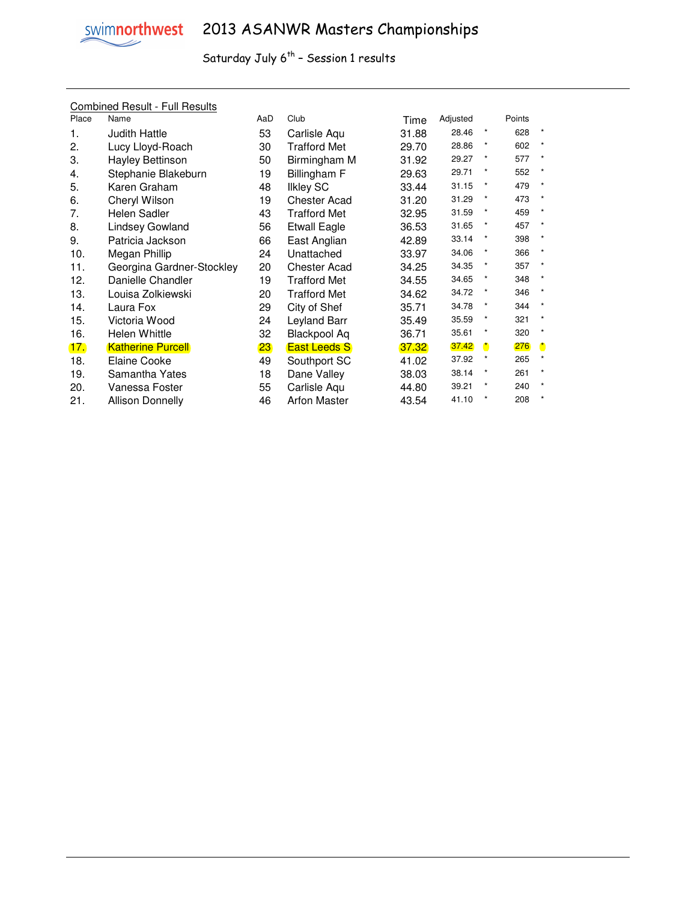swimnorthwest

# 2013 ASANWR Masters Championships

Saturday July 6th – Session 1 results

Combined Result - Full Results

| Place | Name | AaD | Club | Time | Adjusted | | Points | |
|---|---|---|---|---|---|---|---|---|
| 1. | Judith Hattle | 53 | Carlisle Aqu | 31.88 | 28.46 | * | 628 | * |
| 2. | Lucy Lloyd-Roach | 30 | Trafford Met | 29.70 | 28.86 | * | 602 | * |
| 3. | Hayley Bettinson | 50 | Birmingham M | 31.92 | 29.27 | * | 577 | * |
| 4. | Stephanie Blakeburn | 19 | Billingham F | 29.63 | 29.71 | * | 552 | * |
| 5. | Karen Graham | 48 | Ilkley SC | 33.44 | 31.15 | * | 479 | * |
| 6. | Cheryl Wilson | 19 | Chester Acad | 31.20 | 31.29 | * | 473 | * |
| 7. | Helen Sadler | 43 | Trafford Met | 32.95 | 31.59 | * | 459 | * |
| 8. | Lindsey Gowland | 56 | Etwall Eagle | 36.53 | 31.65 | * | 457 | * |
| 9. | Patricia Jackson | 66 | East Anglian | 42.89 | 33.14 | * | 398 | * |
| 10. | Megan Phillip | 24 | Unattached | 33.97 | 34.06 | * | 366 | * |
| 11. | Georgina Gardner-Stockley | 20 | Chester Acad | 34.25 | 34.35 | * | 357 | * |
| 12. | Danielle Chandler | 19 | Trafford Met | 34.55 | 34.65 | * | 348 | * |
| 13. | Louisa Zolkiewski | 20 | Trafford Met | 34.62 | 34.72 | * | 346 | * |
| 14. | Laura Fox | 29 | City of Shef | 35.71 | 34.78 | * | 344 | * |
| 15. | Victoria Wood | 24 | Leyland Barr | 35.49 | 35.59 | * | 321 | * |
| 16. | Helen Whittle | 32 | Blackpool Aq | 36.71 | 35.61 | * | 320 | * |
| 17. | Katherine Purcell | 23 | East Leeds S | 37.32 | 37.42 | * | 276 | * |
| 18. | Elaine Cooke | 49 | Southport SC | 41.02 | 37.92 | * | 265 | * |
| 19. | Samantha Yates | 18 | Dane Valley | 38.03 | 38.14 | * | 261 | * |
| 20. | Vanessa Foster | 55 | Carlisle Aqu | 44.80 | 39.21 | * | 240 | * |
| 21. | Allison Donnelly | 46 | Arfon Master | 43.54 | 41.10 | * | 208 | * |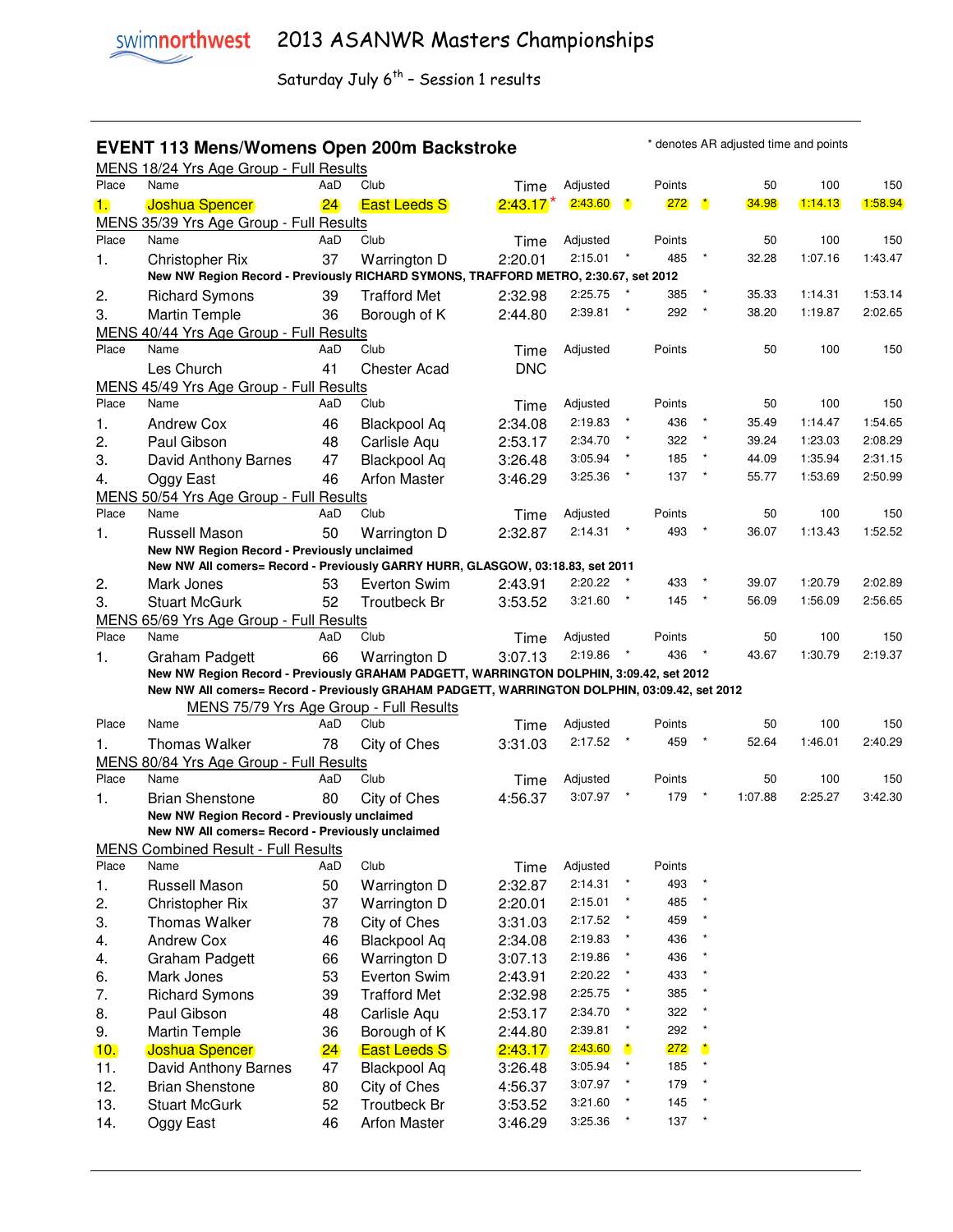# 2013 ASANWR Masters Championships

Saturday July 6th – Session 1 results

## EVENT 113 Mens/Womens Open 200m Backstroke

\* denotes AR adjusted time and points

### MENS 18/24 Yrs Age Group - Full Results

| Place | Name | AaD | Club | Time | Adjusted | | Points | | 50 | 100 | 150 |
|---|---|---|---|---|---|---|---|---|---|---|---|
| 1. | Joshua Spencer | 24 | East Leeds S | 2:43.17* | 2:43.60 | * | 272 | * | 34.98 | 1:14.13 | 1:58.94 |

### MENS 35/39 Yrs Age Group - Full Results

| Place | Name | AaD | Club | Time | Adjusted | | Points | | 50 | 100 | 150 |
|---|---|---|---|---|---|---|---|---|---|---|---|
| 1. | Christopher Rix | 37 | Warrington D | 2:20.01 | 2:15.01 | * | 485 | * | 32.28 | 1:07.16 | 1:43.47 |
| | **New NW Region Record - Previously RICHARD SYMONS, TRAFFORD METRO, 2:30.67, set 2012** | | | | | | | | | | |
| 2. | Richard Symons | 39 | Trafford Met | 2:32.98 | 2:25.75 | * | 385 | * | 35.33 | 1:14.31 | 1:53.14 |
| 3. | Martin Temple | 36 | Borough of K | 2:44.80 | 2:39.81 | * | 292 | * | 38.20 | 1:19.87 | 2:02.65 |

### MENS 40/44 Yrs Age Group - Full Results

| Place | Name | AaD | Club | Time | Adjusted | Points | 50 | 100 | 150 |
|---|---|---|---|---|---|---|---|---|---|
| | Les Church | 41 | Chester Acad | DNC | | | | | |

### MENS 45/49 Yrs Age Group - Full Results

| Place | Name | AaD | Club | Time | Adjusted | | Points | | 50 | 100 | 150 |
|---|---|---|---|---|---|---|---|---|---|---|---|
| 1. | Andrew Cox | 46 | Blackpool Aq | 2:34.08 | 2:19.83 | * | 436 | * | 35.49 | 1:14.47 | 1:54.65 |
| 2. | Paul Gibson | 48 | Carlisle Aqu | 2:53.17 | 2:34.70 | * | 322 | * | 39.24 | 1:23.03 | 2:08.29 |
| 3. | David Anthony Barnes | 47 | Blackpool Aq | 3:26.48 | 3:05.94 | * | 185 | * | 44.09 | 1:35.94 | 2:31.15 |
| 4. | Oggy East | 46 | Arfon Master | 3:46.29 | 3:25.36 | * | 137 | * | 55.77 | 1:53.69 | 2:50.99 |

### MENS 50/54 Yrs Age Group - Full Results

| Place | Name | AaD | Club | Time | Adjusted | | Points | | 50 | 100 | 150 |
|---|---|---|---|---|---|---|---|---|---|---|---|
| 1. | Russell Mason | 50 | Warrington D | 2:32.87 | 2:14.31 | * | 493 | * | 36.07 | 1:13.43 | 1:52.52 |
| | **New NW Region Record - Previously unclaimed** | | | | | | | | | | |
| | **New NW All comers= Record - Previously GARRY HURR, GLASGOW, 03:18.83, set 2011** | | | | | | | | | | |
| 2. | Mark Jones | 53 | Everton Swim | 2:43.91 | 2:20.22 | * | 433 | * | 39.07 | 1:20.79 | 2:02.89 |
| 3. | Stuart McGurk | 52 | Troutbeck Br | 3:53.52 | 3:21.60 | * | 145 | * | 56.09 | 1:56.09 | 2:56.65 |

### MENS 65/69 Yrs Age Group - Full Results

| Place | Name | AaD | Club | Time | Adjusted | | Points | | 50 | 100 | 150 |
|---|---|---|---|---|---|---|---|---|---|---|---|
| 1. | Graham Padgett | 66 | Warrington D | 3:07.13 | 2:19.86 | * | 436 | * | 43.67 | 1:30.79 | 2:19.37 |
| | **New NW Region Record - Previously GRAHAM PADGETT, WARRINGTON DOLPHIN, 3:09.42, set 2012** | | | | | | | | | | |
| | **New NW All comers= Record - Previously GRAHAM PADGETT, WARRINGTON DOLPHIN, 03:09.42, set 2012** | | | | | | | | | | |

### MENS 75/79 Yrs Age Group - Full Results

| Place | Name | AaD | Club | Time | Adjusted | | Points | | 50 | 100 | 150 |
|---|---|---|---|---|---|---|---|---|---|---|---|
| 1. | Thomas Walker | 78 | City of Ches | 3:31.03 | 2:17.52 | * | 459 | * | 52.64 | 1:46.01 | 2:40.29 |

### MENS 80/84 Yrs Age Group - Full Results

| Place | Name | AaD | Club | Time | Adjusted | | Points | | 50 | 100 | 150 |
|---|---|---|---|---|---|---|---|---|---|---|---|
| 1. | Brian Shenstone | 80 | City of Ches | 4:56.37 | 3:07.97 | * | 179 | * | 1:07.88 | 2:25.27 | 3:42.30 |
| | **New NW Region Record - Previously unclaimed** | | | | | | | | | | |
| | **New NW All comers= Record - Previously unclaimed** | | | | | | | | | | |

### MENS Combined Result - Full Results

| Place | Name | AaD | Club | Time | Adjusted | | Points | |
|---|---|---|---|---|---|---|---|---|
| 1. | Russell Mason | 50 | Warrington D | 2:32.87 | 2:14.31 | * | 493 | * |
| 2. | Christopher Rix | 37 | Warrington D | 2:20.01 | 2:15.01 | * | 485 | * |
| 3. | Thomas Walker | 78 | City of Ches | 3:31.03 | 2:17.52 | * | 459 | * |
| 4. | Andrew Cox | 46 | Blackpool Aq | 2:34.08 | 2:19.83 | * | 436 | * |
| 4. | Graham Padgett | 66 | Warrington D | 3:07.13 | 2:19.86 | * | 436 | * |
| 6. | Mark Jones | 53 | Everton Swim | 2:43.91 | 2:20.22 | * | 433 | * |
| 7. | Richard Symons | 39 | Trafford Met | 2:32.98 | 2:25.75 | * | 385 | * |
| 8. | Paul Gibson | 48 | Carlisle Aqu | 2:53.17 | 2:34.70 | * | 322 | * |
| 9. | Martin Temple | 36 | Borough of K | 2:44.80 | 2:39.81 | * | 292 | * |
| 10. | Joshua Spencer | 24 | East Leeds S | 2:43.17 | 2:43.60 | * | 272 | * |
| 11. | David Anthony Barnes | 47 | Blackpool Aq | 3:26.48 | 3:05.94 | * | 185 | * |
| 12. | Brian Shenstone | 80 | City of Ches | 4:56.37 | 3:07.97 | * | 179 | * |
| 13. | Stuart McGurk | 52 | Troutbeck Br | 3:53.52 | 3:21.60 | * | 145 | * |
| 14. | Oggy East | 46 | Arfon Master | 3:46.29 | 3:25.36 | * | 137 | * |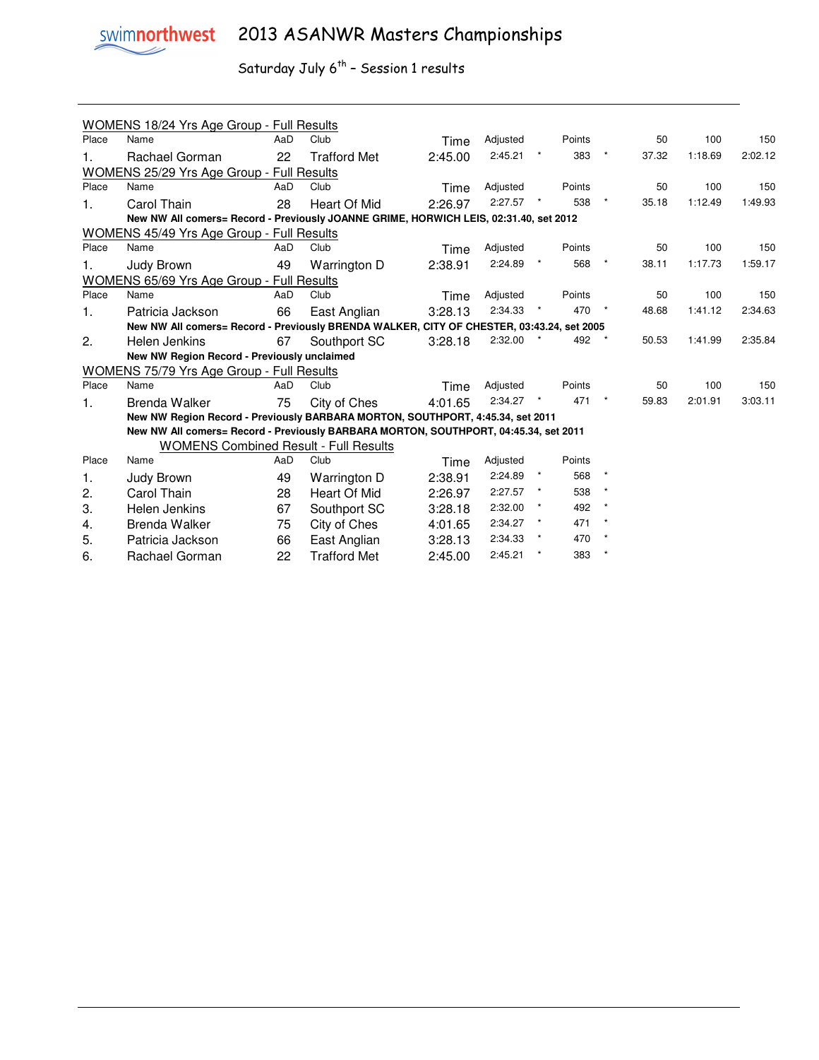# 2013 ASANWR Masters Championships

Saturday July 6th – Session 1 results

## WOMENS 18/24 Yrs Age Group - Full Results

| Place | Name | AaD | Club | Time | Adjusted | | Points | | 50 | 100 | 150 |
|---|---|---|---|---|---|---|---|---|---|---|---|
| 1. | Rachael Gorman | 22 | Trafford Met | 2:45.00 | 2:45.21 | * | 383 | * | 37.32 | 1:18.69 | 2:02.12 |

## WOMENS 25/29 Yrs Age Group - Full Results

| Place | Name | AaD | Club | Time | Adjusted | | Points | | 50 | 100 | 150 |
|---|---|---|---|---|---|---|---|---|---|---|---|
| 1. | Carol Thain | 28 | Heart Of Mid | 2:26.97 | 2:27.57 | * | 538 | * | 35.18 | 1:12.49 | 1:49.93 |

**New NW All comers= Record - Previously JOANNE GRIME, HORWICH LEIS, 02:31.40, set 2012**

## WOMENS 45/49 Yrs Age Group - Full Results

| Place | Name | AaD | Club | Time | Adjusted | | Points | | 50 | 100 | 150 |
|---|---|---|---|---|---|---|---|---|---|---|---|
| 1. | Judy Brown | 49 | Warrington D | 2:38.91 | 2:24.89 | * | 568 | * | 38.11 | 1:17.73 | 1:59.17 |

## WOMENS 65/69 Yrs Age Group - Full Results

| Place | Name | AaD | Club | Time | Adjusted | | Points | | 50 | 100 | 150 |
|---|---|---|---|---|---|---|---|---|---|---|---|
| 1. | Patricia Jackson | 66 | East Anglian | 3:28.13 | 2:34.33 | * | 470 | * | 48.68 | 1:41.12 | 2:34.63 |
| | **New NW All comers= Record - Previously BRENDA WALKER, CITY OF CHESTER, 03:43.24, set 2005** | | | | | | | | | | |
| 2. | Helen Jenkins | 67 | Southport SC | 3:28.18 | 2:32.00 | * | 492 | * | 50.53 | 1:41.99 | 2:35.84 |
| | **New NW Region Record - Previously unclaimed** | | | | | | | | | | |

## WOMENS 75/79 Yrs Age Group - Full Results

| Place | Name | AaD | Club | Time | Adjusted | | Points | | 50 | 100 | 150 |
|---|---|---|---|---|---|---|---|---|---|---|---|
| 1. | Brenda Walker | 75 | City of Ches | 4:01.65 | 2:34.27 | * | 471 | * | 59.83 | 2:01.91 | 3:03.11 |

**New NW Region Record - Previously BARBARA MORTON, SOUTHPORT, 4:45.34, set 2011**

**New NW All comers= Record - Previously BARBARA MORTON, SOUTHPORT, 04:45.34, set 2011**

## WOMENS Combined Result - Full Results

| Place | Name | AaD | Club | Time | Adjusted | | Points | |
|---|---|---|---|---|---|---|---|---|
| 1. | Judy Brown | 49 | Warrington D | 2:38.91 | 2:24.89 | * | 568 | * |
| 2. | Carol Thain | 28 | Heart Of Mid | 2:26.97 | 2:27.57 | * | 538 | * |
| 3. | Helen Jenkins | 67 | Southport SC | 3:28.18 | 2:32.00 | * | 492 | * |
| 4. | Brenda Walker | 75 | City of Ches | 4:01.65 | 2:34.27 | * | 471 | * |
| 5. | Patricia Jackson | 66 | East Anglian | 3:28.13 | 2:34.33 | * | 470 | * |
| 6. | Rachael Gorman | 22 | Trafford Met | 2:45.00 | 2:45.21 | * | 383 | * |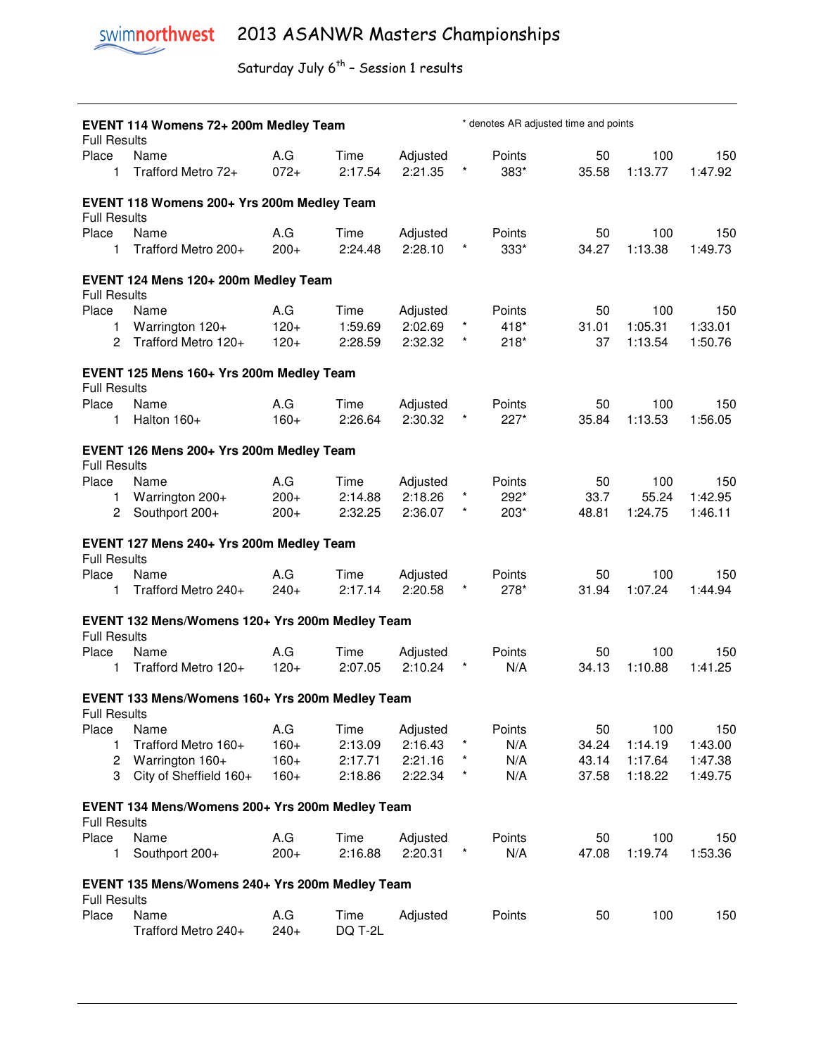swimnorthwest

# 2013 ASANWR Masters Championships

Saturday July 6th – Session 1 results

### EVENT 114 Womens 72+ 200m Medley Team

\* denotes AR adjusted time and points

Full Results

| Place | Name | A.G | Time | Adjusted | | Points | 50 | 100 | 150 |
|---|---|---|---|---|---|---|---|---|---|
| 1 | Trafford Metro 72+ | 072+ | 2:17.54 | 2:21.35 | * | 383* | 35.58 | 1:13.77 | 1:47.92 |

### EVENT 118 Womens 200+ Yrs 200m Medley Team

Full Results

| Place | Name | A.G | Time | Adjusted | | Points | 50 | 100 | 150 |
|---|---|---|---|---|---|---|---|---|---|
| 1 | Trafford Metro 200+ | 200+ | 2:24.48 | 2:28.10 | * | 333* | 34.27 | 1:13.38 | 1:49.73 |

### EVENT 124 Mens 120+ 200m Medley Team

Full Results

| Place | Name | A.G | Time | Adjusted | | Points | 50 | 100 | 150 |
|---|---|---|---|---|---|---|---|---|---|
| 1 | Warrington 120+ | 120+ | 1:59.69 | 2:02.69 | * | 418* | 31.01 | 1:05.31 | 1:33.01 |
| 2 | Trafford Metro 120+ | 120+ | 2:28.59 | 2:32.32 | * | 218* | 37 | 1:13.54 | 1:50.76 |

### EVENT 125 Mens 160+ Yrs 200m Medley Team

Full Results

| Place | Name | A.G | Time | Adjusted | | Points | 50 | 100 | 150 |
|---|---|---|---|---|---|---|---|---|---|
| 1 | Halton 160+ | 160+ | 2:26.64 | 2:30.32 | * | 227* | 35.84 | 1:13.53 | 1:56.05 |

### EVENT 126 Mens 200+ Yrs 200m Medley Team

Full Results

| Place | Name | A.G | Time | Adjusted | | Points | 50 | 100 | 150 |
|---|---|---|---|---|---|---|---|---|---|
| 1 | Warrington 200+ | 200+ | 2:14.88 | 2:18.26 | * | 292* | 33.7 | 55.24 | 1:42.95 |
| 2 | Southport 200+ | 200+ | 2:32.25 | 2:36.07 | * | 203* | 48.81 | 1:24.75 | 1:46.11 |

### EVENT 127 Mens 240+ Yrs 200m Medley Team

Full Results

| Place | Name | A.G | Time | Adjusted | | Points | 50 | 100 | 150 |
|---|---|---|---|---|---|---|---|---|---|
| 1 | Trafford Metro 240+ | 240+ | 2:17.14 | 2:20.58 | * | 278* | 31.94 | 1:07.24 | 1:44.94 |

### EVENT 132 Mens/Womens 120+ Yrs 200m Medley Team

Full Results

| Place | Name | A.G | Time | Adjusted | | Points | 50 | 100 | 150 |
|---|---|---|---|---|---|---|---|---|---|
| 1 | Trafford Metro 120+ | 120+ | 2:07.05 | 2:10.24 | * | N/A | 34.13 | 1:10.88 | 1:41.25 |

### EVENT 133 Mens/Womens 160+ Yrs 200m Medley Team

Full Results

| Place | Name | A.G | Time | Adjusted | | Points | 50 | 100 | 150 |
|---|---|---|---|---|---|---|---|---|---|
| 1 | Trafford Metro 160+ | 160+ | 2:13.09 | 2:16.43 | * | N/A | 34.24 | 1:14.19 | 1:43.00 |
| 2 | Warrington 160+ | 160+ | 2:17.71 | 2:21.16 | * | N/A | 43.14 | 1:17.64 | 1:47.38 |
| 3 | City of Sheffield 160+ | 160+ | 2:18.86 | 2:22.34 | * | N/A | 37.58 | 1:18.22 | 1:49.75 |

### EVENT 134 Mens/Womens 200+ Yrs 200m Medley Team

Full Results

| Place | Name | A.G | Time | Adjusted | | Points | 50 | 100 | 150 |
|---|---|---|---|---|---|---|---|---|---|
| 1 | Southport 200+ | 200+ | 2:16.88 | 2:20.31 | * | N/A | 47.08 | 1:19.74 | 1:53.36 |

### EVENT 135 Mens/Womens 240+ Yrs 200m Medley Team

Full Results

| Place | Name | A.G | Time | Adjusted | | Points | 50 | 100 | 150 |
|---|---|---|---|---|---|---|---|---|---|
| | Trafford Metro 240+ | 240+ | DQ T-2L | | | | | | |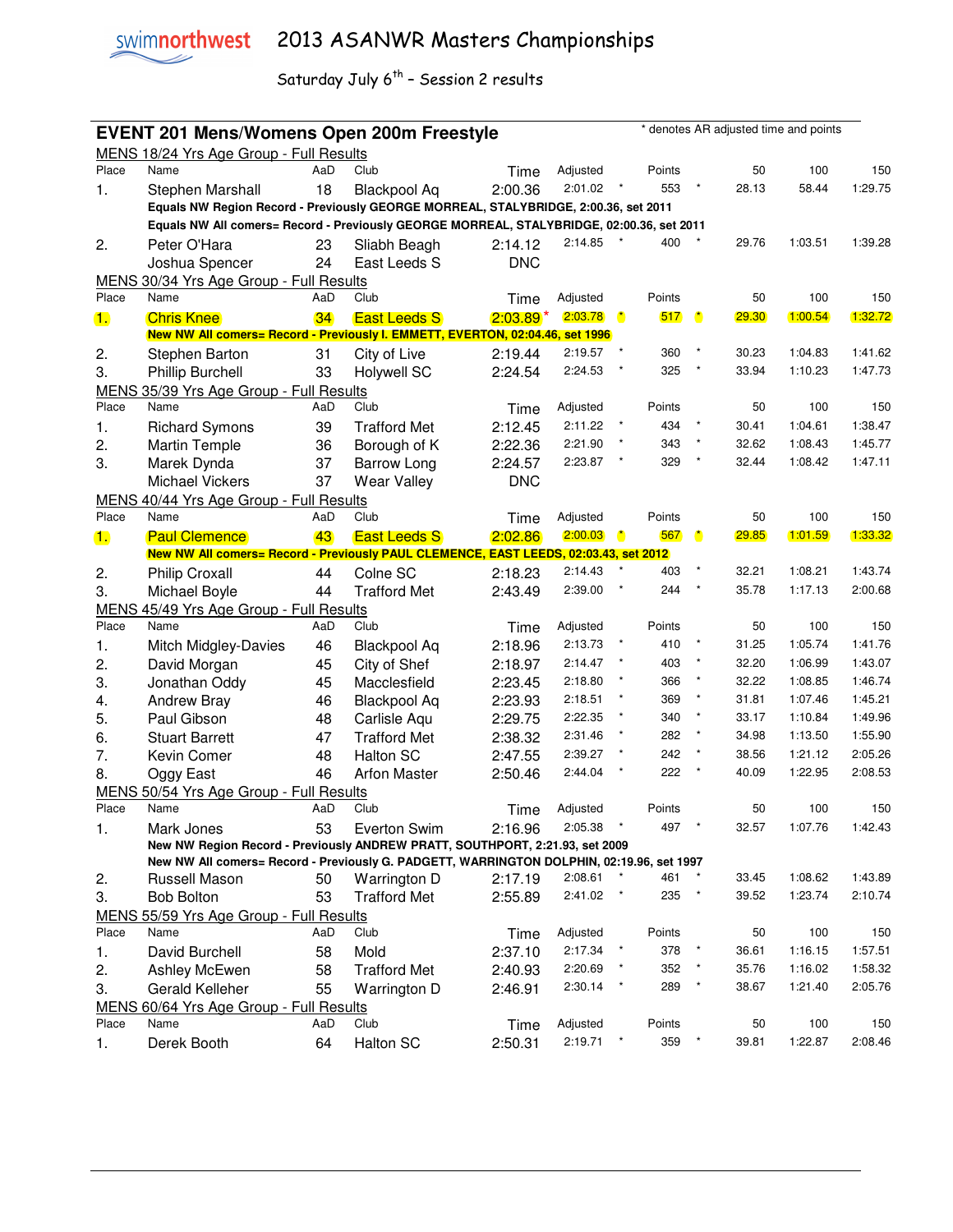# 2013 ASANWR Masters Championships

Saturday July 6th – Session 2 results

## EVENT 201 Mens/Womens Open 200m Freestyle

\* denotes AR adjusted time and points

### MENS 18/24 Yrs Age Group - Full Results

| Place | Name | AaD | Club | Time | Adjusted | | Points | | 50 | 100 | 150 |
|---|---|---|---|---|---|---|---|---|---|---|---|
| 1. | Stephen Marshall | 18 | Blackpool Aq | 2:00.36 | 2:01.02 | * | 553 | * | 28.13 | 58.44 | 1:29.75 |
| | **Equals NW Region Record - Previously GEORGE MORREAL, STALYBRIDGE, 2:00.36, set 2011** | | | | | | | | | | |
| | **Equals NW All comers= Record - Previously GEORGE MORREAL, STALYBRIDGE, 02:00.36, set 2011** | | | | | | | | | | |
| 2. | Peter O'Hara | 23 | Sliabh Beagh | 2:14.12 | 2:14.85 | * | 400 | * | 29.76 | 1:03.51 | 1:39.28 |
| | Joshua Spencer | 24 | East Leeds S | DNC | | | | | | | |

### MENS 30/34 Yrs Age Group - Full Results

| Place | Name | AaD | Club | Time | Adjusted | | Points | | 50 | 100 | 150 |
|---|---|---|---|---|---|---|---|---|---|---|---|
| 1. | Chris Knee | 34 | East Leeds S | 2:03.89* | 2:03.78 | * | 517 | * | 29.30 | 1:00.54 | 1:32.72 |
| | **New NW All comers= Record - Previously I. EMMETT, EVERTON, 02:04.46, set 1996** | | | | | | | | | | |
| 2. | Stephen Barton | 31 | City of Live | 2:19.44 | 2:19.57 | * | 360 | * | 30.23 | 1:04.83 | 1:41.62 |
| 3. | Phillip Burchell | 33 | Holywell SC | 2:24.54 | 2:24.53 | * | 325 | * | 33.94 | 1:10.23 | 1:47.73 |

### MENS 35/39 Yrs Age Group - Full Results

| Place | Name | AaD | Club | Time | Adjusted | | Points | | 50 | 100 | 150 |
|---|---|---|---|---|---|---|---|---|---|---|---|
| 1. | Richard Symons | 39 | Trafford Met | 2:12.45 | 2:11.22 | * | 434 | * | 30.41 | 1:04.61 | 1:38.47 |
| 2. | Martin Temple | 36 | Borough of K | 2:22.36 | 2:21.90 | * | 343 | * | 32.62 | 1:08.43 | 1:45.77 |
| 3. | Marek Dynda | 37 | Barrow Long | 2:24.57 | 2:23.87 | * | 329 | * | 32.44 | 1:08.42 | 1:47.11 |
| | Michael Vickers | 37 | Wear Valley | DNC | | | | | | | |

### MENS 40/44 Yrs Age Group - Full Results

| Place | Name | AaD | Club | Time | Adjusted | | Points | | 50 | 100 | 150 |
|---|---|---|---|---|---|---|---|---|---|---|---|
| 1. | Paul Clemence | 43 | East Leeds S | 2:02.86 | 2:00.03 | * | 567 | * | 29.85 | 1:01.59 | 1:33.32 |
| | **New NW All comers= Record - Previously PAUL CLEMENCE, EAST LEEDS, 02:03.43, set 2012** | | | | | | | | | | |
| 2. | Philip Croxall | 44 | Colne SC | 2:18.23 | 2:14.43 | * | 403 | * | 32.21 | 1:08.21 | 1:43.74 |
| 3. | Michael Boyle | 44 | Trafford Met | 2:43.49 | 2:39.00 | * | 244 | * | 35.78 | 1:17.13 | 2:00.68 |

### MENS 45/49 Yrs Age Group - Full Results

| Place | Name | AaD | Club | Time | Adjusted | | Points | | 50 | 100 | 150 |
|---|---|---|---|---|---|---|---|---|---|---|---|
| 1. | Mitch Midgley-Davies | 46 | Blackpool Aq | 2:18.96 | 2:13.73 | * | 410 | * | 31.25 | 1:05.74 | 1:41.76 |
| 2. | David Morgan | 45 | City of Shef | 2:18.97 | 2:14.47 | * | 403 | * | 32.20 | 1:06.99 | 1:43.07 |
| 3. | Jonathan Oddy | 45 | Macclesfield | 2:23.45 | 2:18.80 | * | 366 | * | 32.22 | 1:08.85 | 1:46.74 |
| 4. | Andrew Bray | 46 | Blackpool Aq | 2:23.93 | 2:18.51 | * | 369 | * | 31.81 | 1:07.46 | 1:45.21 |
| 5. | Paul Gibson | 48 | Carlisle Aqu | 2:29.75 | 2:22.35 | * | 340 | * | 33.17 | 1:10.84 | 1:49.96 |
| 6. | Stuart Barrett | 47 | Trafford Met | 2:38.32 | 2:31.46 | * | 282 | * | 34.98 | 1:13.50 | 1:55.90 |
| 7. | Kevin Comer | 48 | Halton SC | 2:47.55 | 2:39.27 | * | 242 | * | 38.56 | 1:21.12 | 2:05.26 |
| 8. | Oggy East | 46 | Arfon Master | 2:50.46 | 2:44.04 | * | 222 | * | 40.09 | 1:22.95 | 2:08.53 |

### MENS 50/54 Yrs Age Group - Full Results

| Place | Name | AaD | Club | Time | Adjusted | | Points | | 50 | 100 | 150 |
|---|---|---|---|---|---|---|---|---|---|---|---|
| 1. | Mark Jones | 53 | Everton Swim | 2:16.96 | 2:05.38 | * | 497 | * | 32.57 | 1:07.76 | 1:42.43 |
| | **New NW Region Record - Previously ANDREW PRATT, SOUTHPORT, 2:21.93, set 2009** | | | | | | | | | | |
| | **New NW All comers= Record - Previously G. PADGETT, WARRINGTON DOLPHIN, 02:19.96, set 1997** | | | | | | | | | | |
| 2. | Russell Mason | 50 | Warrington D | 2:17.19 | 2:08.61 | * | 461 | * | 33.45 | 1:08.62 | 1:43.89 |
| 3. | Bob Bolton | 53 | Trafford Met | 2:55.89 | 2:41.02 | * | 235 | * | 39.52 | 1:23.74 | 2:10.74 |

### MENS 55/59 Yrs Age Group - Full Results

| Place | Name | AaD | Club | Time | Adjusted | | Points | | 50 | 100 | 150 |
|---|---|---|---|---|---|---|---|---|---|---|---|
| 1. | David Burchell | 58 | Mold | 2:37.10 | 2:17.34 | * | 378 | * | 36.61 | 1:16.15 | 1:57.51 |
| 2. | Ashley McEwen | 58 | Trafford Met | 2:40.93 | 2:20.69 | * | 352 | * | 35.76 | 1:16.02 | 1:58.32 |
| 3. | Gerald Kelleher | 55 | Warrington D | 2:46.91 | 2:30.14 | * | 289 | * | 38.67 | 1:21.40 | 2:05.76 |

### MENS 60/64 Yrs Age Group - Full Results

| Place | Name | AaD | Club | Time | Adjusted | | Points | | 50 | 100 | 150 |
|---|---|---|---|---|---|---|---|---|---|---|---|
| 1. | Derek Booth | 64 | Halton SC | 2:50.31 | 2:19.71 | * | 359 | * | 39.81 | 1:22.87 | 2:08.46 |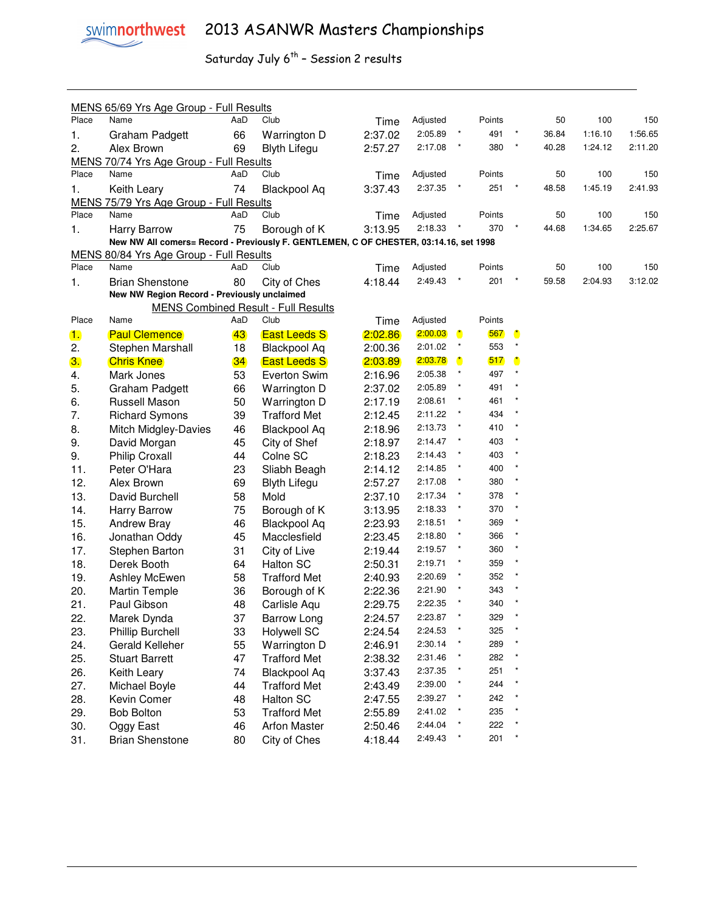swimnorthwest

# 2013 ASANWR Masters Championships

Saturday July 6th – Session 2 results

## MENS 65/69 Yrs Age Group - Full Results

| Place | Name | AaD | Club | Time | Adjusted | | Points | | 50 | 100 | 150 |
|---|---|---|---|---|---|---|---|---|---|---|---|
| 1. | Graham Padgett | 66 | Warrington D | 2:37.02 | 2:05.89 | * | 491 | * | 36.84 | 1:16.10 | 1:56.65 |
| 2. | Alex Brown | 69 | Blyth Lifegu | 2:57.27 | 2:17.08 | * | 380 | * | 40.28 | 1:24.12 | 2:11.20 |

## MENS 70/74 Yrs Age Group - Full Results

| Place | Name | AaD | Club | Time | Adjusted | | Points | | 50 | 100 | 150 |
|---|---|---|---|---|---|---|---|---|---|---|---|
| 1. | Keith Leary | 74 | Blackpool Aq | 3:37.43 | 2:37.35 | * | 251 | * | 48.58 | 1:45.19 | 2:41.93 |

## MENS 75/79 Yrs Age Group - Full Results

| Place | Name | AaD | Club | Time | Adjusted | | Points | | 50 | 100 | 150 |
|---|---|---|---|---|---|---|---|---|---|---|---|
| 1. | Harry Barrow | 75 | Borough of K | 3:13.95 | 2:18.33 | * | 370 | * | 44.68 | 1:34.65 | 2:25.67 |

**New NW All comers= Record - Previously F. GENTLEMEN, C OF CHESTER, 03:14.16, set 1998**

## MENS 80/84 Yrs Age Group - Full Results

| Place | Name | AaD | Club | Time | Adjusted | | Points | | 50 | 100 | 150 |
|---|---|---|---|---|---|---|---|---|---|---|---|
| 1. | Brian Shenstone | 80 | City of Ches | 4:18.44 | 2:49.43 | * | 201 | * | 59.58 | 2:04.93 | 3:12.02 |

**New NW Region Record - Previously unclaimed**

## MENS Combined Result - Full Results

| Place | Name | AaD | Club | Time | Adjusted | | Points | |
|---|---|---|---|---|---|---|---|---|
| 1. | Paul Clemence | 43 | East Leeds S | 2:02.86 | 2:00.03 | * | 567 | * |
| 2. | Stephen Marshall | 18 | Blackpool Aq | 2:00.36 | 2:01.02 | * | 553 | * |
| 3. | Chris Knee | 34 | East Leeds S | 2:03.89 | 2:03.78 | * | 517 | * |
| 4. | Mark Jones | 53 | Everton Swim | 2:16.96 | 2:05.38 | * | 497 | * |
| 5. | Graham Padgett | 66 | Warrington D | 2:37.02 | 2:05.89 | * | 491 | * |
| 6. | Russell Mason | 50 | Warrington D | 2:17.19 | 2:08.61 | * | 461 | * |
| 7. | Richard Symons | 39 | Trafford Met | 2:12.45 | 2:11.22 | * | 434 | * |
| 8. | Mitch Midgley-Davies | 46 | Blackpool Aq | 2:18.96 | 2:13.73 | * | 410 | * |
| 9. | David Morgan | 45 | City of Shef | 2:18.97 | 2:14.47 | * | 403 | * |
| 9. | Philip Croxall | 44 | Colne SC | 2:18.23 | 2:14.43 | * | 403 | * |
| 11. | Peter O'Hara | 23 | Sliabh Beagh | 2:14.12 | 2:14.85 | * | 400 | * |
| 12. | Alex Brown | 69 | Blyth Lifegu | 2:57.27 | 2:17.08 | * | 380 | * |
| 13. | David Burchell | 58 | Mold | 2:37.10 | 2:17.34 | * | 378 | * |
| 14. | Harry Barrow | 75 | Borough of K | 3:13.95 | 2:18.33 | * | 370 | * |
| 15. | Andrew Bray | 46 | Blackpool Aq | 2:23.93 | 2:18.51 | * | 369 | * |
| 16. | Jonathan Oddy | 45 | Macclesfield | 2:23.45 | 2:18.80 | * | 366 | * |
| 17. | Stephen Barton | 31 | City of Live | 2:19.44 | 2:19.57 | * | 360 | * |
| 18. | Derek Booth | 64 | Halton SC | 2:50.31 | 2:19.71 | * | 359 | * |
| 19. | Ashley McEwen | 58 | Trafford Met | 2:40.93 | 2:20.69 | * | 352 | * |
| 20. | Martin Temple | 36 | Borough of K | 2:22.36 | 2:21.90 | * | 343 | * |
| 21. | Paul Gibson | 48 | Carlisle Aqu | 2:29.75 | 2:22.35 | * | 340 | * |
| 22. | Marek Dynda | 37 | Barrow Long | 2:24.57 | 2:23.87 | * | 329 | * |
| 23. | Phillip Burchell | 33 | Holywell SC | 2:24.54 | 2:24.53 | * | 325 | * |
| 24. | Gerald Kelleher | 55 | Warrington D | 2:46.91 | 2:30.14 | * | 289 | * |
| 25. | Stuart Barrett | 47 | Trafford Met | 2:38.32 | 2:31.46 | * | 282 | * |
| 26. | Keith Leary | 74 | Blackpool Aq | 3:37.43 | 2:37.35 | * | 251 | * |
| 27. | Michael Boyle | 44 | Trafford Met | 2:43.49 | 2:39.00 | * | 244 | * |
| 28. | Kevin Comer | 48 | Halton SC | 2:47.55 | 2:39.27 | * | 242 | * |
| 29. | Bob Bolton | 53 | Trafford Met | 2:55.89 | 2:41.02 | * | 235 | * |
| 30. | Oggy East | 46 | Arfon Master | 2:50.46 | 2:44.04 | * | 222 | * |
| 31. | Brian Shenstone | 80 | City of Ches | 4:18.44 | 2:49.43 | * | 201 | * |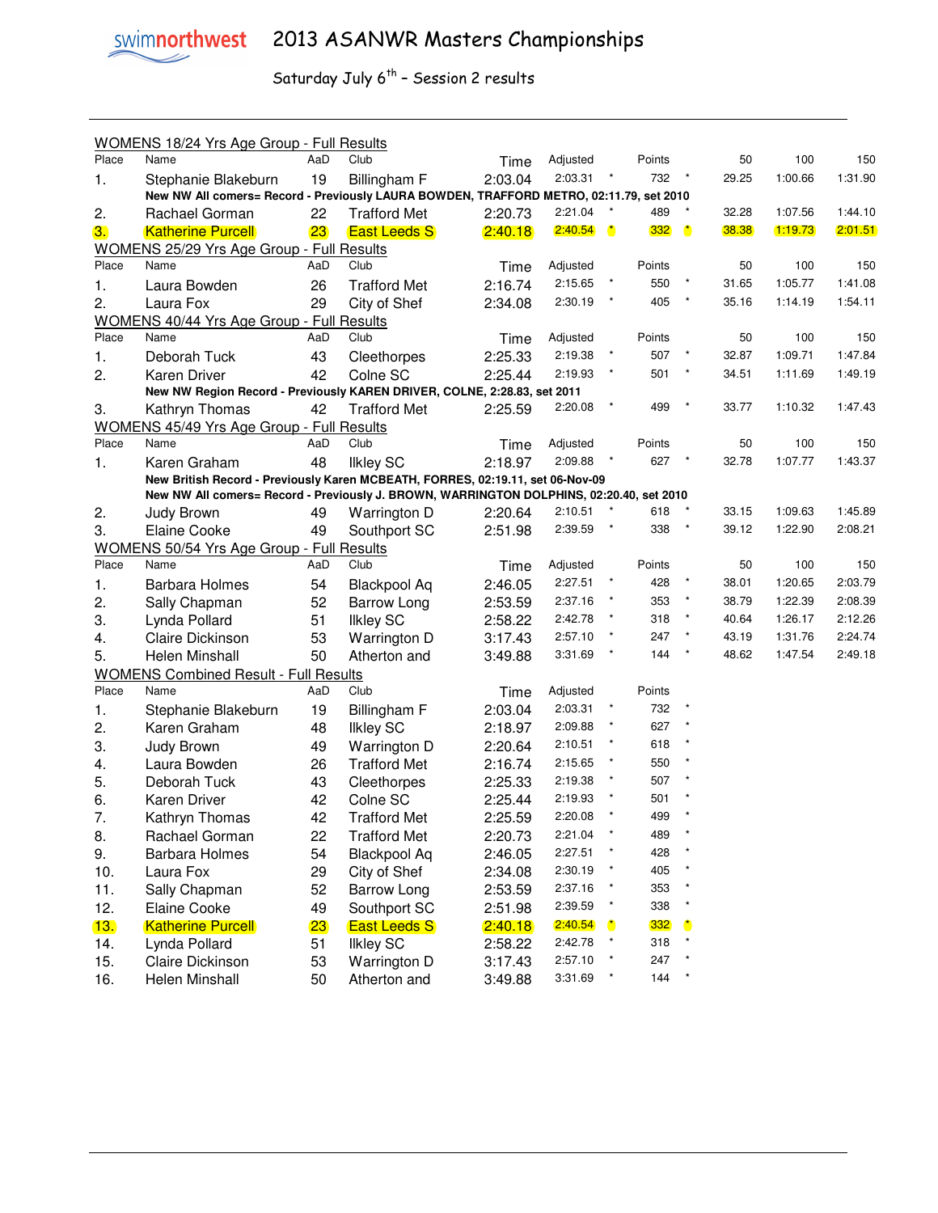# 2013 ASANWR Masters Championships

Saturday July 6th – Session 2 results

**WOMENS 18/24 Yrs Age Group - Full Results**

| Place | Name | AaD | Club | Time | Adjusted | | Points | | 50 | 100 | 150 |
|---|---|---|---|---|---|---|---|---|---|---|---|
| 1. | Stephanie Blakeburn | 19 | Billingham F | 2:03.04 | 2:03.31 | * | 732 | * | 29.25 | 1:00.66 | 1:31.90 |
| | **New NW All comers= Record - Previously LAURA BOWDEN, TRAFFORD METRO, 02:11.79, set 2010** | | | | | | | | | | |
| 2. | Rachael Gorman | 22 | Trafford Met | 2:20.73 | 2:21.04 | * | 489 | * | 32.28 | 1:07.56 | 1:44.10 |
| 3. | Katherine Purcell | 23 | East Leeds S | 2:40.18 | 2:40.54 | * | 332 | * | 38.38 | 1:19.73 | 2:01.51 |

**WOMENS 25/29 Yrs Age Group - Full Results**

| Place | Name | AaD | Club | Time | Adjusted | | Points | | 50 | 100 | 150 |
|---|---|---|---|---|---|---|---|---|---|---|---|
| 1. | Laura Bowden | 26 | Trafford Met | 2:16.74 | 2:15.65 | * | 550 | * | 31.65 | 1:05.77 | 1:41.08 |
| 2. | Laura Fox | 29 | City of Shef | 2:34.08 | 2:30.19 | * | 405 | * | 35.16 | 1:14.19 | 1:54.11 |

**WOMENS 40/44 Yrs Age Group - Full Results**

| Place | Name | AaD | Club | Time | Adjusted | | Points | | 50 | 100 | 150 |
|---|---|---|---|---|---|---|---|---|---|---|---|
| 1. | Deborah Tuck | 43 | Cleethorpes | 2:25.33 | 2:19.38 | * | 507 | * | 32.87 | 1:09.71 | 1:47.84 |
| 2. | Karen Driver | 42 | Colne SC | 2:25.44 | 2:19.93 | * | 501 | * | 34.51 | 1:11.69 | 1:49.19 |
| | **New NW Region Record - Previously KAREN DRIVER, COLNE, 2:28.83, set 2011** | | | | | | | | | | |
| 3. | Kathryn Thomas | 42 | Trafford Met | 2:25.59 | 2:20.08 | * | 499 | * | 33.77 | 1:10.32 | 1:47.43 |

**WOMENS 45/49 Yrs Age Group - Full Results**

| Place | Name | AaD | Club | Time | Adjusted | | Points | | 50 | 100 | 150 |
|---|---|---|---|---|---|---|---|---|---|---|---|
| 1. | Karen Graham | 48 | Ilkley SC | 2:18.97 | 2:09.88 | * | 627 | * | 32.78 | 1:07.77 | 1:43.37 |
| | **New British Record - Previously Karen MCBEATH, FORRES, 02:19.11, set 06-Nov-09** | | | | | | | | | | |
| | **New NW All comers= Record - Previously J. BROWN, WARRINGTON DOLPHINS, 02:20.40, set 2010** | | | | | | | | | | |
| 2. | Judy Brown | 49 | Warrington D | 2:20.64 | 2:10.51 | * | 618 | * | 33.15 | 1:09.63 | 1:45.89 |
| 3. | Elaine Cooke | 49 | Southport SC | 2:51.98 | 2:39.59 | * | 338 | * | 39.12 | 1:22.90 | 2:08.21 |

**WOMENS 50/54 Yrs Age Group - Full Results**

| Place | Name | AaD | Club | Time | Adjusted | | Points | | 50 | 100 | 150 |
|---|---|---|---|---|---|---|---|---|---|---|---|
| 1. | Barbara Holmes | 54 | Blackpool Aq | 2:46.05 | 2:27.51 | * | 428 | * | 38.01 | 1:20.65 | 2:03.79 |
| 2. | Sally Chapman | 52 | Barrow Long | 2:53.59 | 2:37.16 | * | 353 | * | 38.79 | 1:22.39 | 2:08.39 |
| 3. | Lynda Pollard | 51 | Ilkley SC | 2:58.22 | 2:42.78 | * | 318 | * | 40.64 | 1:26.17 | 2:12.26 |
| 4. | Claire Dickinson | 53 | Warrington D | 3:17.43 | 2:57.10 | * | 247 | * | 43.19 | 1:31.76 | 2:24.74 |
| 5. | Helen Minshall | 50 | Atherton and | 3:49.88 | 3:31.69 | * | 144 | * | 48.62 | 1:47.54 | 2:49.18 |

**WOMENS Combined Result - Full Results**

| Place | Name | AaD | Club | Time | Adjusted | | Points | |
|---|---|---|---|---|---|---|---|---|
| 1. | Stephanie Blakeburn | 19 | Billingham F | 2:03.04 | 2:03.31 | * | 732 | * |
| 2. | Karen Graham | 48 | Ilkley SC | 2:18.97 | 2:09.88 | * | 627 | * |
| 3. | Judy Brown | 49 | Warrington D | 2:20.64 | 2:10.51 | * | 618 | * |
| 4. | Laura Bowden | 26 | Trafford Met | 2:16.74 | 2:15.65 | * | 550 | * |
| 5. | Deborah Tuck | 43 | Cleethorpes | 2:25.33 | 2:19.38 | * | 507 | * |
| 6. | Karen Driver | 42 | Colne SC | 2:25.44 | 2:19.93 | * | 501 | * |
| 7. | Kathryn Thomas | 42 | Trafford Met | 2:25.59 | 2:20.08 | * | 499 | * |
| 8. | Rachael Gorman | 22 | Trafford Met | 2:20.73 | 2:21.04 | * | 489 | * |
| 9. | Barbara Holmes | 54 | Blackpool Aq | 2:46.05 | 2:27.51 | * | 428 | * |
| 10. | Laura Fox | 29 | City of Shef | 2:34.08 | 2:30.19 | * | 405 | * |
| 11. | Sally Chapman | 52 | Barrow Long | 2:53.59 | 2:37.16 | * | 353 | * |
| 12. | Elaine Cooke | 49 | Southport SC | 2:51.98 | 2:39.59 | * | 338 | * |
| 13. | Katherine Purcell | 23 | East Leeds S | 2:40.18 | 2:40.54 | * | 332 | * |
| 14. | Lynda Pollard | 51 | Ilkley SC | 2:58.22 | 2:42.78 | * | 318 | * |
| 15. | Claire Dickinson | 53 | Warrington D | 3:17.43 | 2:57.10 | * | 247 | * |
| 16. | Helen Minshall | 50 | Atherton and | 3:49.88 | 3:31.69 | * | 144 | * |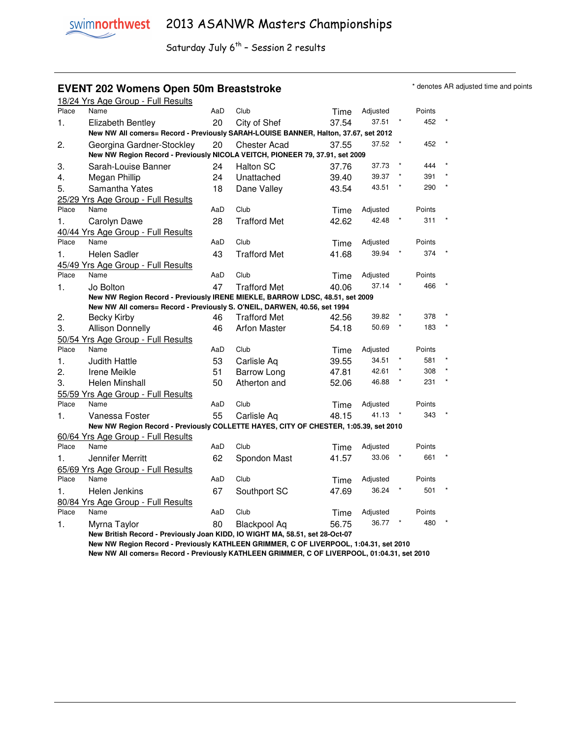# 2013 ASANWR Masters Championships

Saturday July 6th – Session 2 results

## EVENT 202 Womens Open 50m Breaststroke

* denotes AR adjusted time and points

### 18/24 Yrs Age Group - Full Results

| Place | Name | AaD | Club | Time | Adjusted | | Points | |
|---|---|---|---|---|---|---|---|---|
| 1. | Elizabeth Bentley | 20 | City of Shef | 37.54 | 37.51 | * | 452 | * |
| | **New NW All comers= Record - Previously SARAH-LOUISE BANNER, Halton, 37.67, set 2012** | | | | | | | |
| 2. | Georgina Gardner-Stockley | 20 | Chester Acad | 37.55 | 37.52 | * | 452 | * |
| | **New NW Region Record - Previously NICOLA VEITCH, PIONEER 79, 37.91, set 2009** | | | | | | | |
| 3. | Sarah-Louise Banner | 24 | Halton SC | 37.76 | 37.73 | * | 444 | * |
| 4. | Megan Phillip | 24 | Unattached | 39.40 | 39.37 | * | 391 | * |
| 5. | Samantha Yates | 18 | Dane Valley | 43.54 | 43.51 | * | 290 | * |

### 25/29 Yrs Age Group - Full Results

| Place | Name | AaD | Club | Time | Adjusted | | Points | |
|---|---|---|---|---|---|---|---|---|
| 1. | Carolyn Dawe | 28 | Trafford Met | 42.62 | 42.48 | * | 311 | * |

### 40/44 Yrs Age Group - Full Results

| Place | Name | AaD | Club | Time | Adjusted | | Points | |
|---|---|---|---|---|---|---|---|---|
| 1. | Helen Sadler | 43 | Trafford Met | 41.68 | 39.94 | * | 374 | * |

### 45/49 Yrs Age Group - Full Results

| Place | Name | AaD | Club | Time | Adjusted | | Points | |
|---|---|---|---|---|---|---|---|---|
| 1. | Jo Bolton | 47 | Trafford Met | 40.06 | 37.14 | * | 466 | * |
| | **New NW Region Record - Previously IRENE MIEKLE, BARROW LDSC, 48.51, set 2009** | | | | | | | |
| | **New NW All comers= Record - Previously S. O'NEIL, DARWEN, 40.56, set 1994** | | | | | | | |
| 2. | Becky Kirby | 46 | Trafford Met | 42.56 | 39.82 | * | 378 | * |
| 3. | Allison Donnelly | 46 | Arfon Master | 54.18 | 50.69 | * | 183 | * |

### 50/54 Yrs Age Group - Full Results

| Place | Name | AaD | Club | Time | Adjusted | | Points | |
|---|---|---|---|---|---|---|---|---|
| 1. | Judith Hattle | 53 | Carlisle Aq | 39.55 | 34.51 | * | 581 | * |
| 2. | Irene Meikle | 51 | Barrow Long | 47.81 | 42.61 | * | 308 | * |
| 3. | Helen Minshall | 50 | Atherton and | 52.06 | 46.88 | * | 231 | * |

### 55/59 Yrs Age Group - Full Results

| Place | Name | AaD | Club | Time | Adjusted | | Points | |
|---|---|---|---|---|---|---|---|---|
| 1. | Vanessa Foster | 55 | Carlisle Aq | 48.15 | 41.13 | * | 343 | * |
| | **New NW Region Record - Previously COLLETTE HAYES, CITY OF CHESTER, 1:05.39, set 2010** | | | | | | | |

### 60/64 Yrs Age Group - Full Results

| Place | Name | AaD | Club | Time | Adjusted | | Points | |
|---|---|---|---|---|---|---|---|---|
| 1. | Jennifer Merritt | 62 | Spondon Mast | 41.57 | 33.06 | * | 661 | * |

### 65/69 Yrs Age Group - Full Results

| Place | Name | AaD | Club | Time | Adjusted | | Points | |
|---|---|---|---|---|---|---|---|---|
| 1. | Helen Jenkins | 67 | Southport SC | 47.69 | 36.24 | * | 501 | * |

### 80/84 Yrs Age Group - Full Results

| Place | Name | AaD | Club | Time | Adjusted | | Points | |
|---|---|---|---|---|---|---|---|---|
| 1. | Myrna Taylor | 80 | Blackpool Aq | 56.75 | 36.77 | * | 480 | * |
| | **New British Record - Previously Joan KIDD, IO WIGHT MA, 58.51, set 28-Oct-07** | | | | | | | |
| | **New NW Region Record - Previously KATHLEEN GRIMMER, C OF LIVERPOOL, 1:04.31, set 2010** | | | | | | | |
| | **New NW All comers= Record - Previously KATHLEEN GRIMMER, C OF LIVERPOOL, 01:04.31, set 2010** | | | | | | | |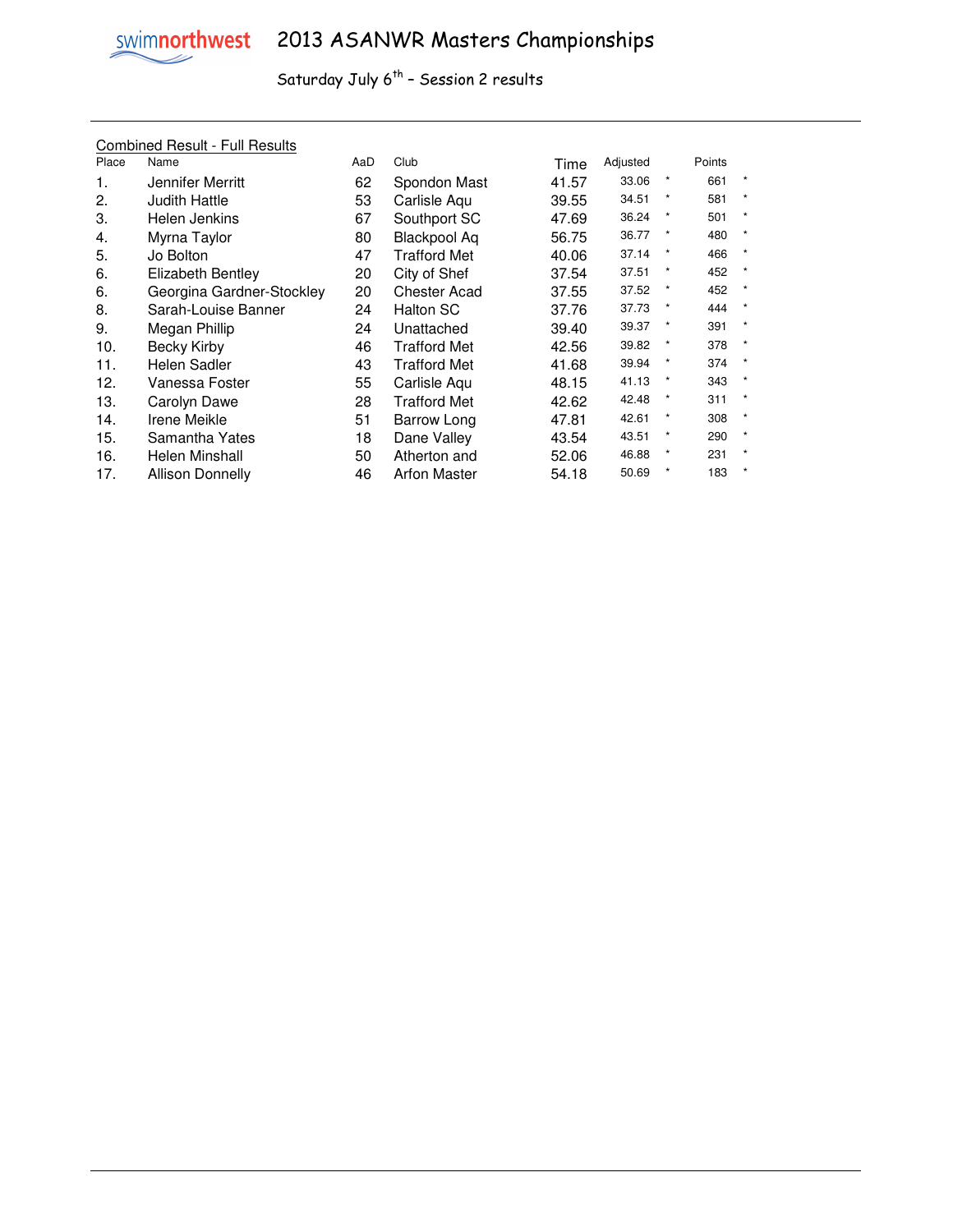swimnorthwest

# 2013 ASANWR Masters Championships

Saturday July 6th – Session 2 results

Combined Result - Full Results

| Place | Name | AaD | Club | Time | Adjusted | | Points | |
|---|---|---|---|---|---|---|---|---|
| 1. | Jennifer Merritt | 62 | Spondon Mast | 41.57 | 33.06 | * | 661 | * |
| 2. | Judith Hattle | 53 | Carlisle Aqu | 39.55 | 34.51 | * | 581 | * |
| 3. | Helen Jenkins | 67 | Southport SC | 47.69 | 36.24 | * | 501 | * |
| 4. | Myrna Taylor | 80 | Blackpool Aq | 56.75 | 36.77 | * | 480 | * |
| 5. | Jo Bolton | 47 | Trafford Met | 40.06 | 37.14 | * | 466 | * |
| 6. | Elizabeth Bentley | 20 | City of Shef | 37.54 | 37.51 | * | 452 | * |
| 6. | Georgina Gardner-Stockley | 20 | Chester Acad | 37.55 | 37.52 | * | 452 | * |
| 8. | Sarah-Louise Banner | 24 | Halton SC | 37.76 | 37.73 | * | 444 | * |
| 9. | Megan Phillip | 24 | Unattached | 39.40 | 39.37 | * | 391 | * |
| 10. | Becky Kirby | 46 | Trafford Met | 42.56 | 39.82 | * | 378 | * |
| 11. | Helen Sadler | 43 | Trafford Met | 41.68 | 39.94 | * | 374 | * |
| 12. | Vanessa Foster | 55 | Carlisle Aqu | 48.15 | 41.13 | * | 343 | * |
| 13. | Carolyn Dawe | 28 | Trafford Met | 42.62 | 42.48 | * | 311 | * |
| 14. | Irene Meikle | 51 | Barrow Long | 47.81 | 42.61 | * | 308 | * |
| 15. | Samantha Yates | 18 | Dane Valley | 43.54 | 43.51 | * | 290 | * |
| 16. | Helen Minshall | 50 | Atherton and | 52.06 | 46.88 | * | 231 | * |
| 17. | Allison Donnelly | 46 | Arfon Master | 54.18 | 50.69 | * | 183 | * |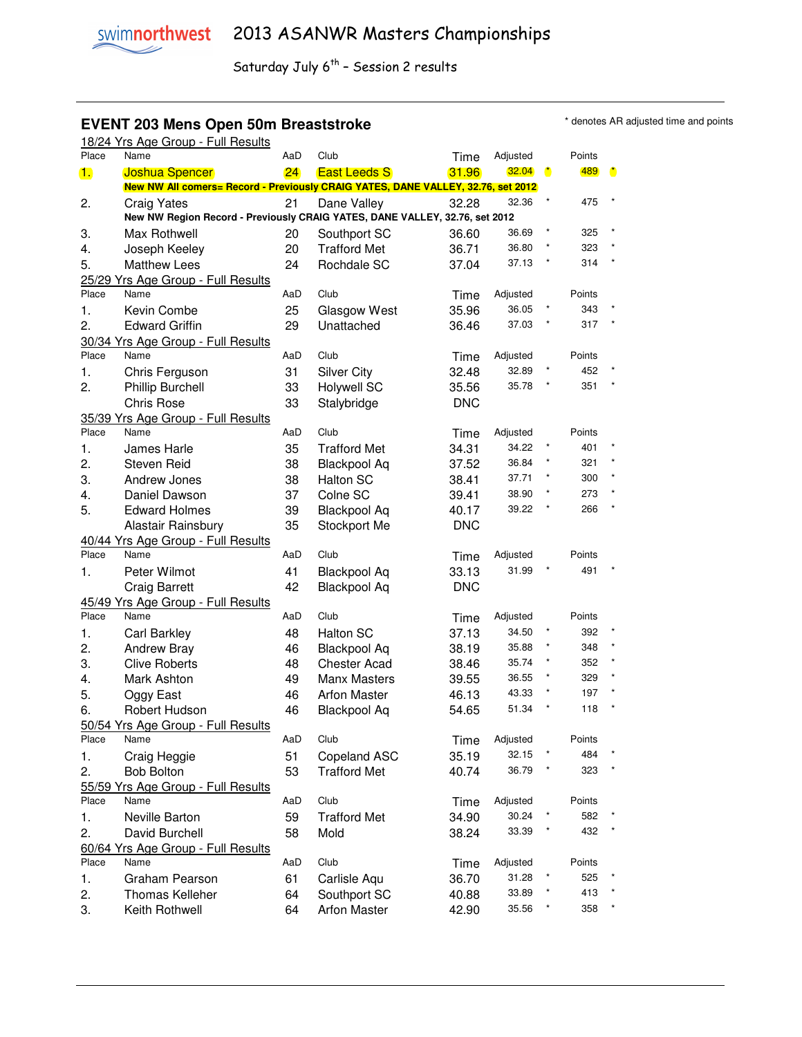swimnorthwest 2013 ASANWR Masters Championships

Saturday July 6th – Session 2 results

## EVENT 203 Mens Open 50m Breaststroke

* denotes AR adjusted time and points

### 18/24 Yrs Age Group - Full Results

| Place | Name | AaD | Club | Time | Adjusted | | Points | |
|---|---|---|---|---|---|---|---|---|
| 1. | Joshua Spencer | 24 | East Leeds S | 31.96 | 32.04 | * | 489 | * |
| | **New NW All comers= Record - Previously CRAIG YATES, DANE VALLEY, 32.76, set 2012** | | | | | | | |
| 2. | Craig Yates | 21 | Dane Valley | 32.28 | 32.36 | * | 475 | * |
| | **New NW Region Record - Previously CRAIG YATES, DANE VALLEY, 32.76, set 2012** | | | | | | | |
| 3. | Max Rothwell | 20 | Southport SC | 36.60 | 36.69 | * | 325 | * |
| 4. | Joseph Keeley | 20 | Trafford Met | 36.71 | 36.80 | * | 323 | * |
| 5. | Matthew Lees | 24 | Rochdale SC | 37.04 | 37.13 | * | 314 | * |

### 25/29 Yrs Age Group - Full Results

| Place | Name | AaD | Club | Time | Adjusted | | Points | |
|---|---|---|---|---|---|---|---|---|
| 1. | Kevin Combe | 25 | Glasgow West | 35.96 | 36.05 | * | 343 | * |
| 2. | Edward Griffin | 29 | Unattached | 36.46 | 37.03 | * | 317 | * |

### 30/34 Yrs Age Group - Full Results

| Place | Name | AaD | Club | Time | Adjusted | | Points | |
|---|---|---|---|---|---|---|---|---|
| 1. | Chris Ferguson | 31 | Silver City | 32.48 | 32.89 | * | 452 | * |
| 2. | Phillip Burchell | 33 | Holywell SC | 35.56 | 35.78 | * | 351 | * |
| | Chris Rose | 33 | Stalybridge | DNC | | | | |

### 35/39 Yrs Age Group - Full Results

| Place | Name | AaD | Club | Time | Adjusted | | Points | |
|---|---|---|---|---|---|---|---|---|
| 1. | James Harle | 35 | Trafford Met | 34.31 | 34.22 | * | 401 | * |
| 2. | Steven Reid | 38 | Blackpool Aq | 37.52 | 36.84 | * | 321 | * |
| 3. | Andrew Jones | 38 | Halton SC | 38.41 | 37.71 | * | 300 | * |
| 4. | Daniel Dawson | 37 | Colne SC | 39.41 | 38.90 | * | 273 | * |
| 5. | Edward Holmes | 39 | Blackpool Aq | 40.17 | 39.22 | * | 266 | * |
| | Alastair Rainsbury | 35 | Stockport Me | DNC | | | | |

### 40/44 Yrs Age Group - Full Results

| Place | Name | AaD | Club | Time | Adjusted | | Points | |
|---|---|---|---|---|---|---|---|---|
| 1. | Peter Wilmot | 41 | Blackpool Aq | 33.13 | 31.99 | * | 491 | * |
| | Craig Barrett | 42 | Blackpool Aq | DNC | | | | |

### 45/49 Yrs Age Group - Full Results

| Place | Name | AaD | Club | Time | Adjusted | | Points | |
|---|---|---|---|---|---|---|---|---|
| 1. | Carl Barkley | 48 | Halton SC | 37.13 | 34.50 | * | 392 | * |
| 2. | Andrew Bray | 46 | Blackpool Aq | 38.19 | 35.88 | * | 348 | * |
| 3. | Clive Roberts | 48 | Chester Acad | 38.46 | 35.74 | * | 352 | * |
| 4. | Mark Ashton | 49 | Manx Masters | 39.55 | 36.55 | * | 329 | * |
| 5. | Oggy East | 46 | Arfon Master | 46.13 | 43.33 | * | 197 | * |
| 6. | Robert Hudson | 46 | Blackpool Aq | 54.65 | 51.34 | * | 118 | * |

### 50/54 Yrs Age Group - Full Results

| Place | Name | AaD | Club | Time | Adjusted | | Points | |
|---|---|---|---|---|---|---|---|---|
| 1. | Craig Heggie | 51 | Copeland ASC | 35.19 | 32.15 | * | 484 | * |
| 2. | Bob Bolton | 53 | Trafford Met | 40.74 | 36.79 | * | 323 | * |

### 55/59 Yrs Age Group - Full Results

| Place | Name | AaD | Club | Time | Adjusted | | Points | |
|---|---|---|---|---|---|---|---|---|
| 1. | Neville Barton | 59 | Trafford Met | 34.90 | 30.24 | * | 582 | * |
| 2. | David Burchell | 58 | Mold | 38.24 | 33.39 | * | 432 | * |

### 60/64 Yrs Age Group - Full Results

| Place | Name | AaD | Club | Time | Adjusted | | Points | |
|---|---|---|---|---|---|---|---|---|
| 1. | Graham Pearson | 61 | Carlisle Aqu | 36.70 | 31.28 | * | 525 | * |
| 2. | Thomas Kelleher | 64 | Southport SC | 40.88 | 33.89 | * | 413 | * |
| 3. | Keith Rothwell | 64 | Arfon Master | 42.90 | 35.56 | * | 358 | * |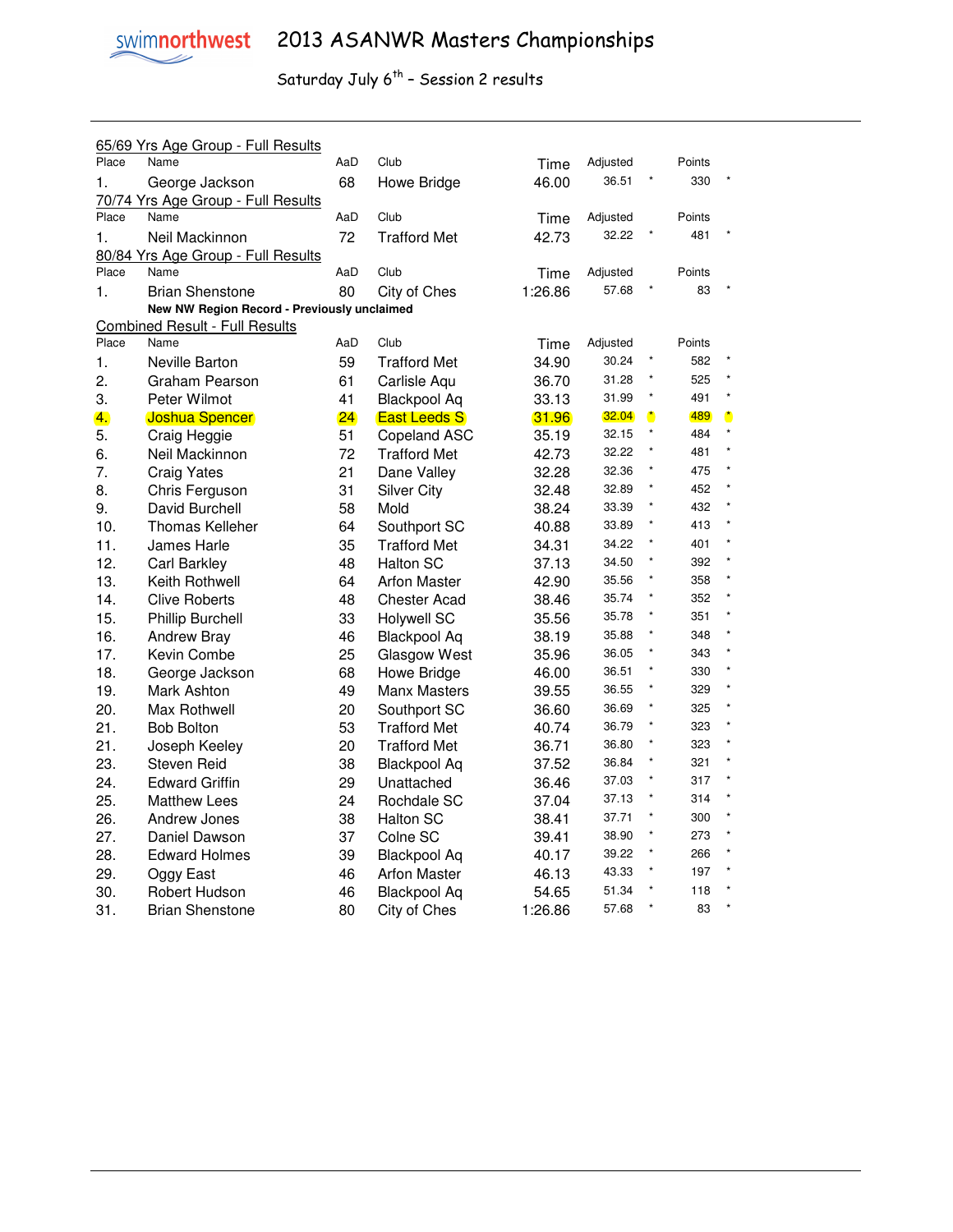# 2013 ASANWR Masters Championships

Saturday July 6th – Session 2 results

65/69 Yrs Age Group - Full Results

| Place | Name | AaD | Club | Time | Adjusted | | Points | |
|---|---|---|---|---|---|---|---|---|
| 1. | George Jackson | 68 | Howe Bridge | 46.00 | 36.51 | * | 330 | * |

70/74 Yrs Age Group - Full Results

| Place | Name | AaD | Club | Time | Adjusted | | Points | |
|---|---|---|---|---|---|---|---|---|
| 1. | Neil Mackinnon | 72 | Trafford Met | 42.73 | 32.22 | * | 481 | * |

80/84 Yrs Age Group - Full Results

| Place | Name | AaD | Club | Time | Adjusted | | Points | |
|---|---|---|---|---|---|---|---|---|
| 1. | Brian Shenstone | 80 | City of Ches | 1:26.86 | 57.68 | * | 83 | * |

**New NW Region Record - Previously unclaimed**

Combined Result - Full Results

| Place | Name | AaD | Club | Time | Adjusted | | Points | |
|---|---|---|---|---|---|---|---|---|
| 1. | Neville Barton | 59 | Trafford Met | 34.90 | 30.24 | * | 582 | * |
| 2. | Graham Pearson | 61 | Carlisle Aqu | 36.70 | 31.28 | * | 525 | * |
| 3. | Peter Wilmot | 41 | Blackpool Aq | 33.13 | 31.99 | * | 491 | * |
| 4. | Joshua Spencer | 24 | East Leeds S | 31.96 | 32.04 | * | 489 | * |
| 5. | Craig Heggie | 51 | Copeland ASC | 35.19 | 32.15 | * | 484 | * |
| 6. | Neil Mackinnon | 72 | Trafford Met | 42.73 | 32.22 | * | 481 | * |
| 7. | Craig Yates | 21 | Dane Valley | 32.28 | 32.36 | * | 475 | * |
| 8. | Chris Ferguson | 31 | Silver City | 32.48 | 32.89 | * | 452 | * |
| 9. | David Burchell | 58 | Mold | 38.24 | 33.39 | * | 432 | * |
| 10. | Thomas Kelleher | 64 | Southport SC | 40.88 | 33.89 | * | 413 | * |
| 11. | James Harle | 35 | Trafford Met | 34.31 | 34.22 | * | 401 | * |
| 12. | Carl Barkley | 48 | Halton SC | 37.13 | 34.50 | * | 392 | * |
| 13. | Keith Rothwell | 64 | Arfon Master | 42.90 | 35.56 | * | 358 | * |
| 14. | Clive Roberts | 48 | Chester Acad | 38.46 | 35.74 | * | 352 | * |
| 15. | Phillip Burchell | 33 | Holywell SC | 35.56 | 35.78 | * | 351 | * |
| 16. | Andrew Bray | 46 | Blackpool Aq | 38.19 | 35.88 | * | 348 | * |
| 17. | Kevin Combe | 25 | Glasgow West | 35.96 | 36.05 | * | 343 | * |
| 18. | George Jackson | 68 | Howe Bridge | 46.00 | 36.51 | * | 330 | * |
| 19. | Mark Ashton | 49 | Manx Masters | 39.55 | 36.55 | * | 329 | * |
| 20. | Max Rothwell | 20 | Southport SC | 36.60 | 36.69 | * | 325 | * |
| 21. | Bob Bolton | 53 | Trafford Met | 40.74 | 36.79 | * | 323 | * |
| 21. | Joseph Keeley | 20 | Trafford Met | 36.71 | 36.80 | * | 323 | * |
| 23. | Steven Reid | 38 | Blackpool Aq | 37.52 | 36.84 | * | 321 | * |
| 24. | Edward Griffin | 29 | Unattached | 36.46 | 37.03 | * | 317 | * |
| 25. | Matthew Lees | 24 | Rochdale SC | 37.04 | 37.13 | * | 314 | * |
| 26. | Andrew Jones | 38 | Halton SC | 38.41 | 37.71 | * | 300 | * |
| 27. | Daniel Dawson | 37 | Colne SC | 39.41 | 38.90 | * | 273 | * |
| 28. | Edward Holmes | 39 | Blackpool Aq | 40.17 | 39.22 | * | 266 | * |
| 29. | Oggy East | 46 | Arfon Master | 46.13 | 43.33 | * | 197 | * |
| 30. | Robert Hudson | 46 | Blackpool Aq | 54.65 | 51.34 | * | 118 | * |
| 31. | Brian Shenstone | 80 | City of Ches | 1:26.86 | 57.68 | * | 83 | * |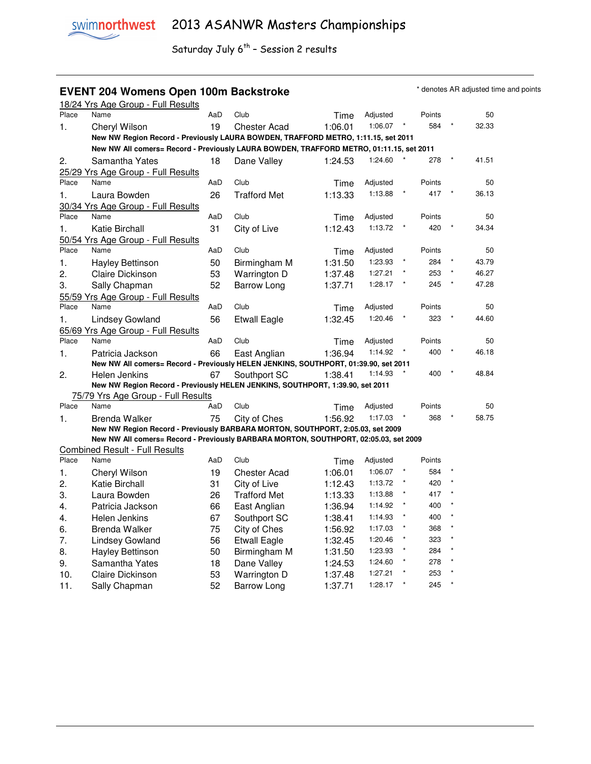# 2013 ASANWR Masters Championships

Saturday July 6th – Session 2 results

## EVENT 204 Womens Open 100m Backstroke

\* denotes AR adjusted time and points

### 18/24 Yrs Age Group - Full Results

| Place | Name | AaD | Club | Time | Adjusted | | Points | | 50 |
|---|---|---|---|---|---|---|---|---|---|
| 1. | Cheryl Wilson | 19 | Chester Acad | 1:06.01 | 1:06.07 | * | 584 | * | 32.33 |

**New NW Region Record - Previously LAURA BOWDEN, TRAFFORD METRO, 1:11.15, set 2011**

**New NW All comers= Record - Previously LAURA BOWDEN, TRAFFORD METRO, 01:11.15, set 2011**

| Place | Name | AaD | Club | Time | Adjusted | | Points | | 50 |
|---|---|---|---|---|---|---|---|---|---|
| 2. | Samantha Yates | 18 | Dane Valley | 1:24.53 | 1:24.60 | * | 278 | * | 41.51 |

### 25/29 Yrs Age Group - Full Results

| Place | Name | AaD | Club | Time | Adjusted | | Points | | 50 |
|---|---|---|---|---|---|---|---|---|---|
| 1. | Laura Bowden | 26 | Trafford Met | 1:13.33 | 1:13.88 | * | 417 | * | 36.13 |

### 30/34 Yrs Age Group - Full Results

| Place | Name | AaD | Club | Time | Adjusted | | Points | | 50 |
|---|---|---|---|---|---|---|---|---|---|
| 1. | Katie Birchall | 31 | City of Live | 1:12.43 | 1:13.72 | * | 420 | * | 34.34 |

### 50/54 Yrs Age Group - Full Results

| Place | Name | AaD | Club | Time | Adjusted | | Points | | 50 |
|---|---|---|---|---|---|---|---|---|---|
| 1. | Hayley Bettinson | 50 | Birmingham M | 1:31.50 | 1:23.93 | * | 284 | * | 43.79 |
| 2. | Claire Dickinson | 53 | Warrington D | 1:37.48 | 1:27.21 | * | 253 | * | 46.27 |
| 3. | Sally Chapman | 52 | Barrow Long | 1:37.71 | 1:28.17 | * | 245 | * | 47.28 |

### 55/59 Yrs Age Group - Full Results

| Place | Name | AaD | Club | Time | Adjusted | | Points | | 50 |
|---|---|---|---|---|---|---|---|---|---|
| 1. | Lindsey Gowland | 56 | Etwall Eagle | 1:32.45 | 1:20.46 | * | 323 | * | 44.60 |

### 65/69 Yrs Age Group - Full Results

| Place | Name | AaD | Club | Time | Adjusted | | Points | | 50 |
|---|---|---|---|---|---|---|---|---|---|
| 1. | Patricia Jackson | 66 | East Anglian | 1:36.94 | 1:14.92 | * | 400 | * | 46.18 |

**New NW All comers= Record - Previously HELEN JENKINS, SOUTHPORT, 01:39.90, set 2011**

| Place | Name | AaD | Club | Time | Adjusted | | Points | | 50 |
|---|---|---|---|---|---|---|---|---|---|
| 2. | Helen Jenkins | 67 | Southport SC | 1:38.41 | 1:14.93 | * | 400 | * | 48.84 |

**New NW Region Record - Previously HELEN JENKINS, SOUTHPORT, 1:39.90, set 2011**

### 75/79 Yrs Age Group - Full Results

| Place | Name | AaD | Club | Time | Adjusted | | Points | | 50 |
|---|---|---|---|---|---|---|---|---|---|
| 1. | Brenda Walker | 75 | City of Ches | 1:56.92 | 1:17.03 | * | 368 | * | 58.75 |

**New NW Region Record - Previously BARBARA MORTON, SOUTHPORT, 2:05.03, set 2009**

**New NW All comers= Record - Previously BARBARA MORTON, SOUTHPORT, 02:05.03, set 2009**

### Combined Result - Full Results

| Place | Name | AaD | Club | Time | Adjusted | | Points | |
|---|---|---|---|---|---|---|---|---|
| 1. | Cheryl Wilson | 19 | Chester Acad | 1:06.01 | 1:06.07 | * | 584 | * |
| 2. | Katie Birchall | 31 | City of Live | 1:12.43 | 1:13.72 | * | 420 | * |
| 3. | Laura Bowden | 26 | Trafford Met | 1:13.33 | 1:13.88 | * | 417 | * |
| 4. | Patricia Jackson | 66 | East Anglian | 1:36.94 | 1:14.92 | * | 400 | * |
| 4. | Helen Jenkins | 67 | Southport SC | 1:38.41 | 1:14.93 | * | 400 | * |
| 6. | Brenda Walker | 75 | City of Ches | 1:56.92 | 1:17.03 | * | 368 | * |
| 7. | Lindsey Gowland | 56 | Etwall Eagle | 1:32.45 | 1:20.46 | * | 323 | * |
| 8. | Hayley Bettinson | 50 | Birmingham M | 1:31.50 | 1:23.93 | * | 284 | * |
| 9. | Samantha Yates | 18 | Dane Valley | 1:24.53 | 1:24.60 | * | 278 | * |
| 10. | Claire Dickinson | 53 | Warrington D | 1:37.48 | 1:27.21 | * | 253 | * |
| 11. | Sally Chapman | 52 | Barrow Long | 1:37.71 | 1:28.17 | * | 245 | * |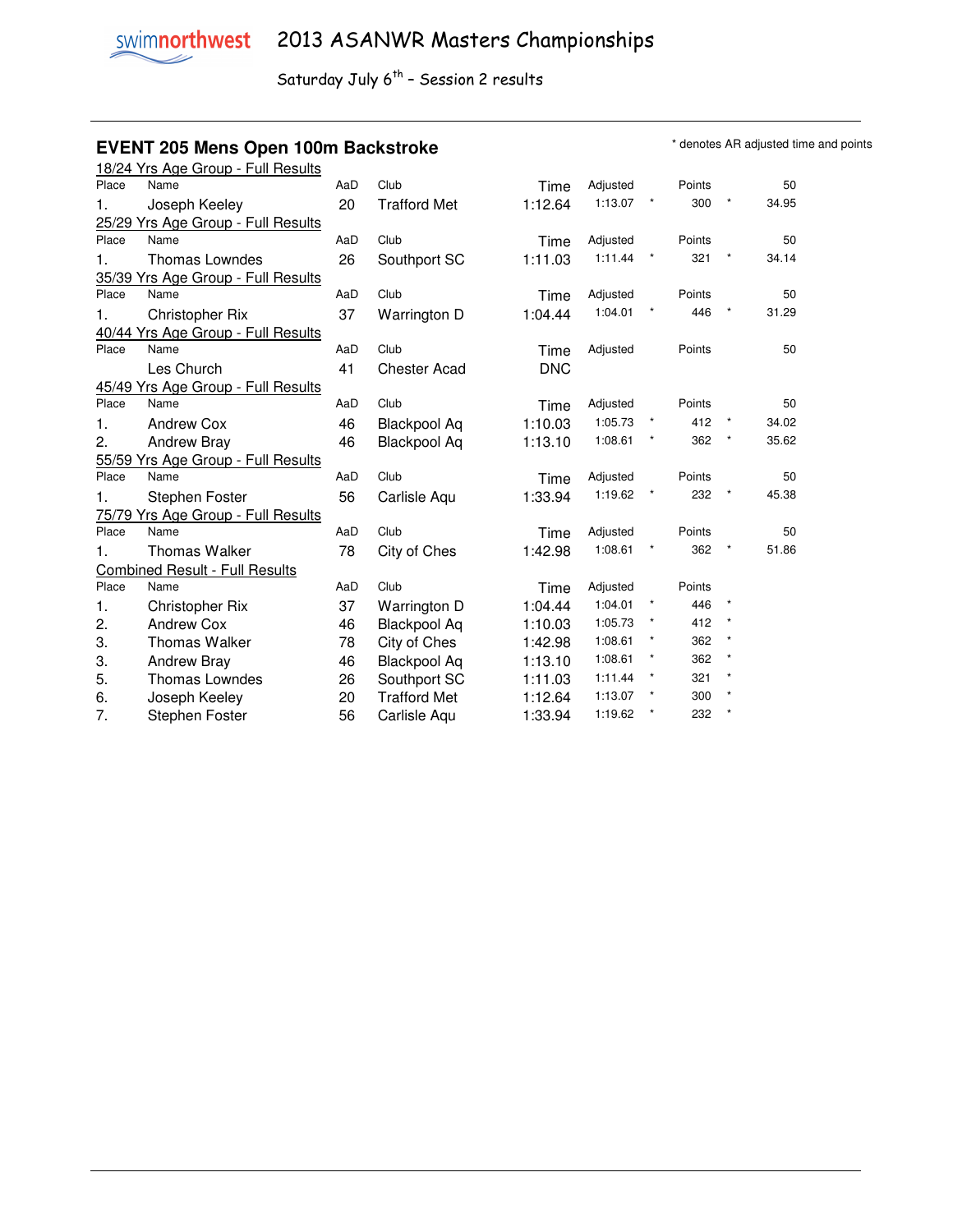# 2013 ASANWR Masters Championships

Saturday July 6th – Session 2 results

## EVENT 205 Mens Open 100m Backstroke

\* denotes AR adjusted time and points

18/24 Yrs Age Group - Full Results

| Place | Name | AaD | Club | Time | Adjusted | | Points | | 50 |
|---|---|---|---|---|---|---|---|---|---|
| 1. | Joseph Keeley | 20 | Trafford Met | 1:12.64 | 1:13.07 | * | 300 | * | 34.95 |

25/29 Yrs Age Group - Full Results

| Place | Name | AaD | Club | Time | Adjusted | | Points | | 50 |
|---|---|---|---|---|---|---|---|---|---|
| 1. | Thomas Lowndes | 26 | Southport SC | 1:11.03 | 1:11.44 | * | 321 | * | 34.14 |

35/39 Yrs Age Group - Full Results

| Place | Name | AaD | Club | Time | Adjusted | | Points | | 50 |
|---|---|---|---|---|---|---|---|---|---|
| 1. | Christopher Rix | 37 | Warrington D | 1:04.44 | 1:04.01 | * | 446 | * | 31.29 |

40/44 Yrs Age Group - Full Results

| Place | Name | AaD | Club | Time | Adjusted | | Points | | 50 |
|---|---|---|---|---|---|---|---|---|---|
| | Les Church | 41 | Chester Acad | DNC | | | | | |

45/49 Yrs Age Group - Full Results

| Place | Name | AaD | Club | Time | Adjusted | | Points | | 50 |
|---|---|---|---|---|---|---|---|---|---|
| 1. | Andrew Cox | 46 | Blackpool Aq | 1:10.03 | 1:05.73 | * | 412 | * | 34.02 |
| 2. | Andrew Bray | 46 | Blackpool Aq | 1:13.10 | 1:08.61 | * | 362 | * | 35.62 |

55/59 Yrs Age Group - Full Results

| Place | Name | AaD | Club | Time | Adjusted | | Points | | 50 |
|---|---|---|---|---|---|---|---|---|---|
| 1. | Stephen Foster | 56 | Carlisle Aqu | 1:33.94 | 1:19.62 | * | 232 | * | 45.38 |

75/79 Yrs Age Group - Full Results

| Place | Name | AaD | Club | Time | Adjusted | | Points | | 50 |
|---|---|---|---|---|---|---|---|---|---|
| 1. | Thomas Walker | 78 | City of Ches | 1:42.98 | 1:08.61 | * | 362 | * | 51.86 |

Combined Result - Full Results

| Place | Name | AaD | Club | Time | Adjusted | | Points | |
|---|---|---|---|---|---|---|---|---|
| 1. | Christopher Rix | 37 | Warrington D | 1:04.44 | 1:04.01 | * | 446 | * |
| 2. | Andrew Cox | 46 | Blackpool Aq | 1:10.03 | 1:05.73 | * | 412 | * |
| 3. | Thomas Walker | 78 | City of Ches | 1:42.98 | 1:08.61 | * | 362 | * |
| 3. | Andrew Bray | 46 | Blackpool Aq | 1:13.10 | 1:08.61 | * | 362 | * |
| 5. | Thomas Lowndes | 26 | Southport SC | 1:11.03 | 1:11.44 | * | 321 | * |
| 6. | Joseph Keeley | 20 | Trafford Met | 1:12.64 | 1:13.07 | * | 300 | * |
| 7. | Stephen Foster | 56 | Carlisle Aqu | 1:33.94 | 1:19.62 | * | 232 | * |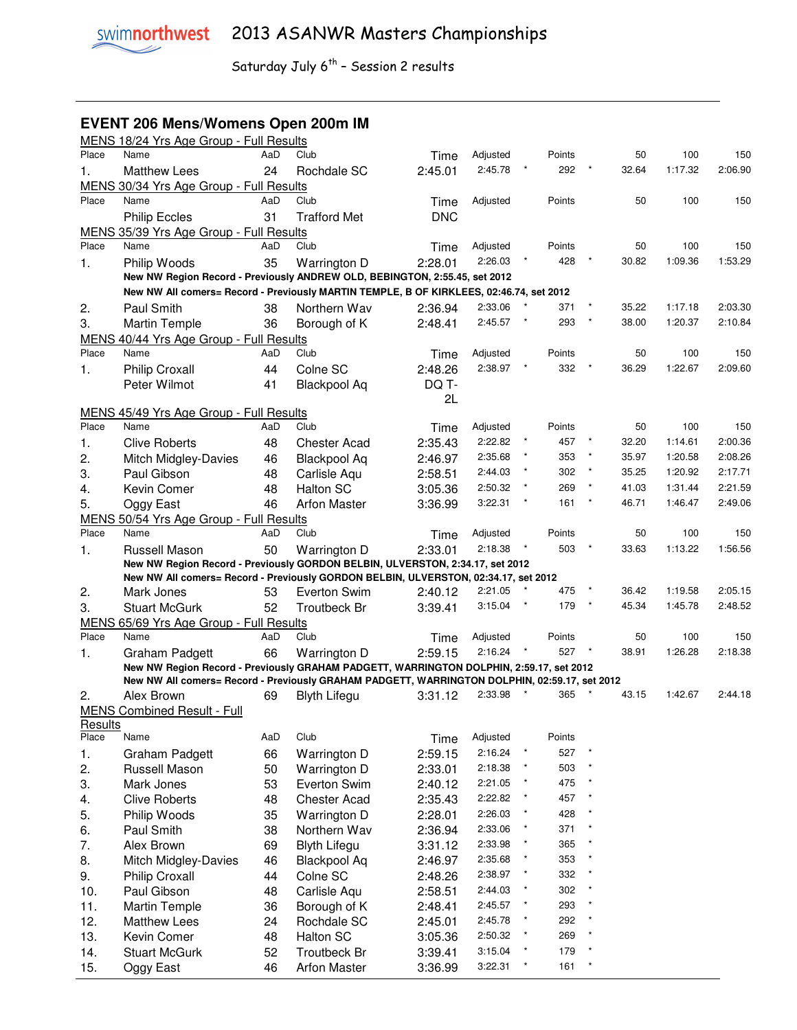# swimnorthwest 2013 ASANWR Masters Championships

Saturday July 6th – Session 2 results

## EVENT 206 Mens/Womens Open 200m IM

### MENS 18/24 Yrs Age Group - Full Results

| Place | Name | AaD | Club | Time | Adjusted | | Points | | 50 | 100 | 150 |
|---|---|---|---|---|---|---|---|---|---|---|---|
| 1. | Matthew Lees | 24 | Rochdale SC | 2:45.01 | 2:45.78 | * | 292 | * | 32.64 | 1:17.32 | 2:06.90 |

### MENS 30/34 Yrs Age Group - Full Results

| Place | Name | AaD | Club | Time | Adjusted | | Points | | 50 | 100 | 150 |
|---|---|---|---|---|---|---|---|---|---|---|---|
| | Philip Eccles | 31 | Trafford Met | DNC | | | | | | | |

### MENS 35/39 Yrs Age Group - Full Results

| Place | Name | AaD | Club | Time | Adjusted | | Points | | 50 | 100 | 150 |
|---|---|---|---|---|---|---|---|---|---|---|---|
| 1. | Philip Woods | 35 | Warrington D | 2:28.01 | 2:26.03 | * | 428 | * | 30.82 | 1:09.36 | 1:53.29 |

**New NW Region Record - Previously ANDREW OLD, BEBINGTON, 2:55.45, set 2012**

**New NW All comers= Record - Previously MARTIN TEMPLE, B OF KIRKLEES, 02:46.74, set 2012**

| Place | Name | AaD | Club | Time | Adjusted | | Points | | 50 | 100 | 150 |
|---|---|---|---|---|---|---|---|---|---|---|---|
| 2. | Paul Smith | 38 | Northern Wav | 2:36.94 | 2:33.06 | * | 371 | * | 35.22 | 1:17.18 | 2:03.30 |
| 3. | Martin Temple | 36 | Borough of K | 2:48.41 | 2:45.57 | * | 293 | * | 38.00 | 1:20.37 | 2:10.84 |

### MENS 40/44 Yrs Age Group - Full Results

| Place | Name | AaD | Club | Time | Adjusted | | Points | | 50 | 100 | 150 |
|---|---|---|---|---|---|---|---|---|---|---|---|
| 1. | Philip Croxall | 44 | Colne SC | 2:48.26 | 2:38.97 | * | 332 | * | 36.29 | 1:22.67 | 2:09.60 |
| | Peter Wilmot | 41 | Blackpool Aq | DQ T-2L | | | | | | | |

### MENS 45/49 Yrs Age Group - Full Results

| Place | Name | AaD | Club | Time | Adjusted | | Points | | 50 | 100 | 150 |
|---|---|---|---|---|---|---|---|---|---|---|---|
| 1. | Clive Roberts | 48 | Chester Acad | 2:35.43 | 2:22.82 | * | 457 | * | 32.20 | 1:14.61 | 2:00.36 |
| 2. | Mitch Midgley-Davies | 46 | Blackpool Aq | 2:46.97 | 2:35.68 | * | 353 | * | 35.97 | 1:20.58 | 2:08.26 |
| 3. | Paul Gibson | 48 | Carlisle Aqu | 2:58.51 | 2:44.03 | * | 302 | * | 35.25 | 1:20.92 | 2:17.71 |
| 4. | Kevin Comer | 48 | Halton SC | 3:05.36 | 2:50.32 | * | 269 | * | 41.03 | 1:31.44 | 2:21.59 |
| 5. | Oggy East | 46 | Arfon Master | 3:36.99 | 3:22.31 | * | 161 | * | 46.71 | 1:46.47 | 2:49.06 |

### MENS 50/54 Yrs Age Group - Full Results

| Place | Name | AaD | Club | Time | Adjusted | | Points | | 50 | 100 | 150 |
|---|---|---|---|---|---|---|---|---|---|---|---|
| 1. | Russell Mason | 50 | Warrington D | 2:33.01 | 2:18.38 | * | 503 | * | 33.63 | 1:13.22 | 1:56.56 |

**New NW Region Record - Previously GORDON BELBIN, ULVERSTON, 2:34.17, set 2012**

**New NW All comers= Record - Previously GORDON BELBIN, ULVERSTON, 02:34.17, set 2012**

| Place | Name | AaD | Club | Time | Adjusted | | Points | | 50 | 100 | 150 |
|---|---|---|---|---|---|---|---|---|---|---|---|
| 2. | Mark Jones | 53 | Everton Swim | 2:40.12 | 2:21.05 | * | 475 | * | 36.42 | 1:19.58 | 2:05.15 |
| 3. | Stuart McGurk | 52 | Troutbeck Br | 3:39.41 | 3:15.04 | * | 179 | * | 45.34 | 1:45.78 | 2:48.52 |

### MENS 65/69 Yrs Age Group - Full Results

| Place | Name | AaD | Club | Time | Adjusted | | Points | | 50 | 100 | 150 |
|---|---|---|---|---|---|---|---|---|---|---|---|
| 1. | Graham Padgett | 66 | Warrington D | 2:59.15 | 2:16.24 | * | 527 | * | 38.91 | 1:26.28 | 2:18.38 |

**New NW Region Record - Previously GRAHAM PADGETT, WARRINGTON DOLPHIN, 2:59.17, set 2012**

**New NW All comers= Record - Previously GRAHAM PADGETT, WARRINGTON DOLPHIN, 02:59.17, set 2012**

| Place | Name | AaD | Club | Time | Adjusted | | Points | | 50 | 100 | 150 |
|---|---|---|---|---|---|---|---|---|---|---|---|
| 2. | Alex Brown | 69 | Blyth Lifegu | 3:31.12 | 2:33.98 | * | 365 | * | 43.15 | 1:42.67 | 2:44.18 |

### MENS Combined Result - Full Results

| Place | Name | AaD | Club | Time | Adjusted | | Points | |
|---|---|---|---|---|---|---|---|---|
| 1. | Graham Padgett | 66 | Warrington D | 2:59.15 | 2:16.24 | * | 527 | * |
| 2. | Russell Mason | 50 | Warrington D | 2:33.01 | 2:18.38 | * | 503 | * |
| 3. | Mark Jones | 53 | Everton Swim | 2:40.12 | 2:21.05 | * | 475 | * |
| 4. | Clive Roberts | 48 | Chester Acad | 2:35.43 | 2:22.82 | * | 457 | * |
| 5. | Philip Woods | 35 | Warrington D | 2:28.01 | 2:26.03 | * | 428 | * |
| 6. | Paul Smith | 38 | Northern Wav | 2:36.94 | 2:33.06 | * | 371 | * |
| 7. | Alex Brown | 69 | Blyth Lifegu | 3:31.12 | 2:33.98 | * | 365 | * |
| 8. | Mitch Midgley-Davies | 46 | Blackpool Aq | 2:46.97 | 2:35.68 | * | 353 | * |
| 9. | Philip Croxall | 44 | Colne SC | 2:48.26 | 2:38.97 | * | 332 | * |
| 10. | Paul Gibson | 48 | Carlisle Aqu | 2:58.51 | 2:44.03 | * | 302 | * |
| 11. | Martin Temple | 36 | Borough of K | 2:48.41 | 2:45.57 | * | 293 | * |
| 12. | Matthew Lees | 24 | Rochdale SC | 2:45.01 | 2:45.78 | * | 292 | * |
| 13. | Kevin Comer | 48 | Halton SC | 3:05.36 | 2:50.32 | * | 269 | * |
| 14. | Stuart McGurk | 52 | Troutbeck Br | 3:39.41 | 3:15.04 | * | 179 | * |
| 15. | Oggy East | 46 | Arfon Master | 3:36.99 | 3:22.31 | * | 161 | * |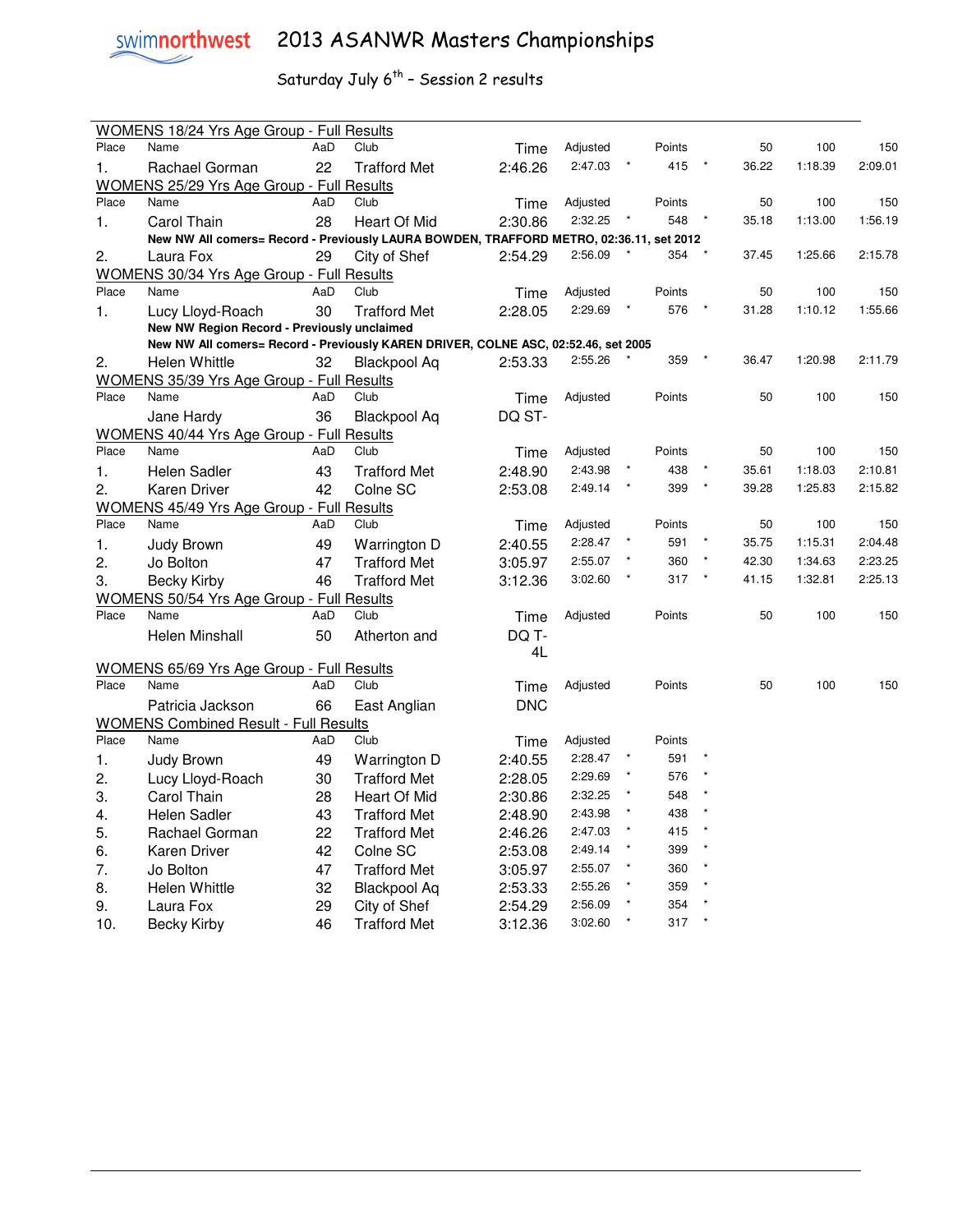# 2013 ASANWR Masters Championships

Saturday July 6th – Session 2 results

**WOMENS 18/24 Yrs Age Group - Full Results**

| Place | Name | AaD | Club | Time | Adjusted | | Points | | 50 | 100 | 150 |
|---|---|---|---|---|---|---|---|---|---|---|---|
| 1. | Rachael Gorman | 22 | Trafford Met | 2:46.26 | 2:47.03 | * | 415 | * | 36.22 | 1:18.39 | 2:09.01 |

**WOMENS 25/29 Yrs Age Group - Full Results**

| Place | Name | AaD | Club | Time | Adjusted | | Points | | 50 | 100 | 150 |
|---|---|---|---|---|---|---|---|---|---|---|---|
| 1. | Carol Thain | 28 | Heart Of Mid | 2:30.86 | 2:32.25 | * | 548 | * | 35.18 | 1:13.00 | 1:56.19 |
| | **New NW All comers= Record - Previously LAURA BOWDEN, TRAFFORD METRO, 02:36.11, set 2012** | | | | | | | | | | |
| 2. | Laura Fox | 29 | City of Shef | 2:54.29 | 2:56.09 | * | 354 | * | 37.45 | 1:25.66 | 2:15.78 |

**WOMENS 30/34 Yrs Age Group - Full Results**

| Place | Name | AaD | Club | Time | Adjusted | | Points | | 50 | 100 | 150 |
|---|---|---|---|---|---|---|---|---|---|---|---|
| 1. | Lucy Lloyd-Roach | 30 | Trafford Met | 2:28.05 | 2:29.69 | * | 576 | * | 31.28 | 1:10.12 | 1:55.66 |
| | **New NW Region Record - Previously unclaimed** | | | | | | | | | | |
| | **New NW All comers= Record - Previously KAREN DRIVER, COLNE ASC, 02:52.46, set 2005** | | | | | | | | | | |
| 2. | Helen Whittle | 32 | Blackpool Aq | 2:53.33 | 2:55.26 | * | 359 | * | 36.47 | 1:20.98 | 2:11.79 |

**WOMENS 35/39 Yrs Age Group - Full Results**

| Place | Name | AaD | Club | Time | Adjusted | Points | 50 | 100 | 150 |
|---|---|---|---|---|---|---|---|---|---|
| | Jane Hardy | 36 | Blackpool Aq | DQ ST- | | | | | |

**WOMENS 40/44 Yrs Age Group - Full Results**

| Place | Name | AaD | Club | Time | Adjusted | | Points | | 50 | 100 | 150 |
|---|---|---|---|---|---|---|---|---|---|---|---|
| 1. | Helen Sadler | 43 | Trafford Met | 2:48.90 | 2:43.98 | * | 438 | * | 35.61 | 1:18.03 | 2:10.81 |
| 2. | Karen Driver | 42 | Colne SC | 2:53.08 | 2:49.14 | * | 399 | * | 39.28 | 1:25.83 | 2:15.82 |

**WOMENS 45/49 Yrs Age Group - Full Results**

| Place | Name | AaD | Club | Time | Adjusted | | Points | | 50 | 100 | 150 |
|---|---|---|---|---|---|---|---|---|---|---|---|
| 1. | Judy Brown | 49 | Warrington D | 2:40.55 | 2:28.47 | * | 591 | * | 35.75 | 1:15.31 | 2:04.48 |
| 2. | Jo Bolton | 47 | Trafford Met | 3:05.97 | 2:55.07 | * | 360 | * | 42.30 | 1:34.63 | 2:23.25 |
| 3. | Becky Kirby | 46 | Trafford Met | 3:12.36 | 3:02.60 | * | 317 | * | 41.15 | 1:32.81 | 2:25.13 |

**WOMENS 50/54 Yrs Age Group - Full Results**

| Place | Name | AaD | Club | Time | Adjusted | Points | 50 | 100 | 150 |
|---|---|---|---|---|---|---|---|---|---|
| | Helen Minshall | 50 | Atherton and | DQ T-4L | | | | | |

**WOMENS 65/69 Yrs Age Group - Full Results**

| Place | Name | AaD | Club | Time | Adjusted | Points | 50 | 100 | 150 |
|---|---|---|---|---|---|---|---|---|---|
| | Patricia Jackson | 66 | East Anglian | DNC | | | | | |

**WOMENS Combined Result - Full Results**

| Place | Name | AaD | Club | Time | Adjusted | | Points | |
|---|---|---|---|---|---|---|---|---|
| 1. | Judy Brown | 49 | Warrington D | 2:40.55 | 2:28.47 | * | 591 | * |
| 2. | Lucy Lloyd-Roach | 30 | Trafford Met | 2:28.05 | 2:29.69 | * | 576 | * |
| 3. | Carol Thain | 28 | Heart Of Mid | 2:30.86 | 2:32.25 | * | 548 | * |
| 4. | Helen Sadler | 43 | Trafford Met | 2:48.90 | 2:43.98 | * | 438 | * |
| 5. | Rachael Gorman | 22 | Trafford Met | 2:46.26 | 2:47.03 | * | 415 | * |
| 6. | Karen Driver | 42 | Colne SC | 2:53.08 | 2:49.14 | * | 399 | * |
| 7. | Jo Bolton | 47 | Trafford Met | 3:05.97 | 2:55.07 | * | 360 | * |
| 8. | Helen Whittle | 32 | Blackpool Aq | 2:53.33 | 2:55.26 | * | 359 | * |
| 9. | Laura Fox | 29 | City of Shef | 2:54.29 | 2:56.09 | * | 354 | * |
| 10. | Becky Kirby | 46 | Trafford Met | 3:12.36 | 3:02.60 | * | 317 | * |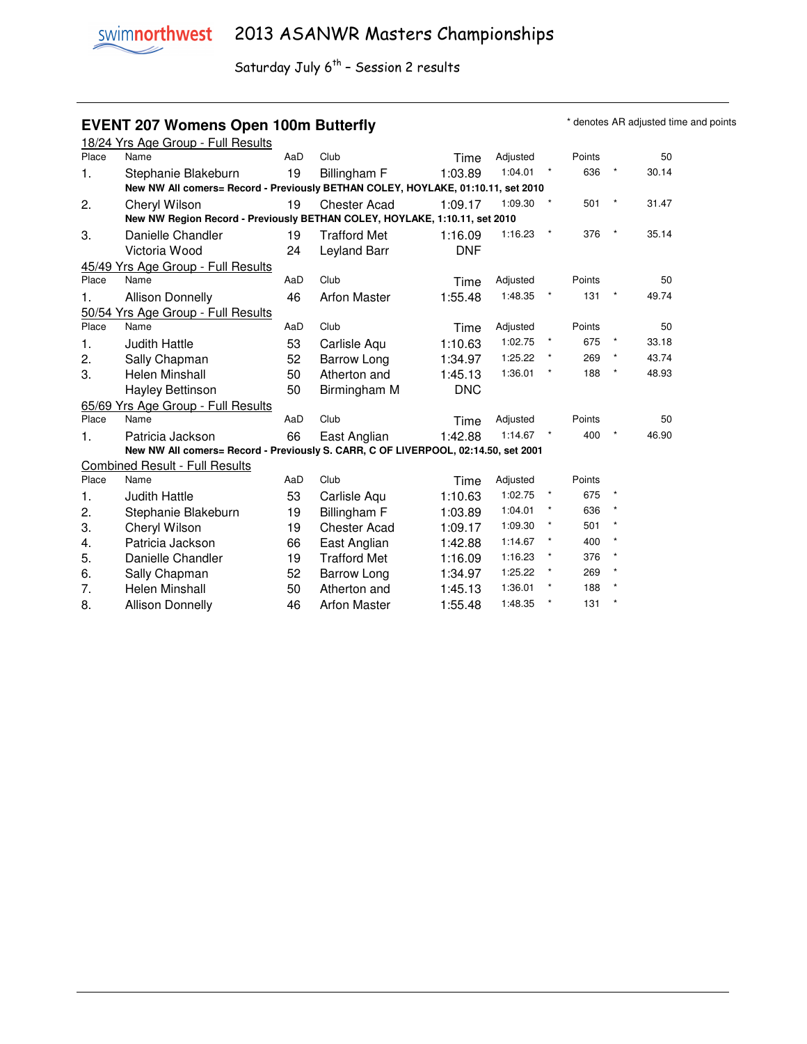# 2013 ASANWR Masters Championships

Saturday July 6th – Session 2 results

## EVENT 207 Womens Open 100m Butterfly

\* denotes AR adjusted time and points

### 18/24 Yrs Age Group - Full Results

| Place | Name | AaD | Club | Time | Adjusted | | Points | | 50 |
|---|---|---|---|---|---|---|---|---|---|
| 1. | Stephanie Blakeburn | 19 | Billingham F | 1:03.89 | 1:04.01 | * | 636 | * | 30.14 |
| | **New NW All comers= Record - Previously BETHAN COLEY, HOYLAKE, 01:10.11, set 2010** | | | | | | | | |
| 2. | Cheryl Wilson | 19 | Chester Acad | 1:09.17 | 1:09.30 | * | 501 | * | 31.47 |
| | **New NW Region Record - Previously BETHAN COLEY, HOYLAKE, 1:10.11, set 2010** | | | | | | | | |
| 3. | Danielle Chandler | 19 | Trafford Met | 1:16.09 | 1:16.23 | * | 376 | * | 35.14 |
| | Victoria Wood | 24 | Leyland Barr | DNF | | | | | |

### 45/49 Yrs Age Group - Full Results

| Place | Name | AaD | Club | Time | Adjusted | | Points | | 50 |
|---|---|---|---|---|---|---|---|---|---|
| 1. | Allison Donnelly | 46 | Arfon Master | 1:55.48 | 1:48.35 | * | 131 | * | 49.74 |

### 50/54 Yrs Age Group - Full Results

| Place | Name | AaD | Club | Time | Adjusted | | Points | | 50 |
|---|---|---|---|---|---|---|---|---|---|
| 1. | Judith Hattle | 53 | Carlisle Aqu | 1:10.63 | 1:02.75 | * | 675 | * | 33.18 |
| 2. | Sally Chapman | 52 | Barrow Long | 1:34.97 | 1:25.22 | * | 269 | * | 43.74 |
| 3. | Helen Minshall | 50 | Atherton and | 1:45.13 | 1:36.01 | * | 188 | * | 48.93 |
| | Hayley Bettinson | 50 | Birmingham M | DNC | | | | | |

### 65/69 Yrs Age Group - Full Results

| Place | Name | AaD | Club | Time | Adjusted | | Points | | 50 |
|---|---|---|---|---|---|---|---|---|---|
| 1. | Patricia Jackson | 66 | East Anglian | 1:42.88 | 1:14.67 | * | 400 | * | 46.90 |
| | **New NW All comers= Record - Previously S. CARR, C OF LIVERPOOL, 02:14.50, set 2001** | | | | | | | | |

### Combined Result - Full Results

| Place | Name | AaD | Club | Time | Adjusted | | Points | |
|---|---|---|---|---|---|---|---|---|
| 1. | Judith Hattle | 53 | Carlisle Aqu | 1:10.63 | 1:02.75 | * | 675 | * |
| 2. | Stephanie Blakeburn | 19 | Billingham F | 1:03.89 | 1:04.01 | * | 636 | * |
| 3. | Cheryl Wilson | 19 | Chester Acad | 1:09.17 | 1:09.30 | * | 501 | * |
| 4. | Patricia Jackson | 66 | East Anglian | 1:42.88 | 1:14.67 | * | 400 | * |
| 5. | Danielle Chandler | 19 | Trafford Met | 1:16.09 | 1:16.23 | * | 376 | * |
| 6. | Sally Chapman | 52 | Barrow Long | 1:34.97 | 1:25.22 | * | 269 | * |
| 7. | Helen Minshall | 50 | Atherton and | 1:45.13 | 1:36.01 | * | 188 | * |
| 8. | Allison Donnelly | 46 | Arfon Master | 1:55.48 | 1:48.35 | * | 131 | * |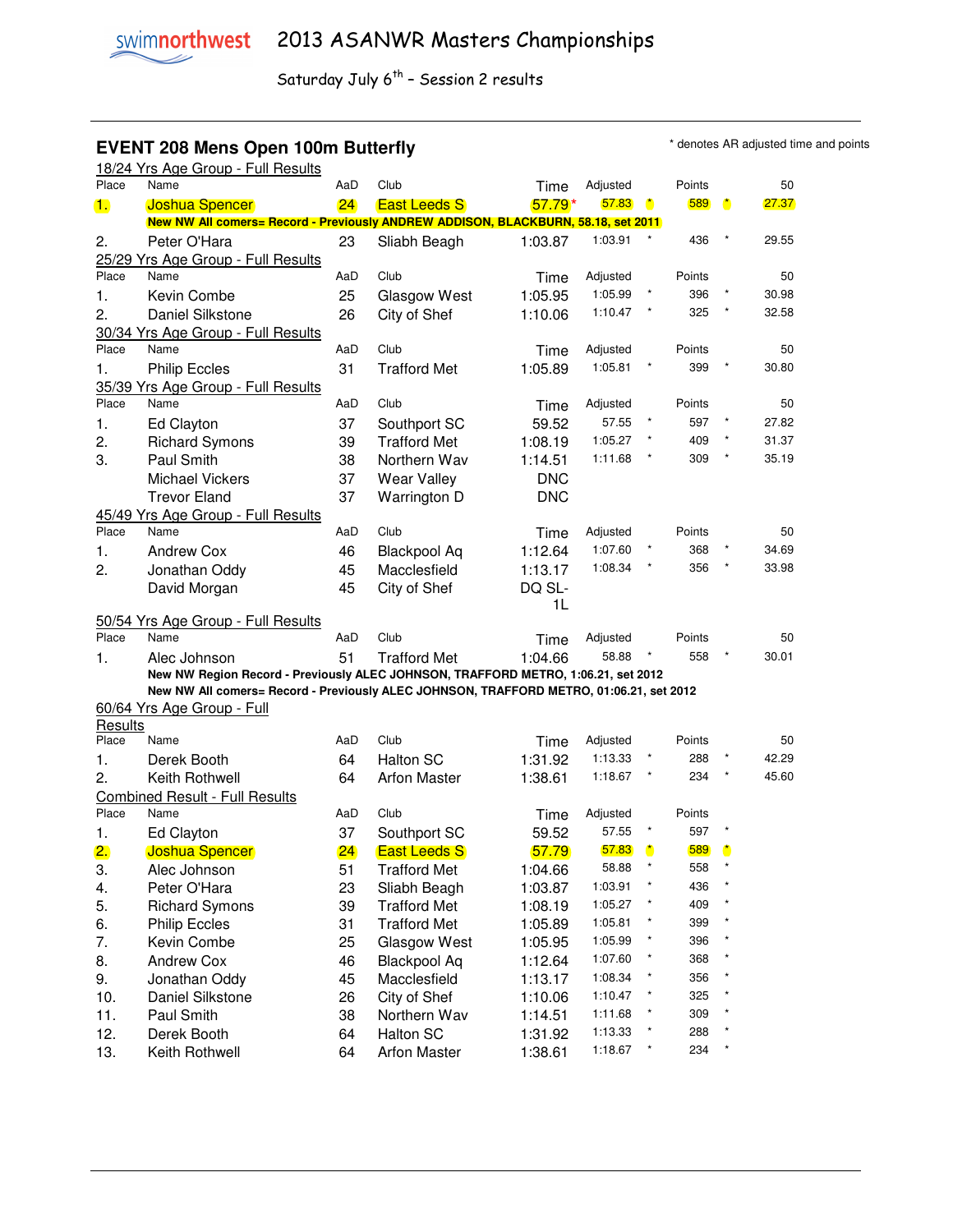# 2013 ASANWR Masters Championships

Saturday July 6th – Session 2 results

## EVENT 208 Mens Open 100m Butterfly

* denotes AR adjusted time and points

### 18/24 Yrs Age Group - Full Results

| Place | Name | AaD | Club | Time | Adjusted | | Points | | 50 |
|---|---|---|---|---|---|---|---|---|---|
| 1. | Joshua Spencer | 24 | East Leeds S | 57.79* | 57.83 | * | 589 | * | 27.37 |
| | **New NW All comers= Record - Previously ANDREW ADDISON, BLACKBURN, 58.18, set 2011** | | | | | | | | |
| 2. | Peter O'Hara | 23 | Sliabh Beagh | 1:03.87 | 1:03.91 | * | 436 | * | 29.55 |

### 25/29 Yrs Age Group - Full Results

| Place | Name | AaD | Club | Time | Adjusted | | Points | | 50 |
|---|---|---|---|---|---|---|---|---|---|
| 1. | Kevin Combe | 25 | Glasgow West | 1:05.95 | 1:05.99 | * | 396 | * | 30.98 |
| 2. | Daniel Silkstone | 26 | City of Shef | 1:10.06 | 1:10.47 | * | 325 | * | 32.58 |

### 30/34 Yrs Age Group - Full Results

| Place | Name | AaD | Club | Time | Adjusted | | Points | | 50 |
|---|---|---|---|---|---|---|---|---|---|
| 1. | Philip Eccles | 31 | Trafford Met | 1:05.89 | 1:05.81 | * | 399 | * | 30.80 |

### 35/39 Yrs Age Group - Full Results

| Place | Name | AaD | Club | Time | Adjusted | | Points | | 50 |
|---|---|---|---|---|---|---|---|---|---|
| 1. | Ed Clayton | 37 | Southport SC | 59.52 | 57.55 | * | 597 | * | 27.82 |
| 2. | Richard Symons | 39 | Trafford Met | 1:08.19 | 1:05.27 | * | 409 | * | 31.37 |
| 3. | Paul Smith | 38 | Northern Wav | 1:14.51 | 1:11.68 | * | 309 | * | 35.19 |
| | Michael Vickers | 37 | Wear Valley | DNC | | | | | |
| | Trevor Eland | 37 | Warrington D | DNC | | | | | |

### 45/49 Yrs Age Group - Full Results

| Place | Name | AaD | Club | Time | Adjusted | | Points | | 50 |
|---|---|---|---|---|---|---|---|---|---|
| 1. | Andrew Cox | 46 | Blackpool Aq | 1:12.64 | 1:07.60 | * | 368 | * | 34.69 |
| 2. | Jonathan Oddy | 45 | Macclesfield | 1:13.17 | 1:08.34 | * | 356 | * | 33.98 |
| | David Morgan | 45 | City of Shef | DQ SL-1L | | | | | |

### 50/54 Yrs Age Group - Full Results

| Place | Name | AaD | Club | Time | Adjusted | | Points | | 50 |
|---|---|---|---|---|---|---|---|---|---|
| 1. | Alec Johnson | 51 | Trafford Met | 1:04.66 | 58.88 | * | 558 | * | 30.01 |
| | **New NW Region Record - Previously ALEC JOHNSON, TRAFFORD METRO, 1:06.21, set 2012** | | | | | | | | |
| | **New NW All comers= Record - Previously ALEC JOHNSON, TRAFFORD METRO, 01:06.21, set 2012** | | | | | | | | |

### 60/64 Yrs Age Group - Full Results

| Place | Name | AaD | Club | Time | Adjusted | | Points | | 50 |
|---|---|---|---|---|---|---|---|---|---|
| 1. | Derek Booth | 64 | Halton SC | 1:31.92 | 1:13.33 | * | 288 | * | 42.29 |
| 2. | Keith Rothwell | 64 | Arfon Master | 1:38.61 | 1:18.67 | * | 234 | * | 45.60 |

### Combined Result - Full Results

| Place | Name | AaD | Club | Time | Adjusted | | Points | |
|---|---|---|---|---|---|---|---|---|
| 1. | Ed Clayton | 37 | Southport SC | 59.52 | 57.55 | * | 597 | * |
| 2. | Joshua Spencer | 24 | East Leeds S | 57.79 | 57.83 | * | 589 | * |
| 3. | Alec Johnson | 51 | Trafford Met | 1:04.66 | 58.88 | * | 558 | * |
| 4. | Peter O'Hara | 23 | Sliabh Beagh | 1:03.87 | 1:03.91 | * | 436 | * |
| 5. | Richard Symons | 39 | Trafford Met | 1:08.19 | 1:05.27 | * | 409 | * |
| 6. | Philip Eccles | 31 | Trafford Met | 1:05.89 | 1:05.81 | * | 399 | * |
| 7. | Kevin Combe | 25 | Glasgow West | 1:05.95 | 1:05.99 | * | 396 | * |
| 8. | Andrew Cox | 46 | Blackpool Aq | 1:12.64 | 1:07.60 | * | 368 | * |
| 9. | Jonathan Oddy | 45 | Macclesfield | 1:13.17 | 1:08.34 | * | 356 | * |
| 10. | Daniel Silkstone | 26 | City of Shef | 1:10.06 | 1:10.47 | * | 325 | * |
| 11. | Paul Smith | 38 | Northern Wav | 1:14.51 | 1:11.68 | * | 309 | * |
| 12. | Derek Booth | 64 | Halton SC | 1:31.92 | 1:13.33 | * | 288 | * |
| 13. | Keith Rothwell | 64 | Arfon Master | 1:38.61 | 1:18.67 | * | 234 | * |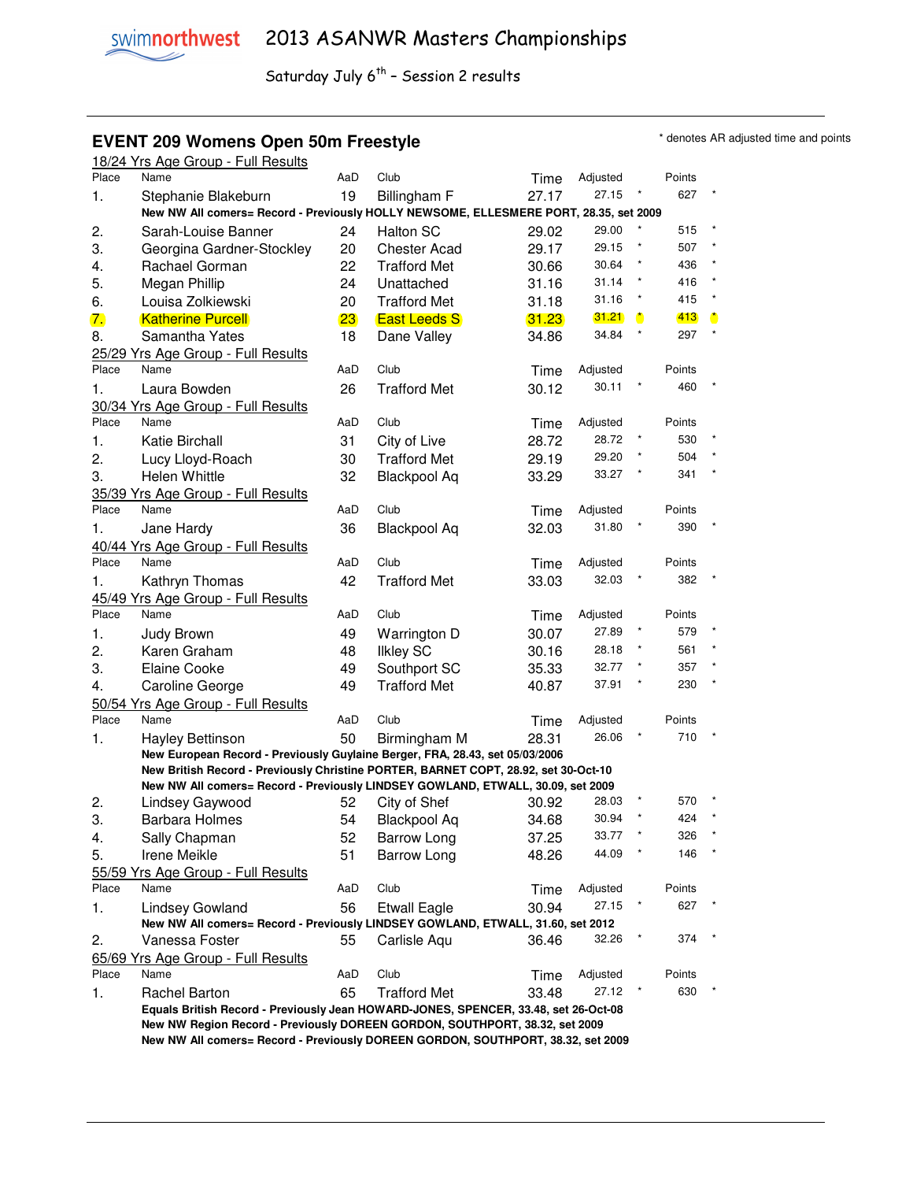# 2013 ASANWR Masters Championships

Saturday July 6th – Session 2 results

## EVENT 209 Womens Open 50m Freestyle

\* denotes AR adjusted time and points

### 18/24 Yrs Age Group - Full Results

| Place | Name | AaD | Club | Time | Adjusted | | Points | |
|---|---|---|---|---|---|---|---|---|
| 1. | Stephanie Blakeburn | 19 | Billingham F | 27.17 | 27.15 | * | 627 | * |
| | **New NW All comers= Record - Previously HOLLY NEWSOME, ELLESMERE PORT, 28.35, set 2009** | | | | | | | |
| 2. | Sarah-Louise Banner | 24 | Halton SC | 29.02 | 29.00 | * | 515 | * |
| 3. | Georgina Gardner-Stockley | 20 | Chester Acad | 29.17 | 29.15 | * | 507 | * |
| 4. | Rachael Gorman | 22 | Trafford Met | 30.66 | 30.64 | * | 436 | * |
| 5. | Megan Phillip | 24 | Unattached | 31.16 | 31.14 | * | 416 | * |
| 6. | Louisa Zolkiewski | 20 | Trafford Met | 31.18 | 31.16 | * | 415 | * |
| 7. | Katherine Purcell | 23 | East Leeds S | 31.23 | 31.21 | * | 413 | * |
| 8. | Samantha Yates | 18 | Dane Valley | 34.86 | 34.84 | * | 297 | * |

### 25/29 Yrs Age Group - Full Results

| Place | Name | AaD | Club | Time | Adjusted | | Points | |
|---|---|---|---|---|---|---|---|---|
| 1. | Laura Bowden | 26 | Trafford Met | 30.12 | 30.11 | * | 460 | * |

### 30/34 Yrs Age Group - Full Results

| Place | Name | AaD | Club | Time | Adjusted | | Points | |
|---|---|---|---|---|---|---|---|---|
| 1. | Katie Birchall | 31 | City of Live | 28.72 | 28.72 | * | 530 | * |
| 2. | Lucy Lloyd-Roach | 30 | Trafford Met | 29.19 | 29.20 | * | 504 | * |
| 3. | Helen Whittle | 32 | Blackpool Aq | 33.29 | 33.27 | * | 341 | * |

### 35/39 Yrs Age Group - Full Results

| Place | Name | AaD | Club | Time | Adjusted | | Points | |
|---|---|---|---|---|---|---|---|---|
| 1. | Jane Hardy | 36 | Blackpool Aq | 32.03 | 31.80 | * | 390 | * |

### 40/44 Yrs Age Group - Full Results

| Place | Name | AaD | Club | Time | Adjusted | | Points | |
|---|---|---|---|---|---|---|---|---|
| 1. | Kathryn Thomas | 42 | Trafford Met | 33.03 | 32.03 | * | 382 | * |

### 45/49 Yrs Age Group - Full Results

| Place | Name | AaD | Club | Time | Adjusted | | Points | |
|---|---|---|---|---|---|---|---|---|
| 1. | Judy Brown | 49 | Warrington D | 30.07 | 27.89 | * | 579 | * |
| 2. | Karen Graham | 48 | Ilkley SC | 30.16 | 28.18 | * | 561 | * |
| 3. | Elaine Cooke | 49 | Southport SC | 35.33 | 32.77 | * | 357 | * |
| 4. | Caroline George | 49 | Trafford Met | 40.87 | 37.91 | * | 230 | * |

### 50/54 Yrs Age Group - Full Results

| Place | Name | AaD | Club | Time | Adjusted | | Points | |
|---|---|---|---|---|---|---|---|---|
| 1. | Hayley Bettinson | 50 | Birmingham M | 28.31 | 26.06 | * | 710 | * |
| | **New European Record - Previously Guylaine Berger, FRA, 28.43, set 05/03/2006** | | | | | | | |
| | **New British Record - Previously Christine PORTER, BARNET COPT, 28.92, set 30-Oct-10** | | | | | | | |
| | **New NW All comers= Record - Previously LINDSEY GOWLAND, ETWALL, 30.09, set 2009** | | | | | | | |
| 2. | Lindsey Gaywood | 52 | City of Shef | 30.92 | 28.03 | * | 570 | * |
| 3. | Barbara Holmes | 54 | Blackpool Aq | 34.68 | 30.94 | * | 424 | * |
| 4. | Sally Chapman | 52 | Barrow Long | 37.25 | 33.77 | * | 326 | * |
| 5. | Irene Meikle | 51 | Barrow Long | 48.26 | 44.09 | * | 146 | * |

### 55/59 Yrs Age Group - Full Results

| Place | Name | AaD | Club | Time | Adjusted | | Points | |
|---|---|---|---|---|---|---|---|---|
| 1. | Lindsey Gowland | 56 | Etwall Eagle | 30.94 | 27.15 | * | 627 | * |
| | **New NW All comers= Record - Previously LINDSEY GOWLAND, ETWALL, 31.60, set 2012** | | | | | | | |
| 2. | Vanessa Foster | 55 | Carlisle Aqu | 36.46 | 32.26 | * | 374 | * |

### 65/69 Yrs Age Group - Full Results

| Place | Name | AaD | Club | Time | Adjusted | | Points | |
|---|---|---|---|---|---|---|---|---|
| 1. | Rachel Barton | 65 | Trafford Met | 33.48 | 27.12 | * | 630 | * |
| | **Equals British Record - Previously Jean HOWARD-JONES, SPENCER, 33.48, set 26-Oct-08** | | | | | | | |
| | **New NW Region Record - Previously DOREEN GORDON, SOUTHPORT, 38.32, set 2009** | | | | | | | |
| | **New NW All comers= Record - Previously DOREEN GORDON, SOUTHPORT, 38.32, set 2009** | | | | | | | |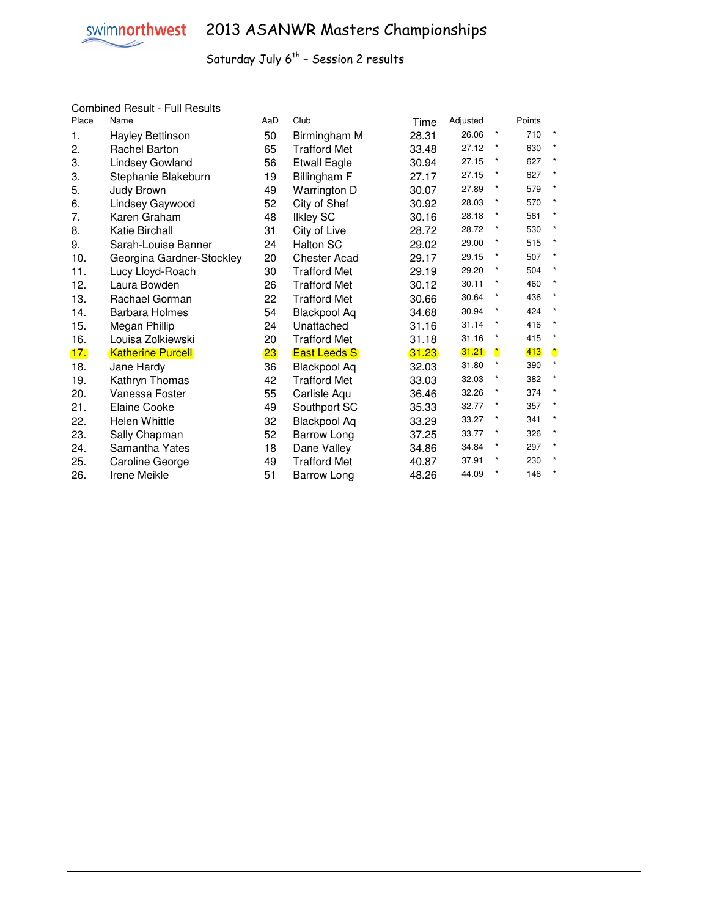swimnorthwest

# 2013 ASANWR Masters Championships

Saturday July 6th – Session 2 results

Combined Result - Full Results

| Place | Name | AaD | Club | Time | Adjusted | | Points | |
|---|---|---|---|---|---|---|---|---|
| 1. | Hayley Bettinson | 50 | Birmingham M | 28.31 | 26.06 | * | 710 | * |
| 2. | Rachel Barton | 65 | Trafford Met | 33.48 | 27.12 | * | 630 | * |
| 3. | Lindsey Gowland | 56 | Etwall Eagle | 30.94 | 27.15 | * | 627 | * |
| 3. | Stephanie Blakeburn | 19 | Billingham F | 27.17 | 27.15 | * | 627 | * |
| 5. | Judy Brown | 49 | Warrington D | 30.07 | 27.89 | * | 579 | * |
| 6. | Lindsey Gaywood | 52 | City of Shef | 30.92 | 28.03 | * | 570 | * |
| 7. | Karen Graham | 48 | Ilkley SC | 30.16 | 28.18 | * | 561 | * |
| 8. | Katie Birchall | 31 | City of Live | 28.72 | 28.72 | * | 530 | * |
| 9. | Sarah-Louise Banner | 24 | Halton SC | 29.02 | 29.00 | * | 515 | * |
| 10. | Georgina Gardner-Stockley | 20 | Chester Acad | 29.17 | 29.15 | * | 507 | * |
| 11. | Lucy Lloyd-Roach | 30 | Trafford Met | 29.19 | 29.20 | * | 504 | * |
| 12. | Laura Bowden | 26 | Trafford Met | 30.12 | 30.11 | * | 460 | * |
| 13. | Rachael Gorman | 22 | Trafford Met | 30.66 | 30.64 | * | 436 | * |
| 14. | Barbara Holmes | 54 | Blackpool Aq | 34.68 | 30.94 | * | 424 | * |
| 15. | Megan Phillip | 24 | Unattached | 31.16 | 31.14 | * | 416 | * |
| 16. | Louisa Zolkiewski | 20 | Trafford Met | 31.18 | 31.16 | * | 415 | * |
| 17. | Katherine Purcell | 23 | East Leeds S | 31.23 | 31.21 | * | 413 | * |
| 18. | Jane Hardy | 36 | Blackpool Aq | 32.03 | 31.80 | * | 390 | * |
| 19. | Kathryn Thomas | 42 | Trafford Met | 33.03 | 32.03 | * | 382 | * |
| 20. | Vanessa Foster | 55 | Carlisle Aqu | 36.46 | 32.26 | * | 374 | * |
| 21. | Elaine Cooke | 49 | Southport SC | 35.33 | 32.77 | * | 357 | * |
| 22. | Helen Whittle | 32 | Blackpool Aq | 33.29 | 33.27 | * | 341 | * |
| 23. | Sally Chapman | 52 | Barrow Long | 37.25 | 33.77 | * | 326 | * |
| 24. | Samantha Yates | 18 | Dane Valley | 34.86 | 34.84 | * | 297 | * |
| 25. | Caroline George | 49 | Trafford Met | 40.87 | 37.91 | * | 230 | * |
| 26. | Irene Meikle | 51 | Barrow Long | 48.26 | 44.09 | * | 146 | * |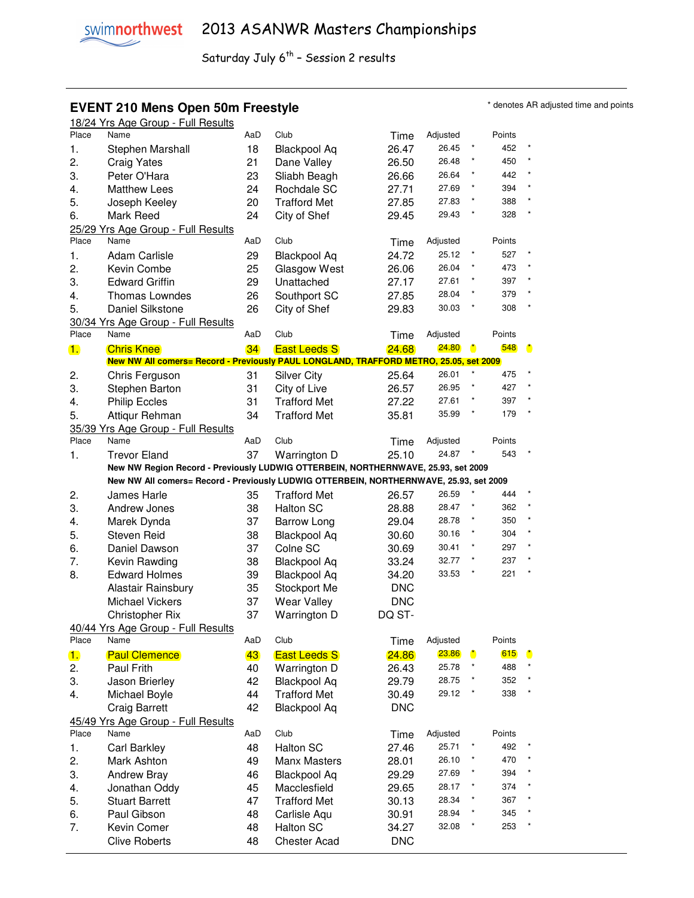# 2013 ASANWR Masters Championships

Saturday July 6th – Session 2 results

## EVENT 210 Mens Open 50m Freestyle

\* denotes AR adjusted time and points

### 18/24 Yrs Age Group - Full Results

| Place | Name | AaD | Club | Time | Adjusted | | Points | |
|---|---|---|---|---|---|---|---|---|
| 1. | Stephen Marshall | 18 | Blackpool Aq | 26.47 | 26.45 | * | 452 | * |
| 2. | Craig Yates | 21 | Dane Valley | 26.50 | 26.48 | * | 450 | * |
| 3. | Peter O'Hara | 23 | Sliabh Beagh | 26.66 | 26.64 | * | 442 | * |
| 4. | Matthew Lees | 24 | Rochdale SC | 27.71 | 27.69 | * | 394 | * |
| 5. | Joseph Keeley | 20 | Trafford Met | 27.85 | 27.83 | * | 388 | * |
| 6. | Mark Reed | 24 | City of Shef | 29.45 | 29.43 | * | 328 | * |

### 25/29 Yrs Age Group - Full Results

| Place | Name | AaD | Club | Time | Adjusted | | Points | |
|---|---|---|---|---|---|---|---|---|
| 1. | Adam Carlisle | 29 | Blackpool Aq | 24.72 | 25.12 | * | 527 | * |
| 2. | Kevin Combe | 25 | Glasgow West | 26.06 | 26.04 | * | 473 | * |
| 3. | Edward Griffin | 29 | Unattached | 27.17 | 27.61 | * | 397 | * |
| 4. | Thomas Lowndes | 26 | Southport SC | 27.85 | 28.04 | * | 379 | * |
| 5. | Daniel Silkstone | 26 | City of Shef | 29.83 | 30.03 | * | 308 | * |

### 30/34 Yrs Age Group - Full Results

| Place | Name | AaD | Club | Time | Adjusted | | Points | |
|---|---|---|---|---|---|---|---|---|
| 1. | Chris Knee | 34 | East Leeds S | 24.68 | 24.80 | * | 548 | * |
| | **New NW All comers= Record - Previously PAUL LONGLAND, TRAFFORD METRO, 25.05, set 2009** | | | | | | | |
| 2. | Chris Ferguson | 31 | Silver City | 25.64 | 26.01 | * | 475 | * |
| 3. | Stephen Barton | 31 | City of Live | 26.57 | 26.95 | * | 427 | * |
| 4. | Philip Eccles | 31 | Trafford Met | 27.22 | 27.61 | * | 397 | * |
| 5. | Attiqur Rehman | 34 | Trafford Met | 35.81 | 35.99 | * | 179 | * |

### 35/39 Yrs Age Group - Full Results

| Place | Name | AaD | Club | Time | Adjusted | | Points | |
|---|---|---|---|---|---|---|---|---|
| 1. | Trevor Eland | 37 | Warrington D | 25.10 | 24.87 | * | 543 | * |
| | **New NW Region Record - Previously LUDWIG OTTERBEIN, NORTHERNWAVE, 25.93, set 2009** | | | | | | | |
| | **New NW All comers= Record - Previously LUDWIG OTTERBEIN, NORTHERNWAVE, 25.93, set 2009** | | | | | | | |
| 2. | James Harle | 35 | Trafford Met | 26.57 | 26.59 | * | 444 | * |
| 3. | Andrew Jones | 38 | Halton SC | 28.88 | 28.47 | * | 362 | * |
| 4. | Marek Dynda | 37 | Barrow Long | 29.04 | 28.78 | * | 350 | * |
| 5. | Steven Reid | 38 | Blackpool Aq | 30.60 | 30.16 | * | 304 | * |
| 6. | Daniel Dawson | 37 | Colne SC | 30.69 | 30.41 | * | 297 | * |
| 7. | Kevin Rawding | 38 | Blackpool Aq | 33.24 | 32.77 | * | 237 | * |
| 8. | Edward Holmes | 39 | Blackpool Aq | 34.20 | 33.53 | * | 221 | * |
| | Alastair Rainsbury | 35 | Stockport Me | DNC | | | | |
| | Michael Vickers | 37 | Wear Valley | DNC | | | | |
| | Christopher Rix | 37 | Warrington D | DQ ST- | | | | |

### 40/44 Yrs Age Group - Full Results

| Place | Name | AaD | Club | Time | Adjusted | | Points | |
|---|---|---|---|---|---|---|---|---|
| 1. | Paul Clemence | 43 | East Leeds S | 24.86 | 23.86 | * | 615 | * |
| 2. | Paul Frith | 40 | Warrington D | 26.43 | 25.78 | * | 488 | * |
| 3. | Jason Brierley | 42 | Blackpool Aq | 29.79 | 28.75 | * | 352 | * |
| 4. | Michael Boyle | 44 | Trafford Met | 30.49 | 29.12 | * | 338 | * |
| | Craig Barrett | 42 | Blackpool Aq | DNC | | | | |

### 45/49 Yrs Age Group - Full Results

| Place | Name | AaD | Club | Time | Adjusted | | Points | |
|---|---|---|---|---|---|---|---|---|
| 1. | Carl Barkley | 48 | Halton SC | 27.46 | 25.71 | * | 492 | * |
| 2. | Mark Ashton | 49 | Manx Masters | 28.01 | 26.10 | * | 470 | * |
| 3. | Andrew Bray | 46 | Blackpool Aq | 29.29 | 27.69 | * | 394 | * |
| 4. | Jonathan Oddy | 45 | Macclesfield | 29.65 | 28.17 | * | 374 | * |
| 5. | Stuart Barrett | 47 | Trafford Met | 30.13 | 28.34 | * | 367 | * |
| 6. | Paul Gibson | 48 | Carlisle Aqu | 30.91 | 28.94 | * | 345 | * |
| 7. | Kevin Comer | 48 | Halton SC | 34.27 | 32.08 | * | 253 | * |
| | Clive Roberts | 48 | Chester Acad | DNC | | | | |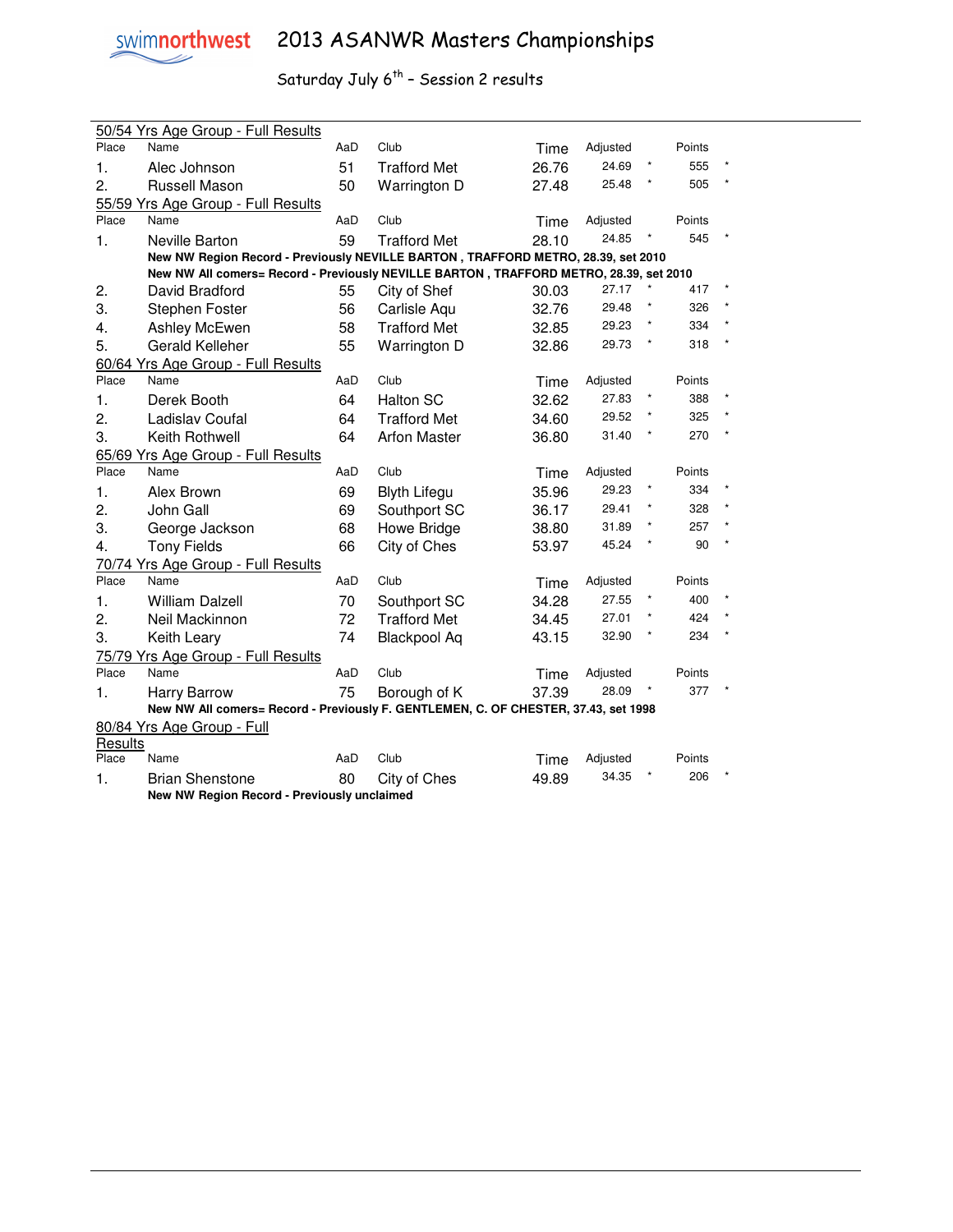# 2013 ASANWR Masters Championships

Saturday July 6th – Session 2 results

### 50/54 Yrs Age Group - Full Results

| Place | Name | AaD | Club | Time | Adjusted | | Points | |
|---|---|---|---|---|---|---|---|---|
| 1. | Alec Johnson | 51 | Trafford Met | 26.76 | 24.69 | * | 555 | * |
| 2. | Russell Mason | 50 | Warrington D | 27.48 | 25.48 | * | 505 | * |

### 55/59 Yrs Age Group - Full Results

| Place | Name | AaD | Club | Time | Adjusted | | Points | |
|---|---|---|---|---|---|---|---|---|
| 1. | Neville Barton | 59 | Trafford Met | 28.10 | 24.85 | * | 545 | * |
| | **New NW Region Record - Previously NEVILLE BARTON , TRAFFORD METRO, 28.39, set 2010** | | | | | | | |
| | **New NW All comers= Record - Previously NEVILLE BARTON , TRAFFORD METRO, 28.39, set 2010** | | | | | | | |
| 2. | David Bradford | 55 | City of Shef | 30.03 | 27.17 | * | 417 | * |
| 3. | Stephen Foster | 56 | Carlisle Aqu | 32.76 | 29.48 | * | 326 | * |
| 4. | Ashley McEwen | 58 | Trafford Met | 32.85 | 29.23 | * | 334 | * |
| 5. | Gerald Kelleher | 55 | Warrington D | 32.86 | 29.73 | * | 318 | * |

### 60/64 Yrs Age Group - Full Results

| Place | Name | AaD | Club | Time | Adjusted | | Points | |
|---|---|---|---|---|---|---|---|---|
| 1. | Derek Booth | 64 | Halton SC | 32.62 | 27.83 | * | 388 | * |
| 2. | Ladislav Coufal | 64 | Trafford Met | 34.60 | 29.52 | * | 325 | * |
| 3. | Keith Rothwell | 64 | Arfon Master | 36.80 | 31.40 | * | 270 | * |

### 65/69 Yrs Age Group - Full Results

| Place | Name | AaD | Club | Time | Adjusted | | Points | |
|---|---|---|---|---|---|---|---|---|
| 1. | Alex Brown | 69 | Blyth Lifegu | 35.96 | 29.23 | * | 334 | * |
| 2. | John Gall | 69 | Southport SC | 36.17 | 29.41 | * | 328 | * |
| 3. | George Jackson | 68 | Howe Bridge | 38.80 | 31.89 | * | 257 | * |
| 4. | Tony Fields | 66 | City of Ches | 53.97 | 45.24 | * | 90 | * |

### 70/74 Yrs Age Group - Full Results

| Place | Name | AaD | Club | Time | Adjusted | | Points | |
|---|---|---|---|---|---|---|---|---|
| 1. | William Dalzell | 70 | Southport SC | 34.28 | 27.55 | * | 400 | * |
| 2. | Neil Mackinnon | 72 | Trafford Met | 34.45 | 27.01 | * | 424 | * |
| 3. | Keith Leary | 74 | Blackpool Aq | 43.15 | 32.90 | * | 234 | * |

### 75/79 Yrs Age Group - Full Results

| Place | Name | AaD | Club | Time | Adjusted | | Points | |
|---|---|---|---|---|---|---|---|---|
| 1. | Harry Barrow | 75 | Borough of K | 37.39 | 28.09 | * | 377 | * |
| | **New NW All comers= Record - Previously F. GENTLEMEN, C. OF CHESTER, 37.43, set 1998** | | | | | | | |

### 80/84 Yrs Age Group - Full Results

| Place | Name | AaD | Club | Time | Adjusted | | Points | |
|---|---|---|---|---|---|---|---|---|
| 1. | Brian Shenstone | 80 | City of Ches | 49.89 | 34.35 | * | 206 | * |
| | **New NW Region Record - Previously unclaimed** | | | | | | | |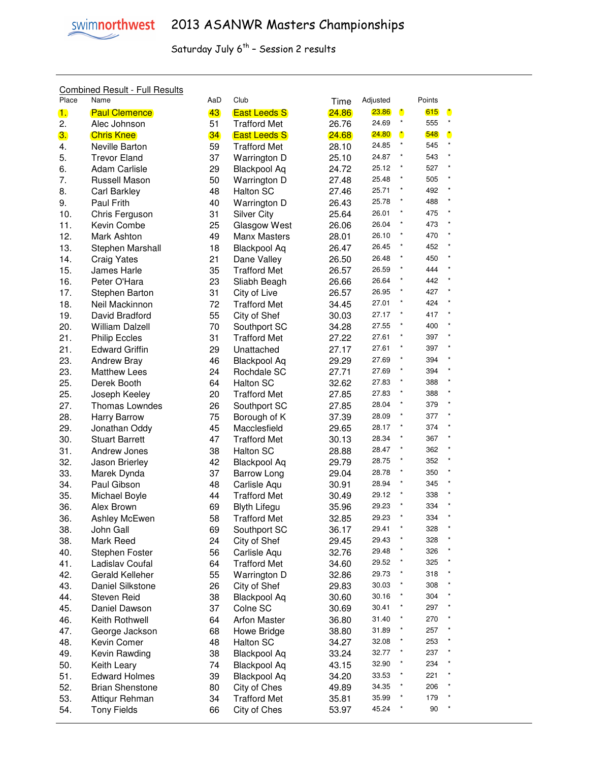swimnorthwest

# 2013 ASANWR Masters Championships

Saturday July 6th – Session 2 results

Combined Result - Full Results

| Place | Name | AaD | Club | Time | Adjusted | | Points | |
|---|---|---|---|---|---|---|---|---|
| 1. | Paul Clemence | 43 | East Leeds S | 24.86 | 23.86 | * | 615 | * |
| 2. | Alec Johnson | 51 | Trafford Met | 26.76 | 24.69 | * | 555 | * |
| 3. | Chris Knee | 34 | East Leeds S | 24.68 | 24.80 | * | 548 | * |
| 4. | Neville Barton | 59 | Trafford Met | 28.10 | 24.85 | * | 545 | * |
| 5. | Trevor Eland | 37 | Warrington D | 25.10 | 24.87 | * | 543 | * |
| 6. | Adam Carlisle | 29 | Blackpool Aq | 24.72 | 25.12 | * | 527 | * |
| 7. | Russell Mason | 50 | Warrington D | 27.48 | 25.48 | * | 505 | * |
| 8. | Carl Barkley | 48 | Halton SC | 27.46 | 25.71 | * | 492 | * |
| 9. | Paul Frith | 40 | Warrington D | 26.43 | 25.78 | * | 488 | * |
| 10. | Chris Ferguson | 31 | Silver City | 25.64 | 26.01 | * | 475 | * |
| 11. | Kevin Combe | 25 | Glasgow West | 26.06 | 26.04 | * | 473 | * |
| 12. | Mark Ashton | 49 | Manx Masters | 28.01 | 26.10 | * | 470 | * |
| 13. | Stephen Marshall | 18 | Blackpool Aq | 26.47 | 26.45 | * | 452 | * |
| 14. | Craig Yates | 21 | Dane Valley | 26.50 | 26.48 | * | 450 | * |
| 15. | James Harle | 35 | Trafford Met | 26.57 | 26.59 | * | 444 | * |
| 16. | Peter O'Hara | 23 | Sliabh Beagh | 26.66 | 26.64 | * | 442 | * |
| 17. | Stephen Barton | 31 | City of Live | 26.57 | 26.95 | * | 427 | * |
| 18. | Neil Mackinnon | 72 | Trafford Met | 34.45 | 27.01 | * | 424 | * |
| 19. | David Bradford | 55 | City of Shef | 30.03 | 27.17 | * | 417 | * |
| 20. | William Dalzell | 70 | Southport SC | 34.28 | 27.55 | * | 400 | * |
| 21. | Philip Eccles | 31 | Trafford Met | 27.22 | 27.61 | * | 397 | * |
| 21. | Edward Griffin | 29 | Unattached | 27.17 | 27.61 | * | 397 | * |
| 23. | Andrew Bray | 46 | Blackpool Aq | 29.29 | 27.69 | * | 394 | * |
| 23. | Matthew Lees | 24 | Rochdale SC | 27.71 | 27.69 | * | 394 | * |
| 25. | Derek Booth | 64 | Halton SC | 32.62 | 27.83 | * | 388 | * |
| 25. | Joseph Keeley | 20 | Trafford Met | 27.85 | 27.83 | * | 388 | * |
| 27. | Thomas Lowndes | 26 | Southport SC | 27.85 | 28.04 | * | 379 | * |
| 28. | Harry Barrow | 75 | Borough of K | 37.39 | 28.09 | * | 377 | * |
| 29. | Jonathan Oddy | 45 | Macclesfield | 29.65 | 28.17 | * | 374 | * |
| 30. | Stuart Barrett | 47 | Trafford Met | 30.13 | 28.34 | * | 367 | * |
| 31. | Andrew Jones | 38 | Halton SC | 28.88 | 28.47 | * | 362 | * |
| 32. | Jason Brierley | 42 | Blackpool Aq | 29.79 | 28.75 | * | 352 | * |
| 33. | Marek Dynda | 37 | Barrow Long | 29.04 | 28.78 | * | 350 | * |
| 34. | Paul Gibson | 48 | Carlisle Aqu | 30.91 | 28.94 | * | 345 | * |
| 35. | Michael Boyle | 44 | Trafford Met | 30.49 | 29.12 | * | 338 | * |
| 36. | Alex Brown | 69 | Blyth Lifegu | 35.96 | 29.23 | * | 334 | * |
| 36. | Ashley McEwen | 58 | Trafford Met | 32.85 | 29.23 | * | 334 | * |
| 38. | John Gall | 69 | Southport SC | 36.17 | 29.41 | * | 328 | * |
| 38. | Mark Reed | 24 | City of Shef | 29.45 | 29.43 | * | 328 | * |
| 40. | Stephen Foster | 56 | Carlisle Aqu | 32.76 | 29.48 | * | 326 | * |
| 41. | Ladislav Coufal | 64 | Trafford Met | 34.60 | 29.52 | * | 325 | * |
| 42. | Gerald Kelleher | 55 | Warrington D | 32.86 | 29.73 | * | 318 | * |
| 43. | Daniel Silkstone | 26 | City of Shef | 29.83 | 30.03 | * | 308 | * |
| 44. | Steven Reid | 38 | Blackpool Aq | 30.60 | 30.16 | * | 304 | * |
| 45. | Daniel Dawson | 37 | Colne SC | 30.69 | 30.41 | * | 297 | * |
| 46. | Keith Rothwell | 64 | Arfon Master | 36.80 | 31.40 | * | 270 | * |
| 47. | George Jackson | 68 | Howe Bridge | 38.80 | 31.89 | * | 257 | * |
| 48. | Kevin Comer | 48 | Halton SC | 34.27 | 32.08 | * | 253 | * |
| 49. | Kevin Rawding | 38 | Blackpool Aq | 33.24 | 32.77 | * | 237 | * |
| 50. | Keith Leary | 74 | Blackpool Aq | 43.15 | 32.90 | * | 234 | * |
| 51. | Edward Holmes | 39 | Blackpool Aq | 34.20 | 33.53 | * | 221 | * |
| 52. | Brian Shenstone | 80 | City of Ches | 49.89 | 34.35 | * | 206 | * |
| 53. | Attiqur Rehman | 34 | Trafford Met | 35.81 | 35.99 | * | 179 | * |
| 54. | Tony Fields | 66 | City of Ches | 53.97 | 45.24 | * | 90 | * |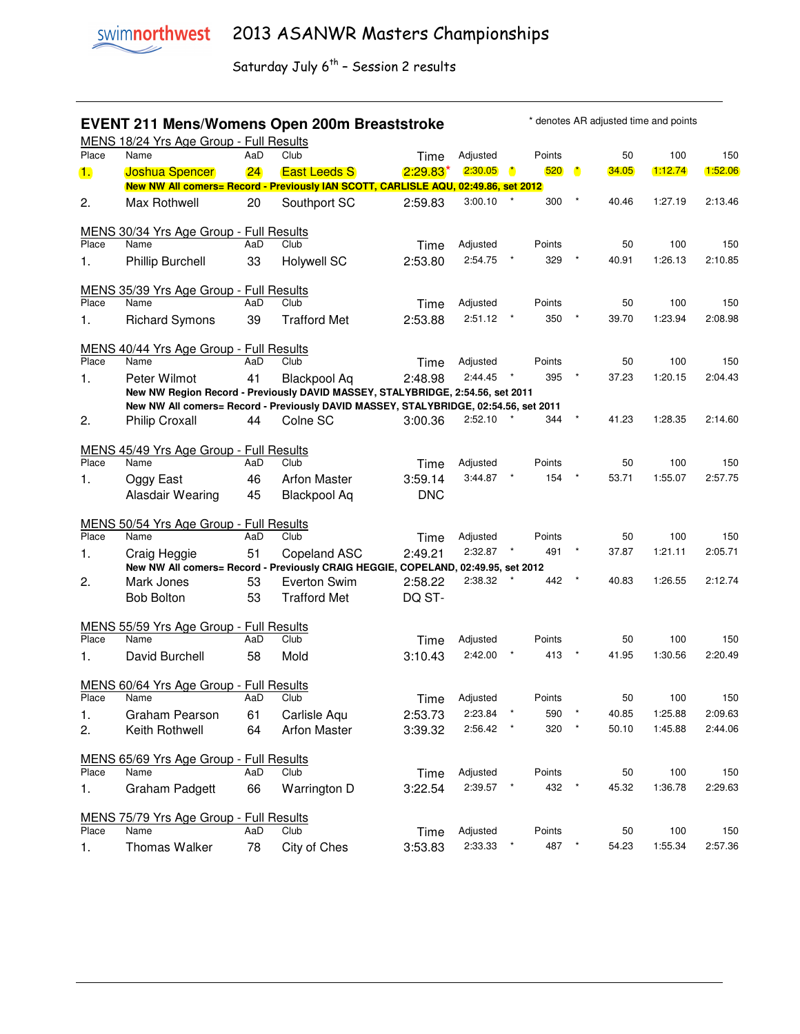swimnorthwest 2013 ASANWR Masters Championships

Saturday July 6th – Session 2 results

## EVENT 211 Mens/Womens Open 200m Breaststroke

\* denotes AR adjusted time and points

### MENS 18/24 Yrs Age Group - Full Results

| Place | Name | AaD | Club | Time | Adjusted | | Points | | 50 | 100 | 150 |
|---|---|---|---|---|---|---|---|---|---|---|---|
| 1. | Joshua Spencer | 24 | East Leeds S | 2:29.83* | 2:30.05 | * | 520 | * | 34.05 | 1:12.74 | 1:52.06 |
| | **New NW All comers= Record - Previously IAN SCOTT, CARLISLE AQU, 02:49.86, set 2012** | | | | | | | | | | |
| 2. | Max Rothwell | 20 | Southport SC | 2:59.83 | 3:00.10 | * | 300 | * | 40.46 | 1:27.19 | 2:13.46 |

### MENS 30/34 Yrs Age Group - Full Results

| Place | Name | AaD | Club | Time | Adjusted | | Points | | 50 | 100 | 150 |
|---|---|---|---|---|---|---|---|---|---|---|---|
| 1. | Phillip Burchell | 33 | Holywell SC | 2:53.80 | 2:54.75 | * | 329 | * | 40.91 | 1:26.13 | 2:10.85 |

### MENS 35/39 Yrs Age Group - Full Results

| Place | Name | AaD | Club | Time | Adjusted | | Points | | 50 | 100 | 150 |
|---|---|---|---|---|---|---|---|---|---|---|---|
| 1. | Richard Symons | 39 | Trafford Met | 2:53.88 | 2:51.12 | * | 350 | * | 39.70 | 1:23.94 | 2:08.98 |

### MENS 40/44 Yrs Age Group - Full Results

| Place | Name | AaD | Club | Time | Adjusted | | Points | | 50 | 100 | 150 |
|---|---|---|---|---|---|---|---|---|---|---|---|
| 1. | Peter Wilmot | 41 | Blackpool Aq | 2:48.98 | 2:44.45 | * | 395 | * | 37.23 | 1:20.15 | 2:04.43 |
| | **New NW Region Record - Previously DAVID MASSEY, STALYBRIDGE, 2:54.56, set 2011** | | | | | | | | | | |
| | **New NW All comers= Record - Previously DAVID MASSEY, STALYBRIDGE, 02:54.56, set 2011** | | | | | | | | | | |
| 2. | Philip Croxall | 44 | Colne SC | 3:00.36 | 2:52.10 | * | 344 | * | 41.23 | 1:28.35 | 2:14.60 |

### MENS 45/49 Yrs Age Group - Full Results

| Place | Name | AaD | Club | Time | Adjusted | | Points | | 50 | 100 | 150 |
|---|---|---|---|---|---|---|---|---|---|---|---|
| 1. | Oggy East | 46 | Arfon Master | 3:59.14 | 3:44.87 | * | 154 | * | 53.71 | 1:55.07 | 2:57.75 |
| | Alasdair Wearing | 45 | Blackpool Aq | DNC | | | | | | | |

### MENS 50/54 Yrs Age Group - Full Results

| Place | Name | AaD | Club | Time | Adjusted | | Points | | 50 | 100 | 150 |
|---|---|---|---|---|---|---|---|---|---|---|---|
| 1. | Craig Heggie | 51 | Copeland ASC | 2:49.21 | 2:32.87 | * | 491 | * | 37.87 | 1:21.11 | 2:05.71 |
| | **New NW All comers= Record - Previously CRAIG HEGGIE, COPELAND, 02:49.95, set 2012** | | | | | | | | | | |
| 2. | Mark Jones | 53 | Everton Swim | 2:58.22 | 2:38.32 | * | 442 | * | 40.83 | 1:26.55 | 2:12.74 |
| | Bob Bolton | 53 | Trafford Met | DQ ST- | | | | | | | |

### MENS 55/59 Yrs Age Group - Full Results

| Place | Name | AaD | Club | Time | Adjusted | | Points | | 50 | 100 | 150 |
|---|---|---|---|---|---|---|---|---|---|---|---|
| 1. | David Burchell | 58 | Mold | 3:10.43 | 2:42.00 | * | 413 | * | 41.95 | 1:30.56 | 2:20.49 |

### MENS 60/64 Yrs Age Group - Full Results

| Place | Name | AaD | Club | Time | Adjusted | | Points | | 50 | 100 | 150 |
|---|---|---|---|---|---|---|---|---|---|---|---|
| 1. | Graham Pearson | 61 | Carlisle Aqu | 2:53.73 | 2:23.84 | * | 590 | * | 40.85 | 1:25.88 | 2:09.63 |
| 2. | Keith Rothwell | 64 | Arfon Master | 3:39.32 | 2:56.42 | * | 320 | * | 50.10 | 1:45.88 | 2:44.06 |

### MENS 65/69 Yrs Age Group - Full Results

| Place | Name | AaD | Club | Time | Adjusted | | Points | | 50 | 100 | 150 |
|---|---|---|---|---|---|---|---|---|---|---|---|
| 1. | Graham Padgett | 66 | Warrington D | 3:22.54 | 2:39.57 | * | 432 | * | 45.32 | 1:36.78 | 2:29.63 |

### MENS 75/79 Yrs Age Group - Full Results

| Place | Name | AaD | Club | Time | Adjusted | | Points | | 50 | 100 | 150 |
|---|---|---|---|---|---|---|---|---|---|---|---|
| 1. | Thomas Walker | 78 | City of Ches | 3:53.83 | 2:33.33 | * | 487 | * | 54.23 | 1:55.34 | 2:57.36 |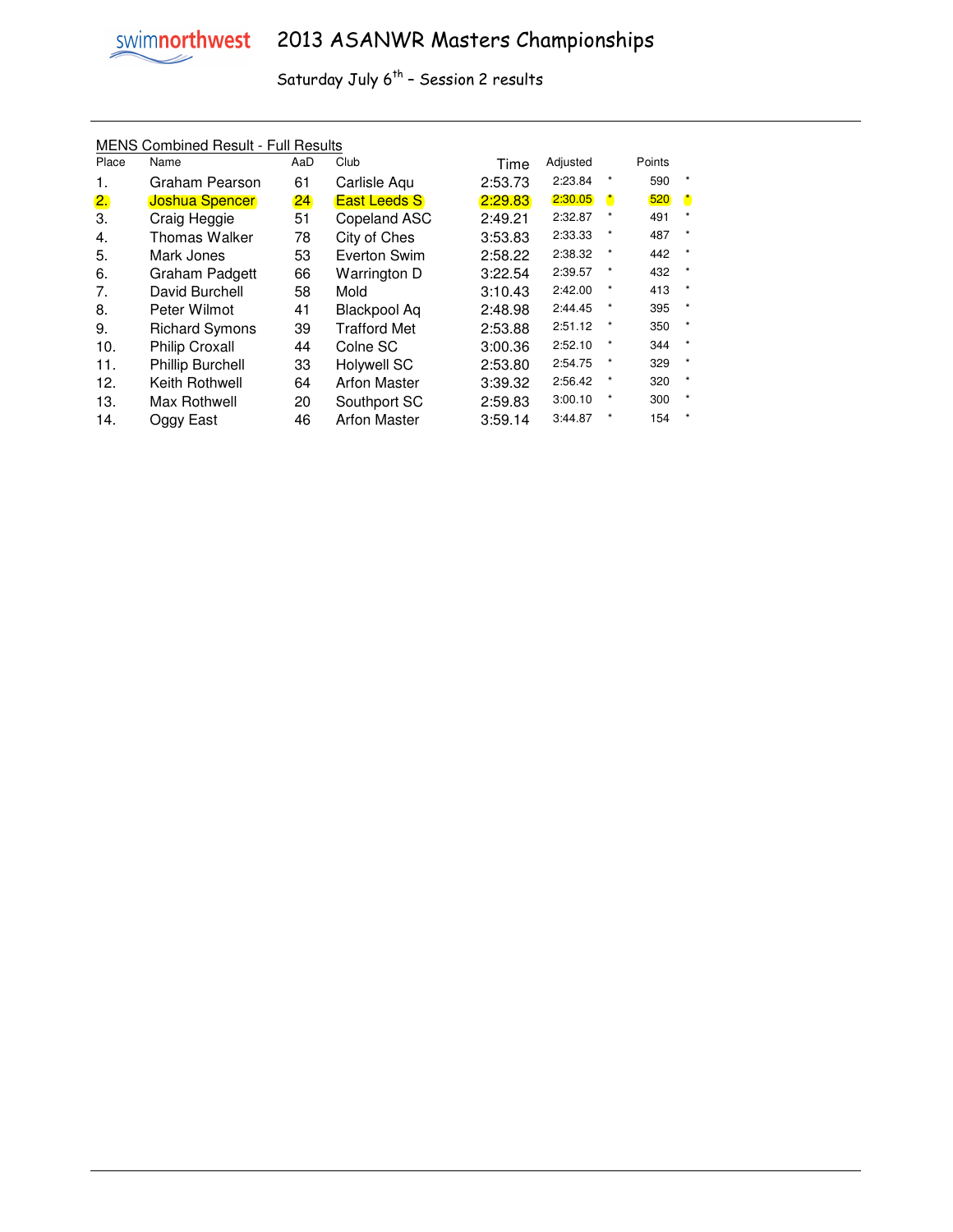# 2013 ASANWR Masters Championships

Saturday July 6th – Session 2 results

MENS Combined Result - Full Results

| Place | Name | AaD | Club | Time | Adjusted | | Points | |
|---|---|---|---|---|---|---|---|---|
| 1. | Graham Pearson | 61 | Carlisle Aqu | 2:53.73 | 2:23.84 | * | 590 | * |
| 2. | Joshua Spencer | 24 | East Leeds S | 2:29.83 | 2:30.05 | * | 520 | * |
| 3. | Craig Heggie | 51 | Copeland ASC | 2:49.21 | 2:32.87 | * | 491 | * |
| 4. | Thomas Walker | 78 | City of Ches | 3:53.83 | 2:33.33 | * | 487 | * |
| 5. | Mark Jones | 53 | Everton Swim | 2:58.22 | 2:38.32 | * | 442 | * |
| 6. | Graham Padgett | 66 | Warrington D | 3:22.54 | 2:39.57 | * | 432 | * |
| 7. | David Burchell | 58 | Mold | 3:10.43 | 2:42.00 | * | 413 | * |
| 8. | Peter Wilmot | 41 | Blackpool Aq | 2:48.98 | 2:44.45 | * | 395 | * |
| 9. | Richard Symons | 39 | Trafford Met | 2:53.88 | 2:51.12 | * | 350 | * |
| 10. | Philip Croxall | 44 | Colne SC | 3:00.36 | 2:52.10 | * | 344 | * |
| 11. | Phillip Burchell | 33 | Holywell SC | 2:53.80 | 2:54.75 | * | 329 | * |
| 12. | Keith Rothwell | 64 | Arfon Master | 3:39.32 | 2:56.42 | * | 320 | * |
| 13. | Max Rothwell | 20 | Southport SC | 2:59.83 | 3:00.10 | * | 300 | * |
| 14. | Oggy East | 46 | Arfon Master | 3:59.14 | 3:44.87 | * | 154 | * |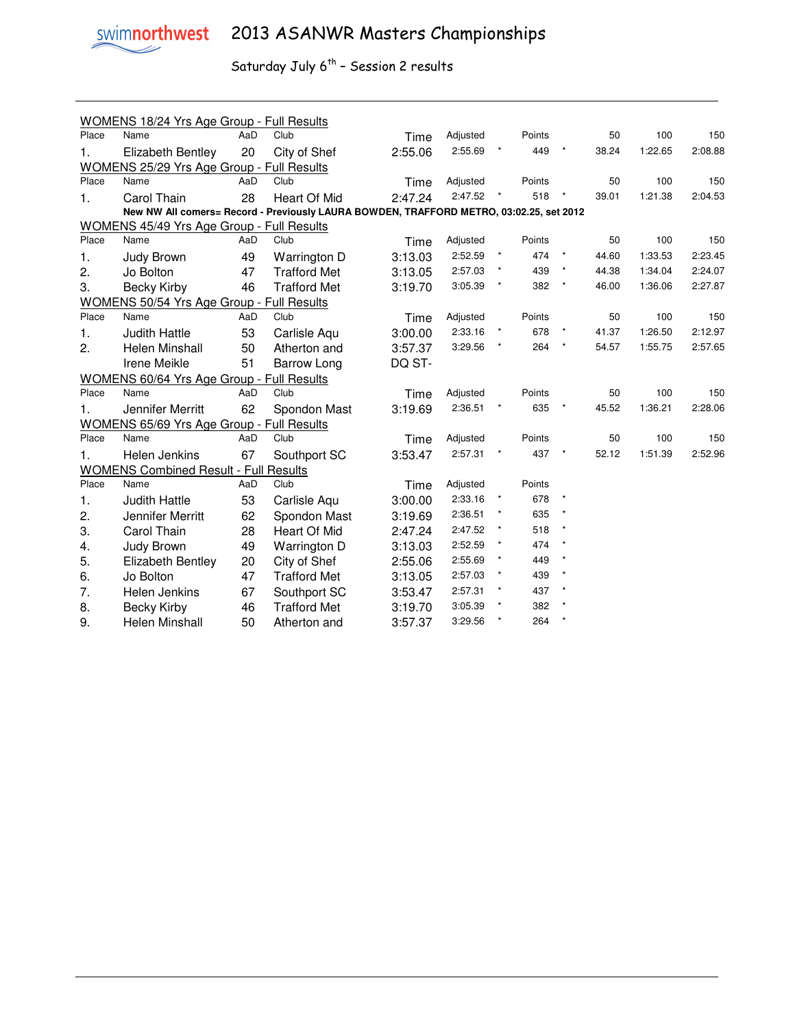# 2013 ASANWR Masters Championships

## Saturday July 6th – Session 2 results

### WOMENS 18/24 Yrs Age Group - Full Results

| Place | Name | AaD | Club | Time | Adjusted | | Points | | 50 | 100 | 150 |
|---|---|---|---|---|---|---|---|---|---|---|---|
| 1. | Elizabeth Bentley | 20 | City of Shef | 2:55.06 | 2:55.69 | * | 449 | * | 38.24 | 1:22.65 | 2:08.88 |

### WOMENS 25/29 Yrs Age Group - Full Results

| Place | Name | AaD | Club | Time | Adjusted | | Points | | 50 | 100 | 150 |
|---|---|---|---|---|---|---|---|---|---|---|---|
| 1. | Carol Thain | 28 | Heart Of Mid | 2:47.24 | 2:47.52 | * | 518 | * | 39.01 | 1:21.38 | 2:04.53 |

**New NW All comers= Record - Previously LAURA BOWDEN, TRAFFORD METRO, 03:02.25, set 2012**

### WOMENS 45/49 Yrs Age Group - Full Results

| Place | Name | AaD | Club | Time | Adjusted | | Points | | 50 | 100 | 150 |
|---|---|---|---|---|---|---|---|---|---|---|---|
| 1. | Judy Brown | 49 | Warrington D | 3:13.03 | 2:52.59 | * | 474 | * | 44.60 | 1:33.53 | 2:23.45 |
| 2. | Jo Bolton | 47 | Trafford Met | 3:13.05 | 2:57.03 | * | 439 | * | 44.38 | 1:34.04 | 2:24.07 |
| 3. | Becky Kirby | 46 | Trafford Met | 3:19.70 | 3:05.39 | * | 382 | * | 46.00 | 1:36.06 | 2:27.87 |

### WOMENS 50/54 Yrs Age Group - Full Results

| Place | Name | AaD | Club | Time | Adjusted | | Points | | 50 | 100 | 150 |
|---|---|---|---|---|---|---|---|---|---|---|---|
| 1. | Judith Hattle | 53 | Carlisle Aqu | 3:00.00 | 2:33.16 | * | 678 | * | 41.37 | 1:26.50 | 2:12.97 |
| 2. | Helen Minshall | 50 | Atherton and | 3:57.37 | 3:29.56 | * | 264 | * | 54.57 | 1:55.75 | 2:57.65 |
| | Irene Meikle | 51 | Barrow Long | DQ ST- | | | | | | | |

### WOMENS 60/64 Yrs Age Group - Full Results

| Place | Name | AaD | Club | Time | Adjusted | | Points | | 50 | 100 | 150 |
|---|---|---|---|---|---|---|---|---|---|---|---|
| 1. | Jennifer Merritt | 62 | Spondon Mast | 3:19.69 | 2:36.51 | * | 635 | * | 45.52 | 1:36.21 | 2:28.06 |

### WOMENS 65/69 Yrs Age Group - Full Results

| Place | Name | AaD | Club | Time | Adjusted | | Points | | 50 | 100 | 150 |
|---|---|---|---|---|---|---|---|---|---|---|---|
| 1. | Helen Jenkins | 67 | Southport SC | 3:53.47 | 2:57.31 | * | 437 | * | 52.12 | 1:51.39 | 2:52.96 |

### WOMENS Combined Result - Full Results

| Place | Name | AaD | Club | Time | Adjusted | | Points | |
|---|---|---|---|---|---|---|---|---|
| 1. | Judith Hattle | 53 | Carlisle Aqu | 3:00.00 | 2:33.16 | * | 678 | * |
| 2. | Jennifer Merritt | 62 | Spondon Mast | 3:19.69 | 2:36.51 | * | 635 | * |
| 3. | Carol Thain | 28 | Heart Of Mid | 2:47.24 | 2:47.52 | * | 518 | * |
| 4. | Judy Brown | 49 | Warrington D | 3:13.03 | 2:52.59 | * | 474 | * |
| 5. | Elizabeth Bentley | 20 | City of Shef | 2:55.06 | 2:55.69 | * | 449 | * |
| 6. | Jo Bolton | 47 | Trafford Met | 3:13.05 | 2:57.03 | * | 439 | * |
| 7. | Helen Jenkins | 67 | Southport SC | 3:53.47 | 2:57.31 | * | 437 | * |
| 8. | Becky Kirby | 46 | Trafford Met | 3:19.70 | 3:05.39 | * | 382 | * |
| 9. | Helen Minshall | 50 | Atherton and | 3:57.37 | 3:29.56 | * | 264 | * |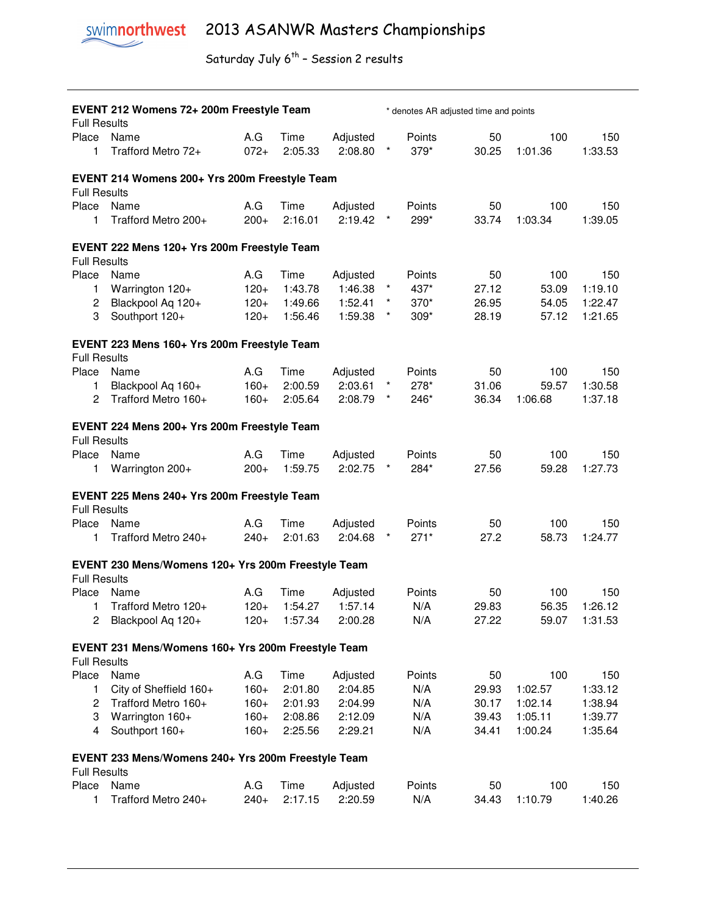# 2013 ASANWR Masters Championships

Saturday July 6th – Session 2 results

**EVENT 212 Womens 72+ 200m Freestyle Team** * denotes AR adjusted time and points

Full Results

| Place | Name | A.G | Time | Adjusted | | Points | 50 | 100 | 150 |
|---|---|---|---|---|---|---|---|---|---|
| 1 | Trafford Metro 72+ | 072+ | 2:05.33 | 2:08.80 | * | 379* | 30.25 | 1:01.36 | 1:33.53 |

**EVENT 214 Womens 200+ Yrs 200m Freestyle Team**

Full Results

| Place | Name | A.G | Time | Adjusted | | Points | 50 | 100 | 150 |
|---|---|---|---|---|---|---|---|---|---|
| 1 | Trafford Metro 200+ | 200+ | 2:16.01 | 2:19.42 | * | 299* | 33.74 | 1:03.34 | 1:39.05 |

**EVENT 222 Mens 120+ Yrs 200m Freestyle Team**

Full Results

| Place | Name | A.G | Time | Adjusted | | Points | 50 | 100 | 150 |
|---|---|---|---|---|---|---|---|---|---|
| 1 | Warrington 120+ | 120+ | 1:43.78 | 1:46.38 | * | 437* | 27.12 | 53.09 | 1:19.10 |
| 2 | Blackpool Aq 120+ | 120+ | 1:49.66 | 1:52.41 | * | 370* | 26.95 | 54.05 | 1:22.47 |
| 3 | Southport 120+ | 120+ | 1:56.46 | 1:59.38 | * | 309* | 28.19 | 57.12 | 1:21.65 |

**EVENT 223 Mens 160+ Yrs 200m Freestyle Team**

Full Results

| Place | Name | A.G | Time | Adjusted | | Points | 50 | 100 | 150 |
|---|---|---|---|---|---|---|---|---|---|
| 1 | Blackpool Aq 160+ | 160+ | 2:00.59 | 2:03.61 | * | 278* | 31.06 | 59.57 | 1:30.58 |
| 2 | Trafford Metro 160+ | 160+ | 2:05.64 | 2:08.79 | * | 246* | 36.34 | 1:06.68 | 1:37.18 |

**EVENT 224 Mens 200+ Yrs 200m Freestyle Team**

Full Results

| Place | Name | A.G | Time | Adjusted | | Points | 50 | 100 | 150 |
|---|---|---|---|---|---|---|---|---|---|
| 1 | Warrington 200+ | 200+ | 1:59.75 | 2:02.75 | * | 284* | 27.56 | 59.28 | 1:27.73 |

**EVENT 225 Mens 240+ Yrs 200m Freestyle Team**

Full Results

| Place | Name | A.G | Time | Adjusted | | Points | 50 | 100 | 150 |
|---|---|---|---|---|---|---|---|---|---|
| 1 | Trafford Metro 240+ | 240+ | 2:01.63 | 2:04.68 | * | 271* | 27.2 | 58.73 | 1:24.77 |

**EVENT 230 Mens/Womens 120+ Yrs 200m Freestyle Team**

Full Results

| Place | Name | A.G | Time | Adjusted | Points | 50 | 100 | 150 |
|---|---|---|---|---|---|---|---|---|
| 1 | Trafford Metro 120+ | 120+ | 1:54.27 | 1:57.14 | N/A | 29.83 | 56.35 | 1:26.12 |
| 2 | Blackpool Aq 120+ | 120+ | 1:57.34 | 2:00.28 | N/A | 27.22 | 59.07 | 1:31.53 |

**EVENT 231 Mens/Womens 160+ Yrs 200m Freestyle Team**

Full Results

| Place | Name | A.G | Time | Adjusted | Points | 50 | 100 | 150 |
|---|---|---|---|---|---|---|---|---|
| 1 | City of Sheffield 160+ | 160+ | 2:01.80 | 2:04.85 | N/A | 29.93 | 1:02.57 | 1:33.12 |
| 2 | Trafford Metro 160+ | 160+ | 2:01.93 | 2:04.99 | N/A | 30.17 | 1:02.14 | 1:38.94 |
| 3 | Warrington 160+ | 160+ | 2:08.86 | 2:12.09 | N/A | 39.43 | 1:05.11 | 1:39.77 |
| 4 | Southport 160+ | 160+ | 2:25.56 | 2:29.21 | N/A | 34.41 | 1:00.24 | 1:35.64 |

**EVENT 233 Mens/Womens 240+ Yrs 200m Freestyle Team**

Full Results

| Place | Name | A.G | Time | Adjusted | Points | 50 | 100 | 150 |
|---|---|---|---|---|---|---|---|---|
| 1 | Trafford Metro 240+ | 240+ | 2:17.15 | 2:20.59 | N/A | 34.43 | 1:10.79 | 1:40.26 |